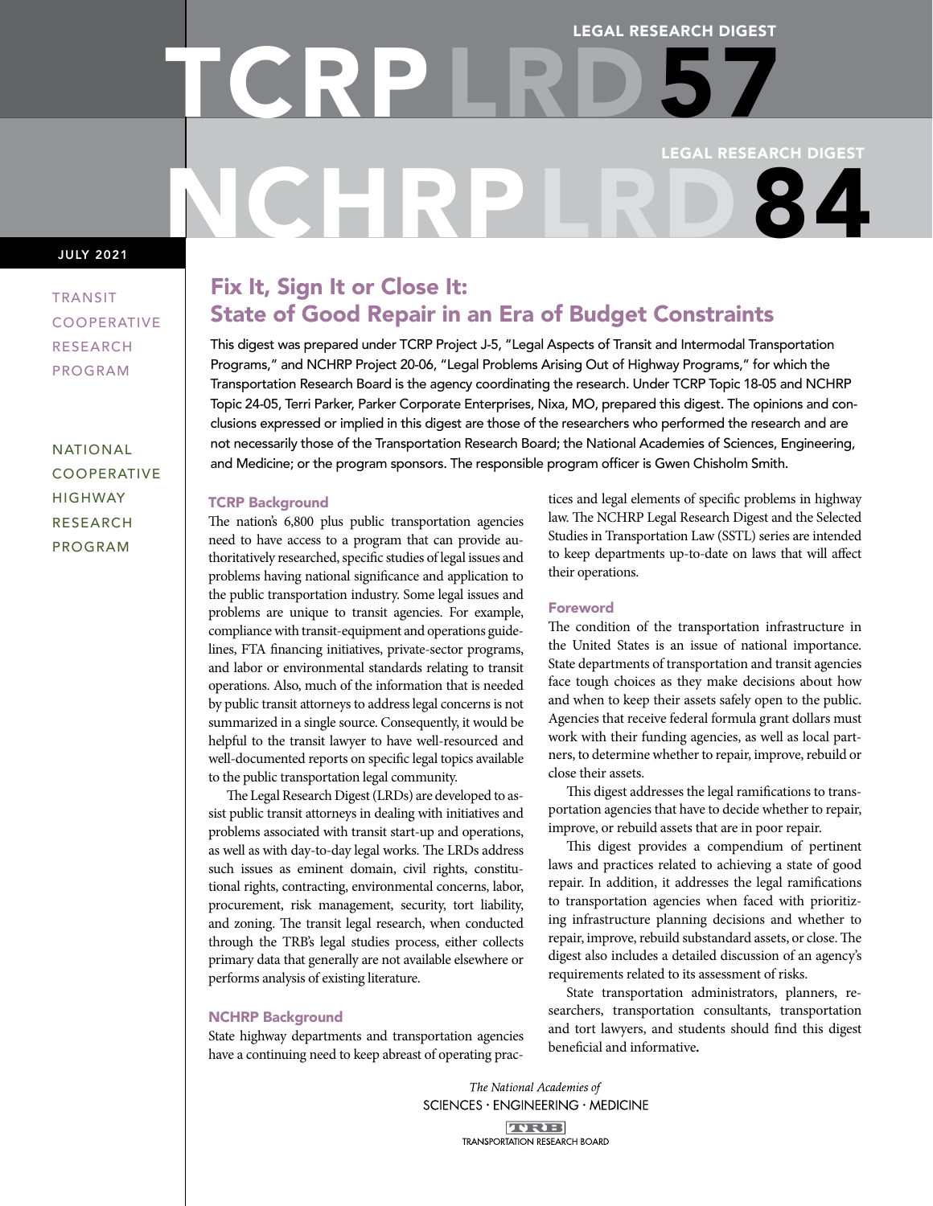# TCRP LRD 57

LEGAL RESEARCH DIGEST

# NCHRP LRD 84

LEGAL RESEARCH DIGEST

JULY 2021

TRANSIT COOPERATIVE RESEARCH PROGRAM

NATIONAL COOPERATIVE HIGHWAY RESEARCH PROGRAM

## Fix It, Sign It or Close It: State of Good Repair in an Era of Budget Constraints

This digest was prepared under TCRP Project J-5, "Legal Aspects of Transit and Intermodal Transportation Programs," and NCHRP Project 20-06, "Legal Problems Arising Out of Highway Programs," for which the Transportation Research Board is the agency coordinating the research. Under TCRP Topic 18-05 and NCHRP Topic 24-05, Terri Parker, Parker Corporate Enterprises, Nixa, MO, prepared this digest. The opinions and conclusions expressed or implied in this digest are those of the researchers who performed the research and are not necessarily those of the Transportation Research Board; the National Academies of Sciences, Engineering, and Medicine; or the program sponsors. The responsible program officer is Gwen Chisholm Smith.

### TCRP Background

The nation's 6,800 plus public transportation agencies need to have access to a program that can provide authoritatively researched, specific studies of legal issues and problems having national significance and application to the public transportation industry. Some legal issues and problems are unique to transit agencies. For example, compliance with transit-equipment and operations guidelines, FTA financing initiatives, private-sector programs, and labor or environmental standards relating to transit operations. Also, much of the information that is needed by public transit attorneys to address legal concerns is not summarized in a single source. Consequently, it would be helpful to the transit lawyer to have well-resourced and well-documented reports on specific legal topics available to the public transportation legal community.

The Legal Research Digest (LRDs) are developed to assist public transit attorneys in dealing with initiatives and problems associated with transit start-up and operations, as well as with day-to-day legal works. The LRDs address such issues as eminent domain, civil rights, constitutional rights, contracting, environmental concerns, labor, procurement, risk management, security, tort liability, and zoning. The transit legal research, when conducted through the TRB's legal studies process, either collects primary data that generally are not available elsewhere or performs analysis of existing literature.

### NCHRP Background

State highway departments and transportation agencies have a continuing need to keep abreast of operating practices and legal elements of specific problems in highway law. The NCHRP Legal Research Digest and the Selected Studies in Transportation Law (SSTL) series are intended to keep departments up-to-date on laws that will affect their operations.

### Foreword

The condition of the transportation infrastructure in the United States is an issue of national importance. State departments of transportation and transit agencies face tough choices as they make decisions about how and when to keep their assets safely open to the public. Agencies that receive federal formula grant dollars must work with their funding agencies, as well as local partners, to determine whether to repair, improve, rebuild or close their assets.

This digest addresses the legal ramifications to transportation agencies that have to decide whether to repair, improve, or rebuild assets that are in poor repair.

This digest provides a compendium of pertinent laws and practices related to achieving a state of good repair. In addition, it addresses the legal ramifications to transportation agencies when faced with prioritizing infrastructure planning decisions and whether to repair, improve, rebuild substandard assets, or close. The digest also includes a detailed discussion of an agency's requirements related to its assessment of risks.

State transportation administrators, planners, researchers, transportation consultants, transportation and tort lawyers, and students should find this digest beneficial and informative.

*The National Academies of*
SCIENCES · ENGINEERING · MEDICINE

TRB
TRANSPORTATION RESEARCH BOARD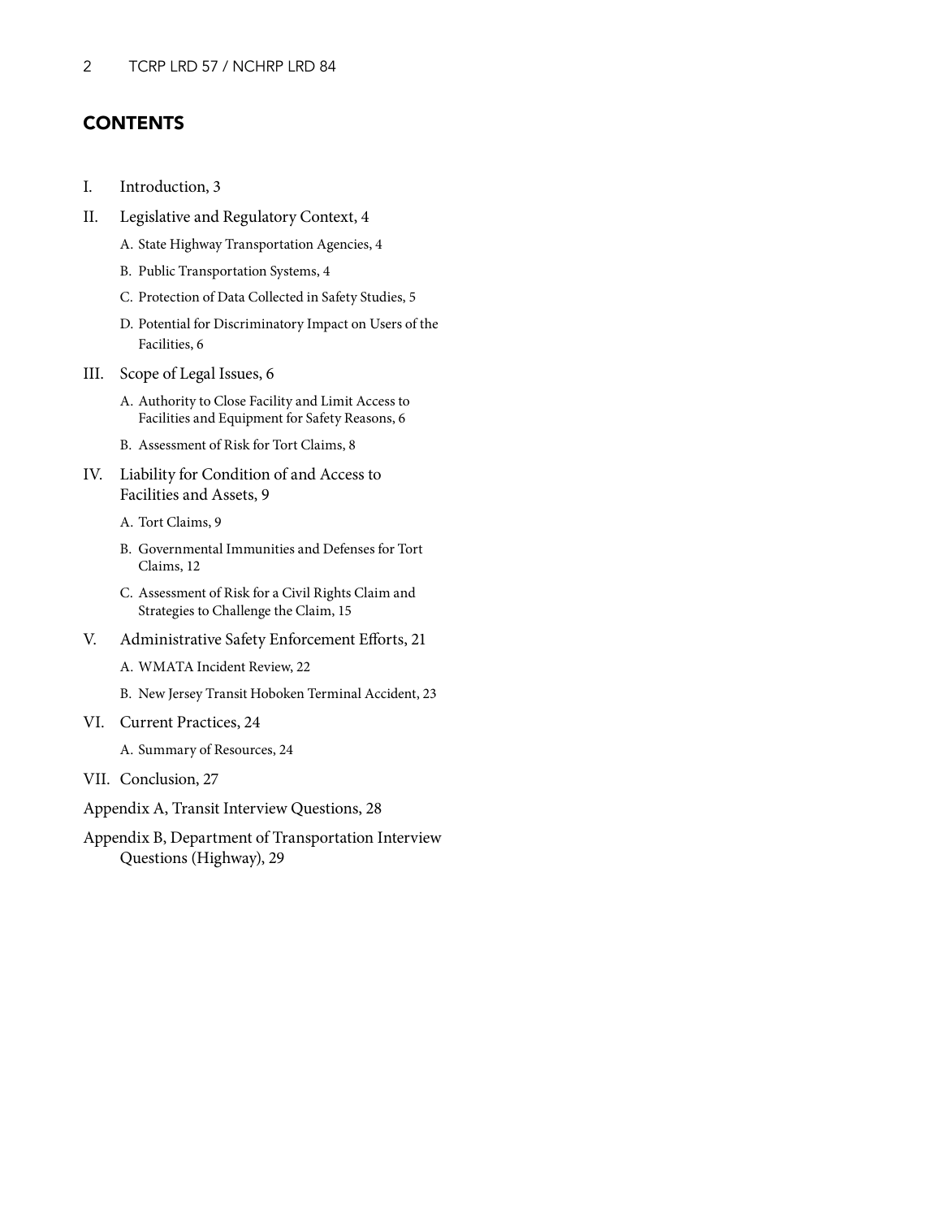## CONTENTS

- I. Introduction, 3
- II. Legislative and Regulatory Context, 4
  - A. State Highway Transportation Agencies, 4
  - B. Public Transportation Systems, 4
  - C. Protection of Data Collected in Safety Studies, 5
  - D. Potential for Discriminatory Impact on Users of the Facilities, 6
- III. Scope of Legal Issues, 6
  - A. Authority to Close Facility and Limit Access to Facilities and Equipment for Safety Reasons, 6
  - B. Assessment of Risk for Tort Claims, 8
- IV. Liability for Condition of and Access to Facilities and Assets, 9
  - A. Tort Claims, 9
  - B. Governmental Immunities and Defenses for Tort Claims, 12
  - C. Assessment of Risk for a Civil Rights Claim and Strategies to Challenge the Claim, 15
- V. Administrative Safety Enforcement Efforts, 21
  - A. WMATA Incident Review, 22
  - B. New Jersey Transit Hoboken Terminal Accident, 23
- VI. Current Practices, 24
  - A. Summary of Resources, 24
- VII. Conclusion, 27

Appendix A, Transit Interview Questions, 28

Appendix B, Department of Transportation Interview Questions (Highway), 29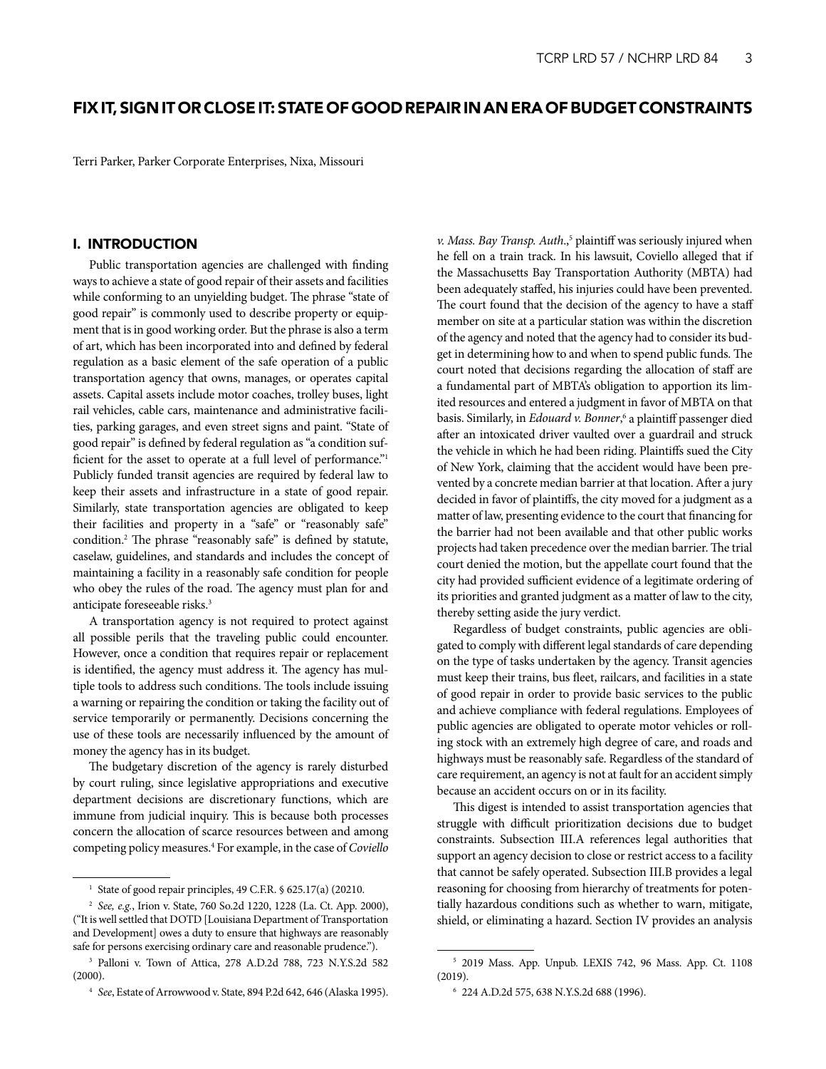# FIX IT, SIGN IT OR CLOSE IT: STATE OF GOOD REPAIR IN AN ERA OF BUDGET CONSTRAINTS

Terri Parker, Parker Corporate Enterprises, Nixa, Missouri

## I. INTRODUCTION

Public transportation agencies are challenged with finding ways to achieve a state of good repair of their assets and facilities while conforming to an unyielding budget. The phrase "state of good repair" is commonly used to describe property or equipment that is in good working order. But the phrase is also a term of art, which has been incorporated into and defined by federal regulation as a basic element of the safe operation of a public transportation agency that owns, manages, or operates capital assets. Capital assets include motor coaches, trolley buses, light rail vehicles, cable cars, maintenance and administrative facilities, parking garages, and even street signs and paint. "State of good repair" is defined by federal regulation as "a condition sufficient for the asset to operate at a full level of performance."[1] Publicly funded transit agencies are required by federal law to keep their assets and infrastructure in a state of good repair. Similarly, state transportation agencies are obligated to keep their facilities and property in a "safe" or "reasonably safe" condition.[2] The phrase "reasonably safe" is defined by statute, caselaw, guidelines, and standards and includes the concept of maintaining a facility in a reasonably safe condition for people who obey the rules of the road. The agency must plan for and anticipate foreseeable risks.[3]

A transportation agency is not required to protect against all possible perils that the traveling public could encounter. However, once a condition that requires repair or replacement is identified, the agency must address it. The agency has multiple tools to address such conditions. The tools include issuing a warning or repairing the condition or taking the facility out of service temporarily or permanently. Decisions concerning the use of these tools are necessarily influenced by the amount of money the agency has in its budget.

The budgetary discretion of the agency is rarely disturbed by court ruling, since legislative appropriations and executive department decisions are discretionary functions, which are immune from judicial inquiry. This is because both processes concern the allocation of scarce resources between and among competing policy measures.[4] For example, in the case of *Coviello v. Mass. Bay Transp. Auth.*,[5] plaintiff was seriously injured when he fell on a train track. In his lawsuit, Coviello alleged that if the Massachusetts Bay Transportation Authority (MBTA) had been adequately staffed, his injuries could have been prevented. The court found that the decision of the agency to have a staff member on site at a particular station was within the discretion of the agency and noted that the agency had to consider its budget in determining how to and when to spend public funds. The court noted that decisions regarding the allocation of staff are a fundamental part of MBTA's obligation to apportion its limited resources and entered a judgment in favor of MBTA on that basis. Similarly, in *Edouard v. Bonner*,[6] a plaintiff passenger died after an intoxicated driver vaulted over a guardrail and struck the vehicle in which he had been riding. Plaintiffs sued the City of New York, claiming that the accident would have been prevented by a concrete median barrier at that location. After a jury decided in favor of plaintiffs, the city moved for a judgment as a matter of law, presenting evidence to the court that financing for the barrier had not been available and that other public works projects had taken precedence over the median barrier. The trial court denied the motion, but the appellate court found that the city had provided sufficient evidence of a legitimate ordering of its priorities and granted judgment as a matter of law to the city, thereby setting aside the jury verdict.

Regardless of budget constraints, public agencies are obligated to comply with different legal standards of care depending on the type of tasks undertaken by the agency. Transit agencies must keep their trains, bus fleet, railcars, and facilities in a state of good repair in order to provide basic services to the public and achieve compliance with federal regulations. Employees of public agencies are obligated to operate motor vehicles or rolling stock with an extremely high degree of care, and roads and highways must be reasonably safe. Regardless of the standard of care requirement, an agency is not at fault for an accident simply because an accident occurs on or in its facility.

This digest is intended to assist transportation agencies that struggle with difficult prioritization decisions due to budget constraints. Subsection III.A references legal authorities that support an agency decision to close or restrict access to a facility that cannot be safely operated. Subsection III.B provides a legal reasoning for choosing from hierarchy of treatments for potentially hazardous conditions such as whether to warn, mitigate, shield, or eliminating a hazard. Section IV provides an analysis

---

[1] State of good repair principles, 49 C.F.R. § 625.17(a) (20210.

[2] *See, e.g.*, Irion v. State, 760 So.2d 1220, 1228 (La. Ct. App. 2000), ("It is well settled that DOTD [Louisiana Department of Transportation and Development] owes a duty to ensure that highways are reasonably safe for persons exercising ordinary care and reasonable prudence.").

[3] Palloni v. Town of Attica, 278 A.D.2d 788, 723 N.Y.S.2d 582 (2000).

[4] *See*, Estate of Arrowwood v. State, 894 P.2d 642, 646 (Alaska 1995).

[5] 2019 Mass. App. Unpub. LEXIS 742, 96 Mass. App. Ct. 1108 (2019).

[6] 224 A.D.2d 575, 638 N.Y.S.2d 688 (1996).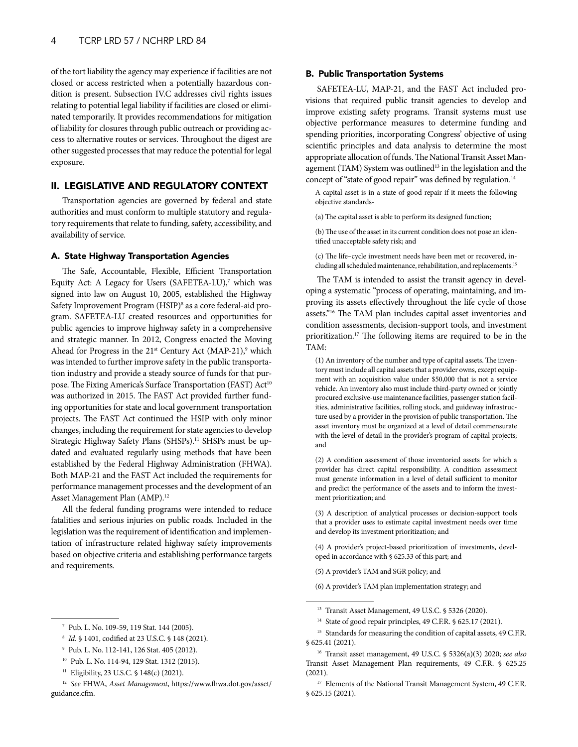of the tort liability the agency may experience if facilities are not closed or access restricted when a potentially hazardous condition is present. Subsection IV.C addresses civil rights issues relating to potential legal liability if facilities are closed or eliminated temporarily. It provides recommendations for mitigation of liability for closures through public outreach or providing access to alternative routes or services. Throughout the digest are other suggested processes that may reduce the potential for legal exposure.

## II. LEGISLATIVE AND REGULATORY CONTEXT

Transportation agencies are governed by federal and state authorities and must conform to multiple statutory and regulatory requirements that relate to funding, safety, accessibility, and availability of service.

### A. State Highway Transportation Agencies

The Safe, Accountable, Flexible, Efficient Transportation Equity Act: A Legacy for Users (SAFETEA-LU),[7] which was signed into law on August 10, 2005, established the Highway Safety Improvement Program (HSIP)[8] as a core federal-aid program. SAFETEA-LU created resources and opportunities for public agencies to improve highway safety in a comprehensive and strategic manner. In 2012, Congress enacted the Moving Ahead for Progress in the 21st Century Act (MAP-21),[9] which was intended to further improve safety in the public transportation industry and provide a steady source of funds for that purpose. The Fixing America's Surface Transportation (FAST) Act[10] was authorized in 2015. The FAST Act provided further funding opportunities for state and local government transportation projects. The FAST Act continued the HSIP with only minor changes, including the requirement for state agencies to develop Strategic Highway Safety Plans (SHSPs).[11] SHSPs must be updated and evaluated regularly using methods that have been established by the Federal Highway Administration (FHWA). Both MAP-21 and the FAST Act included the requirements for performance management processes and the development of an Asset Management Plan (AMP).[12]

All the federal funding programs were intended to reduce fatalities and serious injuries on public roads. Included in the legislation was the requirement of identification and implementation of infrastructure related highway safety improvements based on objective criteria and establishing performance targets and requirements.

### B. Public Transportation Systems

SAFETEA-LU, MAP-21, and the FAST Act included provisions that required public transit agencies to develop and improve existing safety programs. Transit systems must use objective performance measures to determine funding and spending priorities, incorporating Congress' objective of using scientific principles and data analysis to determine the most appropriate allocation of funds. The National Transit Asset Management (TAM) System was outlined[13] in the legislation and the concept of "state of good repair" was defined by regulation.[14]

> A capital asset is in a state of good repair if it meets the following objective standards-
>
> (a) The capital asset is able to perform its designed function;
>
> (b) The use of the asset in its current condition does not pose an identified unacceptable safety risk; and
>
> (c) The life–cycle investment needs have been met or recovered, including all scheduled maintenance, rehabilitation, and replacements.[15]

The TAM is intended to assist the transit agency in developing a systematic "process of operating, maintaining, and improving its assets effectively throughout the life cycle of those assets."[16] The TAM plan includes capital asset inventories and condition assessments, decision-support tools, and investment prioritization.[17] The following items are required to be in the TAM:

> (1) An inventory of the number and type of capital assets. The inventory must include all capital assets that a provider owns, except equipment with an acquisition value under $50,000 that is not a service vehicle. An inventory also must include third-party owned or jointly procured exclusive-use maintenance facilities, passenger station facilities, administrative facilities, rolling stock, and guideway infrastructure used by a provider in the provision of public transportation. The asset inventory must be organized at a level of detail commensurate with the level of detail in the provider's program of capital projects; and
>
> (2) A condition assessment of those inventoried assets for which a provider has direct capital responsibility. A condition assessment must generate information in a level of detail sufficient to monitor and predict the performance of the assets and to inform the investment prioritization; and
>
> (3) A description of analytical processes or decision-support tools that a provider uses to estimate capital investment needs over time and develop its investment prioritization; and
>
> (4) A provider's project-based prioritization of investments, developed in accordance with § 625.33 of this part; and
>
> (5) A provider's TAM and SGR policy; and
>
> (6) A provider's TAM plan implementation strategy; and

---

[7] Pub. L. No. 109-59, 119 Stat. 144 (2005).

[8] *Id*. § 1401, codified at 23 U.S.C. § 148 (2021).

[9] Pub. L. No. 112-141, 126 Stat. 405 (2012).

[10] Pub. L. No. 114-94, 129 Stat. 1312 (2015).

[11] Eligibility, 23 U.S.C. § 148(c) (2021).

[12] *See* FHWA, *Asset Management*, https://www.fhwa.dot.gov/asset/guidance.cfm.

[13] Transit Asset Management, 49 U.S.C. § 5326 (2020).

[14] State of good repair principles, 49 C.F.R. § 625.17 (2021).

[15] Standards for measuring the condition of capital assets, 49 C.F.R. § 625.41 (2021).

[16] Transit asset management, 49 U.S.C. § 5326(a)(3) 2020; *see also* Transit Asset Management Plan requirements, 49 C.F.R. § 625.25 (2021).

[17] Elements of the National Transit Management System, 49 C.F.R. § 625.15 (2021).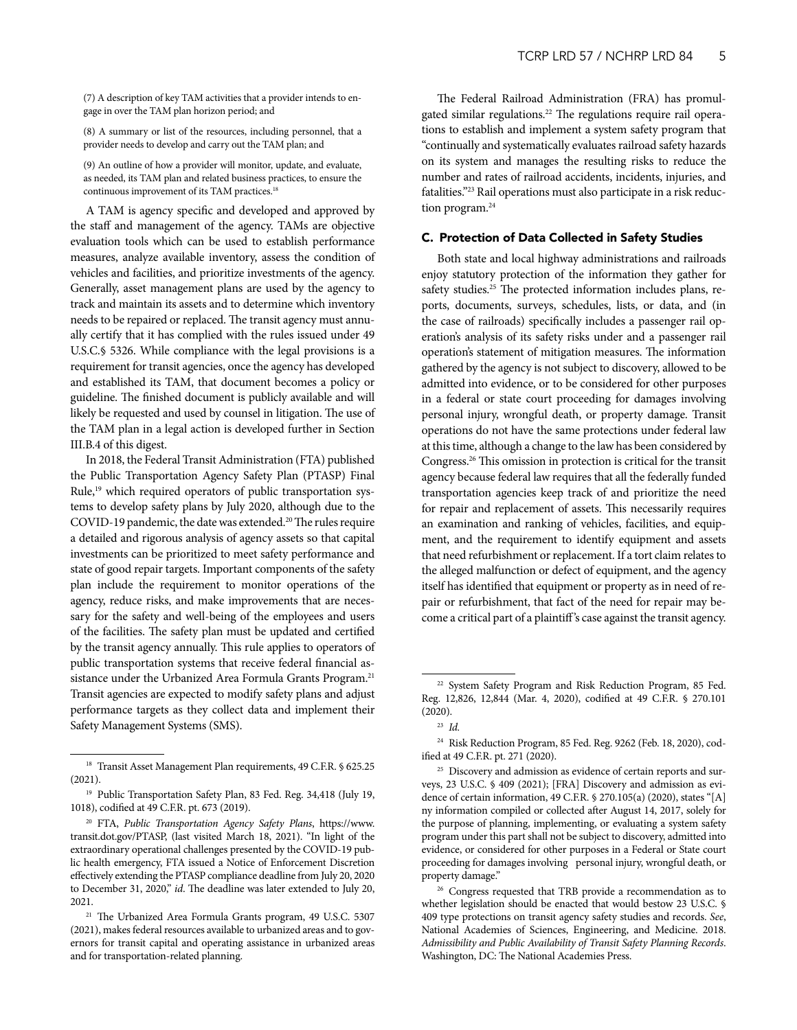(7) A description of key TAM activities that a provider intends to engage in over the TAM plan horizon period; and

(8) A summary or list of the resources, including personnel, that a provider needs to develop and carry out the TAM plan; and

(9) An outline of how a provider will monitor, update, and evaluate, as needed, its TAM plan and related business practices, to ensure the continuous improvement of its TAM practices.[18]

A TAM is agency specific and developed and approved by the staff and management of the agency. TAMs are objective evaluation tools which can be used to establish performance measures, analyze available inventory, assess the condition of vehicles and facilities, and prioritize investments of the agency. Generally, asset management plans are used by the agency to track and maintain its assets and to determine which inventory needs to be repaired or replaced. The transit agency must annually certify that it has complied with the rules issued under 49 U.S.C.§ 5326. While compliance with the legal provisions is a requirement for transit agencies, once the agency has developed and established its TAM, that document becomes a policy or guideline. The finished document is publicly available and will likely be requested and used by counsel in litigation. The use of the TAM plan in a legal action is developed further in Section III.B.4 of this digest.

In 2018, the Federal Transit Administration (FTA) published the Public Transportation Agency Safety Plan (PTASP) Final Rule,[19] which required operators of public transportation systems to develop safety plans by July 2020, although due to the COVID-19 pandemic, the date was extended.[20] The rules require a detailed and rigorous analysis of agency assets so that capital investments can be prioritized to meet safety performance and state of good repair targets. Important components of the safety plan include the requirement to monitor operations of the agency, reduce risks, and make improvements that are necessary for the safety and well-being of the employees and users of the facilities. The safety plan must be updated and certified by the transit agency annually. This rule applies to operators of public transportation systems that receive federal financial assistance under the Urbanized Area Formula Grants Program.[21] Transit agencies are expected to modify safety plans and adjust performance targets as they collect data and implement their Safety Management Systems (SMS).

The Federal Railroad Administration (FRA) has promulgated similar regulations.[22] The regulations require rail operations to establish and implement a system safety program that "continually and systematically evaluates railroad safety hazards on its system and manages the resulting risks to reduce the number and rates of railroad accidents, incidents, injuries, and fatalities."[23] Rail operations must also participate in a risk reduction program.[24]

### C. Protection of Data Collected in Safety Studies

Both state and local highway administrations and railroads enjoy statutory protection of the information they gather for safety studies.[25] The protected information includes plans, reports, documents, surveys, schedules, lists, or data, and (in the case of railroads) specifically includes a passenger rail operation's analysis of its safety risks under and a passenger rail operation's statement of mitigation measures. The information gathered by the agency is not subject to discovery, allowed to be admitted into evidence, or to be considered for other purposes in a federal or state court proceeding for damages involving personal injury, wrongful death, or property damage. Transit operations do not have the same protections under federal law at this time, although a change to the law has been considered by Congress.[26] This omission in protection is critical for the transit agency because federal law requires that all the federally funded transportation agencies keep track of and prioritize the need for repair and replacement of assets. This necessarily requires an examination and ranking of vehicles, facilities, and equipment, and the requirement to identify equipment and assets that need refurbishment or replacement. If a tort claim relates to the alleged malfunction or defect of equipment, and the agency itself has identified that equipment or property as in need of repair or refurbishment, that fact of the need for repair may become a critical part of a plaintiff's case against the transit agency.

---

[18] Transit Asset Management Plan requirements, 49 C.F.R. § 625.25 (2021).

[19] Public Transportation Safety Plan, 83 Fed. Reg. 34,418 (July 19, 1018), codified at 49 C.F.R. pt. 673 (2019).

[20] FTA, *Public Transportation Agency Safety Plans*, https://www.transit.dot.gov/PTASP, (last visited March 18, 2021). "In light of the extraordinary operational challenges presented by the COVID-19 public health emergency, FTA issued a Notice of Enforcement Discretion effectively extending the PTASP compliance deadline from July 20, 2020 to December 31, 2020," *id*. The deadline was later extended to July 20, 2021.

[21] The Urbanized Area Formula Grants program, 49 U.S.C. 5307 (2021), makes federal resources available to urbanized areas and to governors for transit capital and operating assistance in urbanized areas and for transportation-related planning.

[22] System Safety Program and Risk Reduction Program, 85 Fed. Reg. 12,826, 12,844 (Mar. 4, 2020), codified at 49 C.F.R. § 270.101 (2020).

[23] *Id.*

[24] Risk Reduction Program, 85 Fed. Reg. 9262 (Feb. 18, 2020), codified at 49 C.F.R. pt. 271 (2020).

[25] Discovery and admission as evidence of certain reports and surveys, 23 U.S.C. § 409 (2021); [FRA] Discovery and admission as evidence of certain information, 49 C.F.R. § 270.105(a) (2020), states "[A]ny information compiled or collected after August 14, 2017, solely for the purpose of planning, implementing, or evaluating a system safety program under this part shall not be subject to discovery, admitted into evidence, or considered for other purposes in a Federal or State court proceeding for damages involving personal injury, wrongful death, or property damage."

[26] Congress requested that TRB provide a recommendation as to whether legislation should be enacted that would bestow 23 U.S.C. § 409 type protections on transit agency safety studies and records. *See*, National Academies of Sciences, Engineering, and Medicine. 2018. *Admissibility and Public Availability of Transit Safety Planning Records*. Washington, DC: The National Academies Press.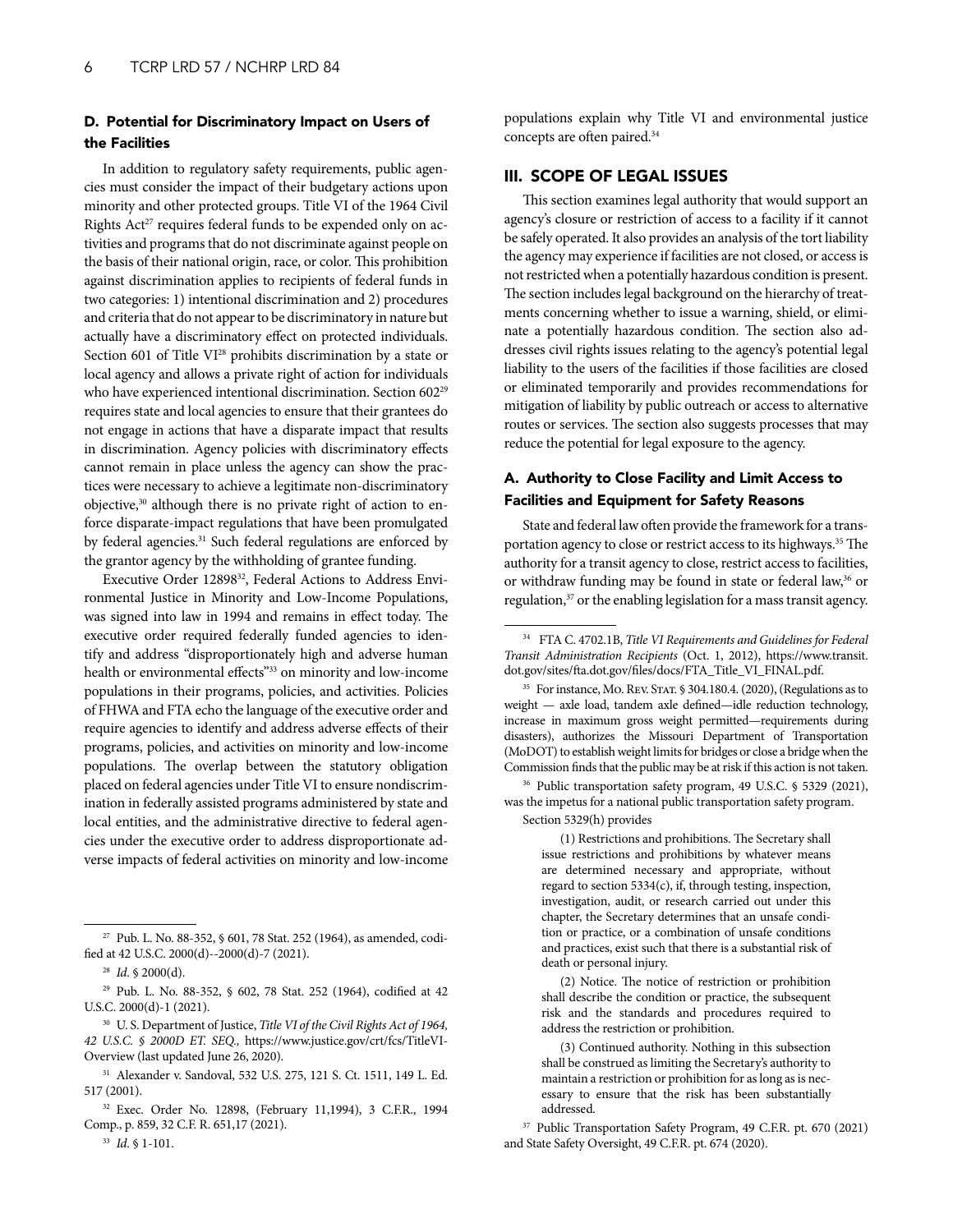### D. Potential for Discriminatory Impact on Users of the Facilities

In addition to regulatory safety requirements, public agencies must consider the impact of their budgetary actions upon minority and other protected groups. Title VI of the 1964 Civil Rights Act[27] requires federal funds to be expended only on activities and programs that do not discriminate against people on the basis of their national origin, race, or color. This prohibition against discrimination applies to recipients of federal funds in two categories: 1) intentional discrimination and 2) procedures and criteria that do not appear to be discriminatory in nature but actually have a discriminatory effect on protected individuals. Section 601 of Title VI[28] prohibits discrimination by a state or local agency and allows a private right of action for individuals who have experienced intentional discrimination. Section 602[29] requires state and local agencies to ensure that their grantees do not engage in actions that have a disparate impact that results in discrimination. Agency policies with discriminatory effects cannot remain in place unless the agency can show the practices were necessary to achieve a legitimate non-discriminatory objective,[30] although there is no private right of action to enforce disparate-impact regulations that have been promulgated by federal agencies.[31] Such federal regulations are enforced by the grantor agency by the withholding of grantee funding.

Executive Order 12898[32], Federal Actions to Address Environmental Justice in Minority and Low-Income Populations, was signed into law in 1994 and remains in effect today. The executive order required federally funded agencies to identify and address "disproportionately high and adverse human health or environmental effects"[33] on minority and low-income populations in their programs, policies, and activities. Policies of FHWA and FTA echo the language of the executive order and require agencies to identify and address adverse effects of their programs, policies, and activities on minority and low-income populations. The overlap between the statutory obligation placed on federal agencies under Title VI to ensure nondiscrimination in federally assisted programs administered by state and local entities, and the administrative directive to federal agencies under the executive order to address disproportionate adverse impacts of federal activities on minority and low-income populations explain why Title VI and environmental justice concepts are often paired.[34]

## III. SCOPE OF LEGAL ISSUES

This section examines legal authority that would support an agency's closure or restriction of access to a facility if it cannot be safely operated. It also provides an analysis of the tort liability the agency may experience if facilities are not closed, or access is not restricted when a potentially hazardous condition is present. The section includes legal background on the hierarchy of treatments concerning whether to issue a warning, shield, or eliminate a potentially hazardous condition. The section also addresses civil rights issues relating to the agency's potential legal liability to the users of the facilities if those facilities are closed or eliminated temporarily and provides recommendations for mitigation of liability by public outreach or access to alternative routes or services. The section also suggests processes that may reduce the potential for legal exposure to the agency.

### A. Authority to Close Facility and Limit Access to Facilities and Equipment for Safety Reasons

State and federal law often provide the framework for a transportation agency to close or restrict access to its highways.[35] The authority for a transit agency to close, restrict access to facilities, or withdraw funding may be found in state or federal law,[36] or regulation,[37] or the enabling legislation for a mass transit agency.

---

[27] Pub. L. No. 88-352, § 601, 78 Stat. 252 (1964), as amended, codified at 42 U.S.C. 2000(d)--2000(d)-7 (2021).

[28] *Id.* § 2000(d).

[29] Pub. L. No. 88-352, § 602, 78 Stat. 252 (1964), codified at 42 U.S.C. 2000(d)-1 (2021).

[30] U. S. Department of Justice, *Title VI of the Civil Rights Act of 1964, 42 U.S.C. § 2000D ET. SEQ.,* https://www.justice.gov/crt/fcs/TitleVI-Overview (last updated June 26, 2020).

[31] Alexander v. Sandoval, 532 U.S. 275, 121 S. Ct. 1511, 149 L. Ed. 517 (2001).

[32] Exec. Order No. 12898, (February 11,1994), 3 C.F.R., 1994 Comp., p. 859, 32 C.F.R. 651,17 (2021).

[33] *Id.* § 1-101.

[34] FTA C. 4702.1B, *Title VI Requirements and Guidelines for Federal Transit Administration Recipients* (Oct. 1, 2012), https://www.transit.dot.gov/sites/fta.dot.gov/files/docs/FTA_Title_VI_FINAL.pdf.

[35] For instance, Mo. Rev. Stat. § 304.180.4. (2020), (Regulations as to weight — axle load, tandem axle defined—idle reduction technology, increase in maximum gross weight permitted—requirements during disasters), authorizes the Missouri Department of Transportation (MoDOT) to establish weight limits for bridges or close a bridge when the Commission finds that the public may be at risk if this action is not taken.

[36] Public transportation safety program, 49 U.S.C. § 5329 (2021), was the impetus for a national public transportation safety program.

Section 5329(h) provides

> (1) Restrictions and prohibitions. The Secretary shall issue restrictions and prohibitions by whatever means are determined necessary and appropriate, without regard to section 5334(c), if, through testing, inspection, investigation, audit, or research carried out under this chapter, the Secretary determines that an unsafe condition or practice, or a combination of unsafe conditions and practices, exist such that there is a substantial risk of death or personal injury.
>
> (2) Notice. The notice of restriction or prohibition shall describe the condition or practice, the subsequent risk and the standards and procedures required to address the restriction or prohibition.
>
> (3) Continued authority. Nothing in this subsection shall be construed as limiting the Secretary's authority to maintain a restriction or prohibition for as long as is necessary to ensure that the risk has been substantially addressed.

[37] Public Transportation Safety Program, 49 C.F.R. pt. 670 (2021) and State Safety Oversight, 49 C.F.R. pt. 674 (2020).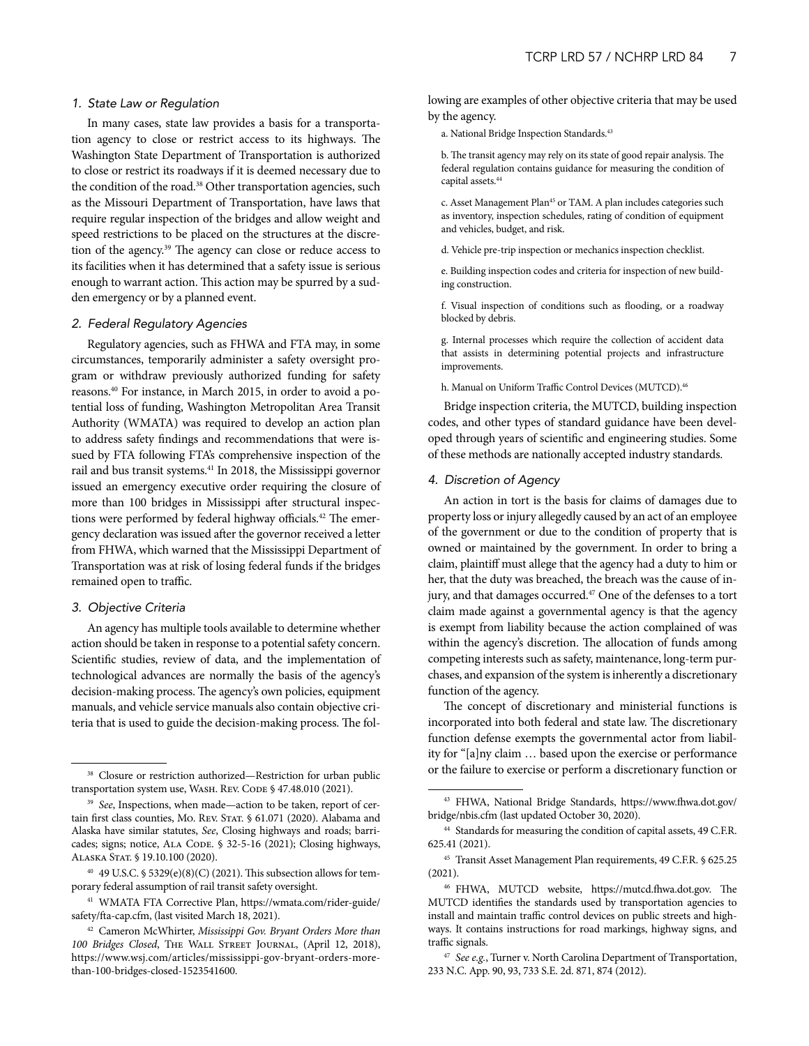### 1. State Law or Regulation

In many cases, state law provides a basis for a transportation agency to close or restrict access to its highways. The Washington State Department of Transportation is authorized to close or restrict its roadways if it is deemed necessary due to the condition of the road.[38] Other transportation agencies, such as the Missouri Department of Transportation, have laws that require regular inspection of the bridges and allow weight and speed restrictions to be placed on the structures at the discretion of the agency.[39] The agency can close or reduce access to its facilities when it has determined that a safety issue is serious enough to warrant action. This action may be spurred by a sudden emergency or by a planned event.

### 2. Federal Regulatory Agencies

Regulatory agencies, such as FHWA and FTA may, in some circumstances, temporarily administer a safety oversight program or withdraw previously authorized funding for safety reasons.[40] For instance, in March 2015, in order to avoid a potential loss of funding, Washington Metropolitan Area Transit Authority (WMATA) was required to develop an action plan to address safety findings and recommendations that were issued by FTA following FTA's comprehensive inspection of the rail and bus transit systems.[41] In 2018, the Mississippi governor issued an emergency executive order requiring the closure of more than 100 bridges in Mississippi after structural inspections were performed by federal highway officials.[42] The emergency declaration was issued after the governor received a letter from FHWA, which warned that the Mississippi Department of Transportation was at risk of losing federal funds if the bridges remained open to traffic.

### 3. Objective Criteria

An agency has multiple tools available to determine whether action should be taken in response to a potential safety concern. Scientific studies, review of data, and the implementation of technological advances are normally the basis of the agency's decision-making process. The agency's own policies, equipment manuals, and vehicle service manuals also contain objective criteria that is used to guide the decision-making process. The following are examples of other objective criteria that may be used by the agency.

a. National Bridge Inspection Standards.[43]

b. The transit agency may rely on its state of good repair analysis. The federal regulation contains guidance for measuring the condition of capital assets.[44]

c. Asset Management Plan[45] or TAM. A plan includes categories such as inventory, inspection schedules, rating of condition of equipment and vehicles, budget, and risk.

d. Vehicle pre-trip inspection or mechanics inspection checklist.

e. Building inspection codes and criteria for inspection of new building construction.

f. Visual inspection of conditions such as flooding, or a roadway blocked by debris.

g. Internal processes which require the collection of accident data that assists in determining potential projects and infrastructure improvements.

h. Manual on Uniform Traffic Control Devices (MUTCD).[46]

Bridge inspection criteria, the MUTCD, building inspection codes, and other types of standard guidance have been developed through years of scientific and engineering studies. Some of these methods are nationally accepted industry standards.

### 4. Discretion of Agency

An action in tort is the basis for claims of damages due to property loss or injury allegedly caused by an act of an employee of the government or due to the condition of property that is owned or maintained by the government. In order to bring a claim, plaintiff must allege that the agency had a duty to him or her, that the duty was breached, the breach was the cause of injury, and that damages occurred.[47] One of the defenses to a tort claim made against a governmental agency is that the agency is exempt from liability because the action complained of was within the agency's discretion. The allocation of funds among competing interests such as safety, maintenance, long-term purchases, and expansion of the system is inherently a discretionary function of the agency.

The concept of discretionary and ministerial functions is incorporated into both federal and state law. The discretionary function defense exempts the governmental actor from liability for "[a]ny claim … based upon the exercise or performance or the failure to exercise or perform a discretionary function or

---

[38] Closure or restriction authorized—Restriction for urban public transportation system use, WASH. REV. CODE § 47.48.010 (2021).

[39] *See*, Inspections, when made—action to be taken, report of certain first class counties, MO. REV. STAT. § 61.071 (2020). Alabama and Alaska have similar statutes, *See*, Closing highways and roads; barricades; signs; notice, ALA CODE. § 32-5-16 (2021); Closing highways, ALASKA STAT. § 19.10.100 (2020).

[40] 49 U.S.C. § 5329(e)(8)(C) (2021). This subsection allows for temporary federal assumption of rail transit safety oversight.

[41] WMATA FTA Corrective Plan, https://wmata.com/rider-guide/safety/fta-cap.cfm, (last visited March 18, 2021).

[42] Cameron McWhirter, *Mississippi Gov. Bryant Orders More than 100 Bridges Closed*, THE WALL STREET JOURNAL, (April 12, 2018), https://www.wsj.com/articles/mississippi-gov-bryant-orders-more-than-100-bridges-closed-1523541600.

[43] FHWA, National Bridge Standards, https://www.fhwa.dot.gov/bridge/nbis.cfm (last updated October 30, 2020).

[44] Standards for measuring the condition of capital assets, 49 C.F.R. 625.41 (2021).

[45] Transit Asset Management Plan requirements, 49 C.F.R. § 625.25 (2021).

[46] FHWA, MUTCD website, https://mutcd.fhwa.dot.gov. The MUTCD identifies the standards used by transportation agencies to install and maintain traffic control devices on public streets and highways. It contains instructions for road markings, highway signs, and traffic signals.

[47] *See e.g.*, Turner v. North Carolina Department of Transportation, 233 N.C. App. 90, 93, 733 S.E. 2d. 871, 874 (2012).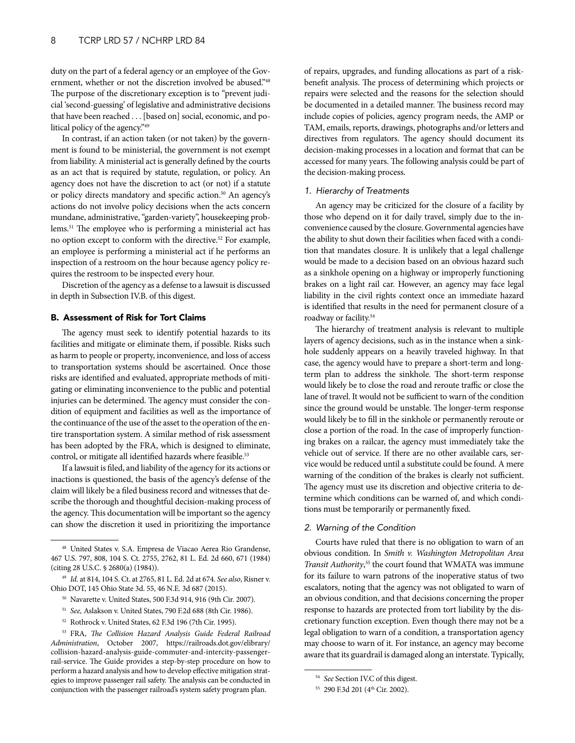duty on the part of a federal agency or an employee of the Government, whether or not the discretion involved be abused."[48] The purpose of the discretionary exception is to "prevent judicial 'second-guessing' of legislative and administrative decisions that have been reached . . . [based on] social, economic, and political policy of the agency."[49]

In contrast, if an action taken (or not taken) by the government is found to be ministerial, the government is not exempt from liability. A ministerial act is generally defined by the courts as an act that is required by statute, regulation, or policy. An agency does not have the discretion to act (or not) if a statute or policy directs mandatory and specific action.[50] An agency's actions do not involve policy decisions when the acts concern mundane, administrative, "garden-variety", housekeeping problems.[51] The employee who is performing a ministerial act has no option except to conform with the directive.[52] For example, an employee is performing a ministerial act if he performs an inspection of a restroom on the hour because agency policy requires the restroom to be inspected every hour.

Discretion of the agency as a defense to a lawsuit is discussed in depth in Subsection IV.B. of this digest.

### B. Assessment of Risk for Tort Claims

The agency must seek to identify potential hazards to its facilities and mitigate or eliminate them, if possible. Risks such as harm to people or property, inconvenience, and loss of access to transportation systems should be ascertained. Once those risks are identified and evaluated, appropriate methods of mitigating or eliminating inconvenience to the public and potential injuries can be determined. The agency must consider the condition of equipment and facilities as well as the importance of the continuance of the use of the asset to the operation of the entire transportation system. A similar method of risk assessment has been adopted by the FRA, which is designed to eliminate, control, or mitigate all identified hazards where feasible.[53]

If a lawsuit is filed, and liability of the agency for its actions or inactions is questioned, the basis of the agency's defense of the claim will likely be a filed business record and witnesses that describe the thorough and thoughtful decision-making process of the agency. This documentation will be important so the agency can show the discretion it used in prioritizing the importance of repairs, upgrades, and funding allocations as part of a risk-benefit analysis. The process of determining which projects or repairs were selected and the reasons for the selection should be documented in a detailed manner. The business record may include copies of policies, agency program needs, the AMP or TAM, emails, reports, drawings, photographs and/or letters and directives from regulators. The agency should document its decision-making processes in a location and format that can be accessed for many years. The following analysis could be part of the decision-making process.

#### 1. Hierarchy of Treatments

An agency may be criticized for the closure of a facility by those who depend on it for daily travel, simply due to the inconvenience caused by the closure. Governmental agencies have the ability to shut down their facilities when faced with a condition that mandates closure. It is unlikely that a legal challenge would be made to a decision based on an obvious hazard such as a sinkhole opening on a highway or improperly functioning brakes on a light rail car. However, an agency may face legal liability in the civil rights context once an immediate hazard is identified that results in the need for permanent closure of a roadway or facility.[54]

The hierarchy of treatment analysis is relevant to multiple layers of agency decisions, such as in the instance when a sinkhole suddenly appears on a heavily traveled highway. In that case, the agency would have to prepare a short-term and long-term plan to address the sinkhole. The short-term response would likely be to close the road and reroute traffic or close the lane of travel. It would not be sufficient to warn of the condition since the ground would be unstable. The longer-term response would likely be to fill in the sinkhole or permanently reroute or close a portion of the road. In the case of improperly functioning brakes on a railcar, the agency must immediately take the vehicle out of service. If there are no other available cars, service would be reduced until a substitute could be found. A mere warning of the condition of the brakes is clearly not sufficient. The agency must use its discretion and objective criteria to determine which conditions can be warned of, and which conditions must be temporarily or permanently fixed.

#### 2. Warning of the Condition

Courts have ruled that there is no obligation to warn of an obvious condition. In *Smith v. Washington Metropolitan Area Transit Authority*,[55] the court found that WMATA was immune for its failure to warn patrons of the inoperative status of two escalators, noting that the agency was not obligated to warn of an obvious condition, and that decisions concerning the proper response to hazards are protected from tort liability by the discretionary function exception. Even though there may not be a legal obligation to warn of a condition, a transportation agency may choose to warn of it. For instance, an agency may become aware that its guardrail is damaged along an interstate. Typically,

---

[48] United States v. S.A. Empresa de Viacao Aerea Rio Grandense, 467 U.S. 797, 808, 104 S. Ct. 2755, 2762, 81 L. Ed. 2d 660, 671 (1984) (citing 28 U.S.C. § 2680(a) (1984)).

[49] *Id*. at 814, 104 S. Ct. at 2765, 81 L. Ed. 2d at 674. *See also*, Risner v. Ohio DOT, 145 Ohio State 3d. 55, 46 N.E. 3d 687 (2015).

[50] Navarette v. United States, 500 F.3d 914, 916 (9th Cir. 2007).

[51] *See,* Aslakson v. United States, 790 F.2d 688 (8th Cir. 1986).

[52] Rothrock v. United States, 62 F.3d 196 (7th Cir. 1995).

[53] FRA, *The Collision Hazard Analysis Guide Federal Railroad Administration*, October 2007, https://railroads.dot.gov/elibrary/collision-hazard-analysis-guide-commuter-and-intercity-passenger-rail-service. The Guide provides a step-by-step procedure on how to perform a hazard analysis and how to develop effective mitigation strategies to improve passenger rail safety. The analysis can be conducted in conjunction with the passenger railroad's system safety program plan.

[54] *See* Section IV.C of this digest.

[55] 290 F.3d 201 (4th Cir. 2002).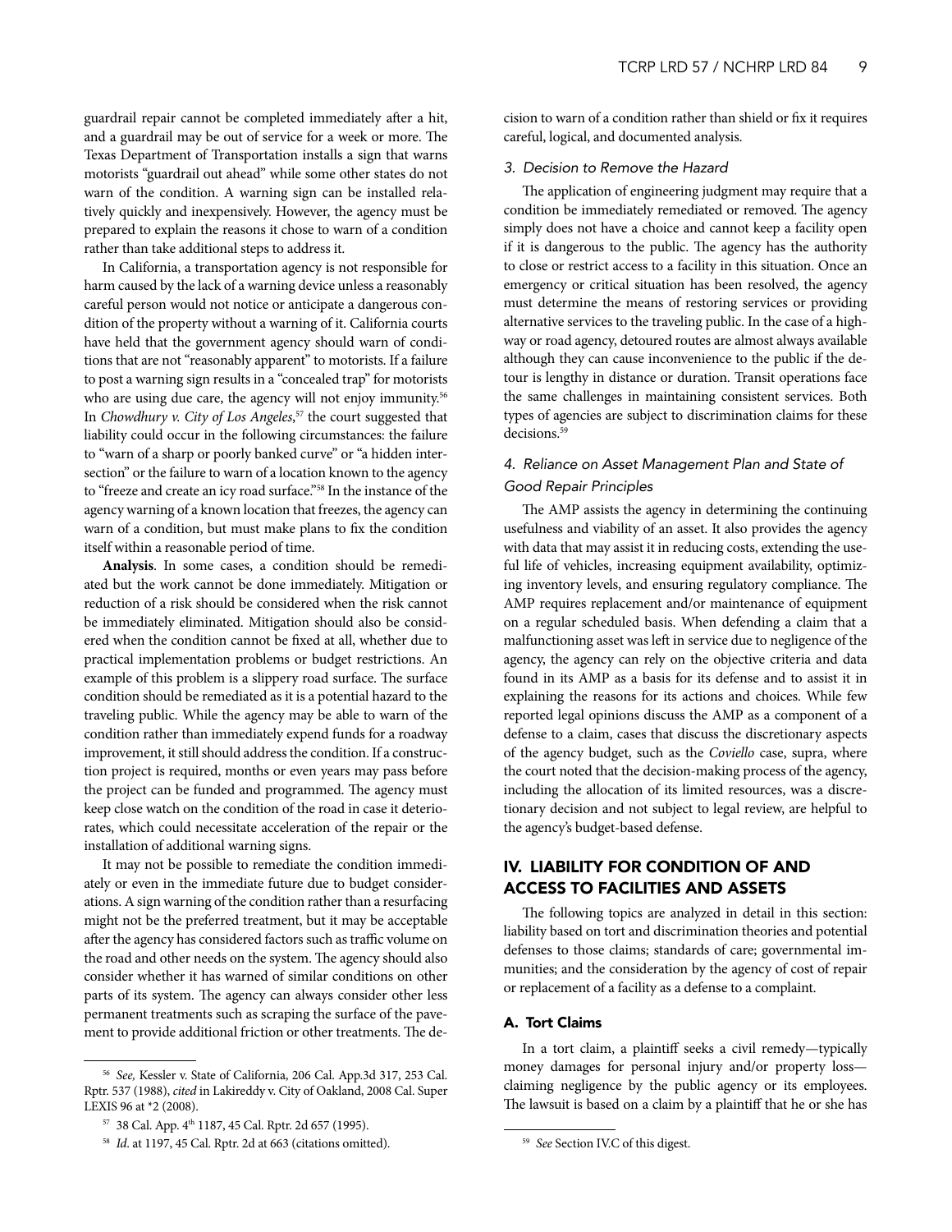guardrail repair cannot be completed immediately after a hit, and a guardrail may be out of service for a week or more. The Texas Department of Transportation installs a sign that warns motorists "guardrail out ahead" while some other states do not warn of the condition. A warning sign can be installed relatively quickly and inexpensively. However, the agency must be prepared to explain the reasons it chose to warn of a condition rather than take additional steps to address it.

In California, a transportation agency is not responsible for harm caused by the lack of a warning device unless a reasonably careful person would not notice or anticipate a dangerous condition of the property without a warning of it. California courts have held that the government agency should warn of conditions that are not "reasonably apparent" to motorists. If a failure to post a warning sign results in a "concealed trap" for motorists who are using due care, the agency will not enjoy immunity.[56] In *Chowdhury v. City of Los Angeles*,[57] the court suggested that liability could occur in the following circumstances: the failure to "warn of a sharp or poorly banked curve" or "a hidden intersection" or the failure to warn of a location known to the agency to "freeze and create an icy road surface."[58] In the instance of the agency warning of a known location that freezes, the agency can warn of a condition, but must make plans to fix the condition itself within a reasonable period of time.

**Analysis**. In some cases, a condition should be remediated but the work cannot be done immediately. Mitigation or reduction of a risk should be considered when the risk cannot be immediately eliminated. Mitigation should also be considered when the condition cannot be fixed at all, whether due to practical implementation problems or budget restrictions. An example of this problem is a slippery road surface. The surface condition should be remediated as it is a potential hazard to the traveling public. While the agency may be able to warn of the condition rather than immediately expend funds for a roadway improvement, it still should address the condition. If a construction project is required, months or even years may pass before the project can be funded and programmed. The agency must keep close watch on the condition of the road in case it deteriorates, which could necessitate acceleration of the repair or the installation of additional warning signs.

It may not be possible to remediate the condition immediately or even in the immediate future due to budget considerations. A sign warning of the condition rather than a resurfacing might not be the preferred treatment, but it may be acceptable after the agency has considered factors such as traffic volume on the road and other needs on the system. The agency should also consider whether it has warned of similar conditions on other parts of its system. The agency can always consider other less permanent treatments such as scraping the surface of the pavement to provide additional friction or other treatments. The decision to warn of a condition rather than shield or fix it requires careful, logical, and documented analysis.

### *3. Decision to Remove the Hazard*

The application of engineering judgment may require that a condition be immediately remediated or removed. The agency simply does not have a choice and cannot keep a facility open if it is dangerous to the public. The agency has the authority to close or restrict access to a facility in this situation. Once an emergency or critical situation has been resolved, the agency must determine the means of restoring services or providing alternative services to the traveling public. In the case of a highway or road agency, detoured routes are almost always available although they can cause inconvenience to the public if the detour is lengthy in distance or duration. Transit operations face the same challenges in maintaining consistent services. Both types of agencies are subject to discrimination claims for these decisions.[59]

### *4. Reliance on Asset Management Plan and State of Good Repair Principles*

The AMP assists the agency in determining the continuing usefulness and viability of an asset. It also provides the agency with data that may assist it in reducing costs, extending the useful life of vehicles, increasing equipment availability, optimizing inventory levels, and ensuring regulatory compliance. The AMP requires replacement and/or maintenance of equipment on a regular scheduled basis. When defending a claim that a malfunctioning asset was left in service due to negligence of the agency, the agency can rely on the objective criteria and data found in its AMP as a basis for its defense and to assist it in explaining the reasons for its actions and choices. While few reported legal opinions discuss the AMP as a component of a defense to a claim, cases that discuss the discretionary aspects of the agency budget, such as the *Coviello* case, supra, where the court noted that the decision-making process of the agency, including the allocation of its limited resources, was a discretionary decision and not subject to legal review, are helpful to the agency's budget-based defense.

## IV. LIABILITY FOR CONDITION OF AND ACCESS TO FACILITIES AND ASSETS

The following topics are analyzed in detail in this section: liability based on tort and discrimination theories and potential defenses to those claims; standards of care; governmental immunities; and the consideration by the agency of cost of repair or replacement of a facility as a defense to a complaint.

### A. Tort Claims

In a tort claim, a plaintiff seeks a civil remedy—typically money damages for personal injury and/or property loss—claiming negligence by the public agency or its employees. The lawsuit is based on a claim by a plaintiff that he or she has

---

[56] *See,* Kessler v. State of California, 206 Cal. App.3d 317, 253 Cal. Rptr. 537 (1988), *cited* in Lakireddy v. City of Oakland, 2008 Cal. Super LEXIS 96 at *2 (2008).

[57] 38 Cal. App. 4th 1187, 45 Cal. Rptr. 2d 657 (1995).

[58] *Id*. at 1197, 45 Cal. Rptr. 2d at 663 (citations omitted).

[59] *See* Section IV.C of this digest.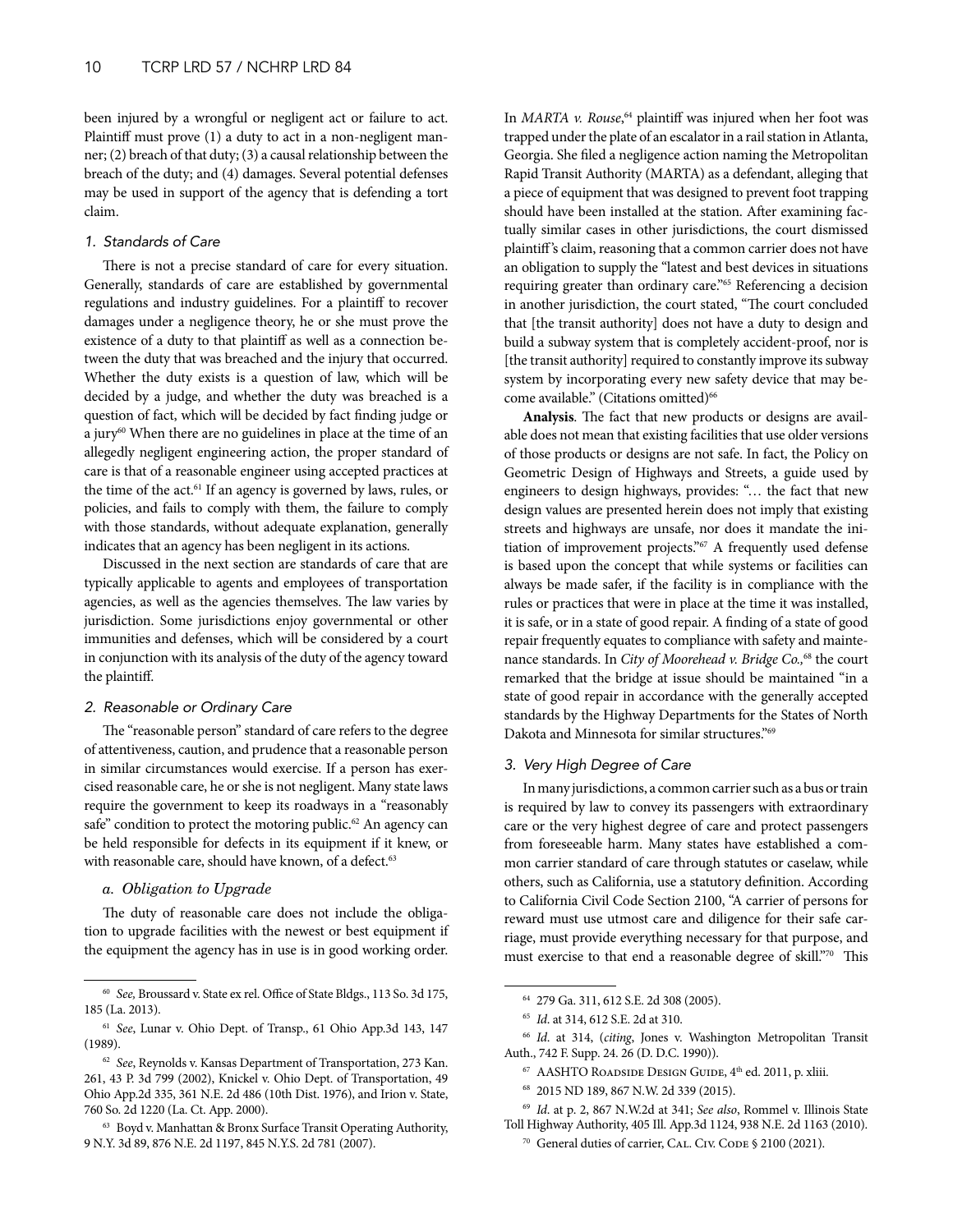been injured by a wrongful or negligent act or failure to act. Plaintiff must prove (1) a duty to act in a non-negligent manner; (2) breach of that duty; (3) a causal relationship between the breach of the duty; and (4) damages. Several potential defenses may be used in support of the agency that is defending a tort claim.

### *1. Standards of Care*

There is not a precise standard of care for every situation. Generally, standards of care are established by governmental regulations and industry guidelines. For a plaintiff to recover damages under a negligence theory, he or she must prove the existence of a duty to that plaintiff as well as a connection between the duty that was breached and the injury that occurred. Whether the duty exists is a question of law, which will be decided by a judge, and whether the duty was breached is a question of fact, which will be decided by fact finding judge or a jury[60] When there are no guidelines in place at the time of an allegedly negligent engineering action, the proper standard of care is that of a reasonable engineer using accepted practices at the time of the act.[61] If an agency is governed by laws, rules, or policies, and fails to comply with them, the failure to comply with those standards, without adequate explanation, generally indicates that an agency has been negligent in its actions.

Discussed in the next section are standards of care that are typically applicable to agents and employees of transportation agencies, as well as the agencies themselves. The law varies by jurisdiction. Some jurisdictions enjoy governmental or other immunities and defenses, which will be considered by a court in conjunction with its analysis of the duty of the agency toward the plaintiff.

### *2. Reasonable or Ordinary Care*

The "reasonable person" standard of care refers to the degree of attentiveness, caution, and prudence that a reasonable person in similar circumstances would exercise. If a person has exercised reasonable care, he or she is not negligent. Many state laws require the government to keep its roadways in a "reasonably safe" condition to protect the motoring public.[62] An agency can be held responsible for defects in its equipment if it knew, or with reasonable care, should have known, of a defect.[63]

#### *a. Obligation to Upgrade*

The duty of reasonable care does not include the obligation to upgrade facilities with the newest or best equipment if the equipment the agency has in use is in good working order. In *MARTA v. Rouse*,[64] plaintiff was injured when her foot was trapped under the plate of an escalator in a rail station in Atlanta, Georgia. She filed a negligence action naming the Metropolitan Rapid Transit Authority (MARTA) as a defendant, alleging that a piece of equipment that was designed to prevent foot trapping should have been installed at the station. After examining factually similar cases in other jurisdictions, the court dismissed plaintiff's claim, reasoning that a common carrier does not have an obligation to supply the "latest and best devices in situations requiring greater than ordinary care."[65] Referencing a decision in another jurisdiction, the court stated, "The court concluded that [the transit authority] does not have a duty to design and build a subway system that is completely accident-proof, nor is [the transit authority] required to constantly improve its subway system by incorporating every new safety device that may become available." (Citations omitted)[66]

**Analysis**. The fact that new products or designs are available does not mean that existing facilities that use older versions of those products or designs are not safe. In fact, the Policy on Geometric Design of Highways and Streets, a guide used by engineers to design highways, provides: "… the fact that new design values are presented herein does not imply that existing streets and highways are unsafe, nor does it mandate the initiation of improvement projects."[67] A frequently used defense is based upon the concept that while systems or facilities can always be made safer, if the facility is in compliance with the rules or practices that were in place at the time it was installed, it is safe, or in a state of good repair. A finding of a state of good repair frequently equates to compliance with safety and maintenance standards. In *City of Moorehead v. Bridge Co.,*[68] the court remarked that the bridge at issue should be maintained "in a state of good repair in accordance with the generally accepted standards by the Highway Departments for the States of North Dakota and Minnesota for similar structures."[69]

### *3. Very High Degree of Care*

In many jurisdictions, a common carrier such as a bus or train is required by law to convey its passengers with extraordinary care or the very highest degree of care and protect passengers from foreseeable harm. Many states have established a common carrier standard of care through statutes or caselaw, while others, such as California, use a statutory definition. According to California Civil Code Section 2100, "A carrier of persons for reward must use utmost care and diligence for their safe carriage, must provide everything necessary for that purpose, and must exercise to that end a reasonable degree of skill."[70] This

---

[60] *See,* Broussard v. State ex rel. Office of State Bldgs., 113 So. 3d 175, 185 (La. 2013).

[61] *See*, Lunar v. Ohio Dept. of Transp., 61 Ohio App.3d 143, 147 (1989).

[62] *See*, Reynolds v. Kansas Department of Transportation, 273 Kan. 261, 43 P. 3d 799 (2002), Knickel v. Ohio Dept. of Transportation, 49 Ohio App.2d 335, 361 N.E. 2d 486 (10th Dist. 1976), and Irion v. State, 760 So. 2d 1220 (La. Ct. App. 2000).

[63] Boyd v. Manhattan & Bronx Surface Transit Operating Authority, 9 N.Y. 3d 89, 876 N.E. 2d 1197, 845 N.Y.S. 2d 781 (2007).

[64] 279 Ga. 311, 612 S.E. 2d 308 (2005).

[65] *Id.* at 314, 612 S.E. 2d at 310.

[66] *Id.* at 314, (*citing*, Jones v. Washington Metropolitan Transit Auth., 742 F. Supp. 24. 26 (D. D.C. 1990)).

[67] AASHTO Roadside Design Guide, 4th ed. 2011, p. xliii.

[68] 2015 ND 189, 867 N.W. 2d 339 (2015).

[69] *Id.* at p. 2, 867 N.W.2d at 341; *See also*, Rommel v. Illinois State Toll Highway Authority, 405 Ill. App.3d 1124, 938 N.E. 2d 1163 (2010).

[70] General duties of carrier, Cal. Civ. Code § 2100 (2021).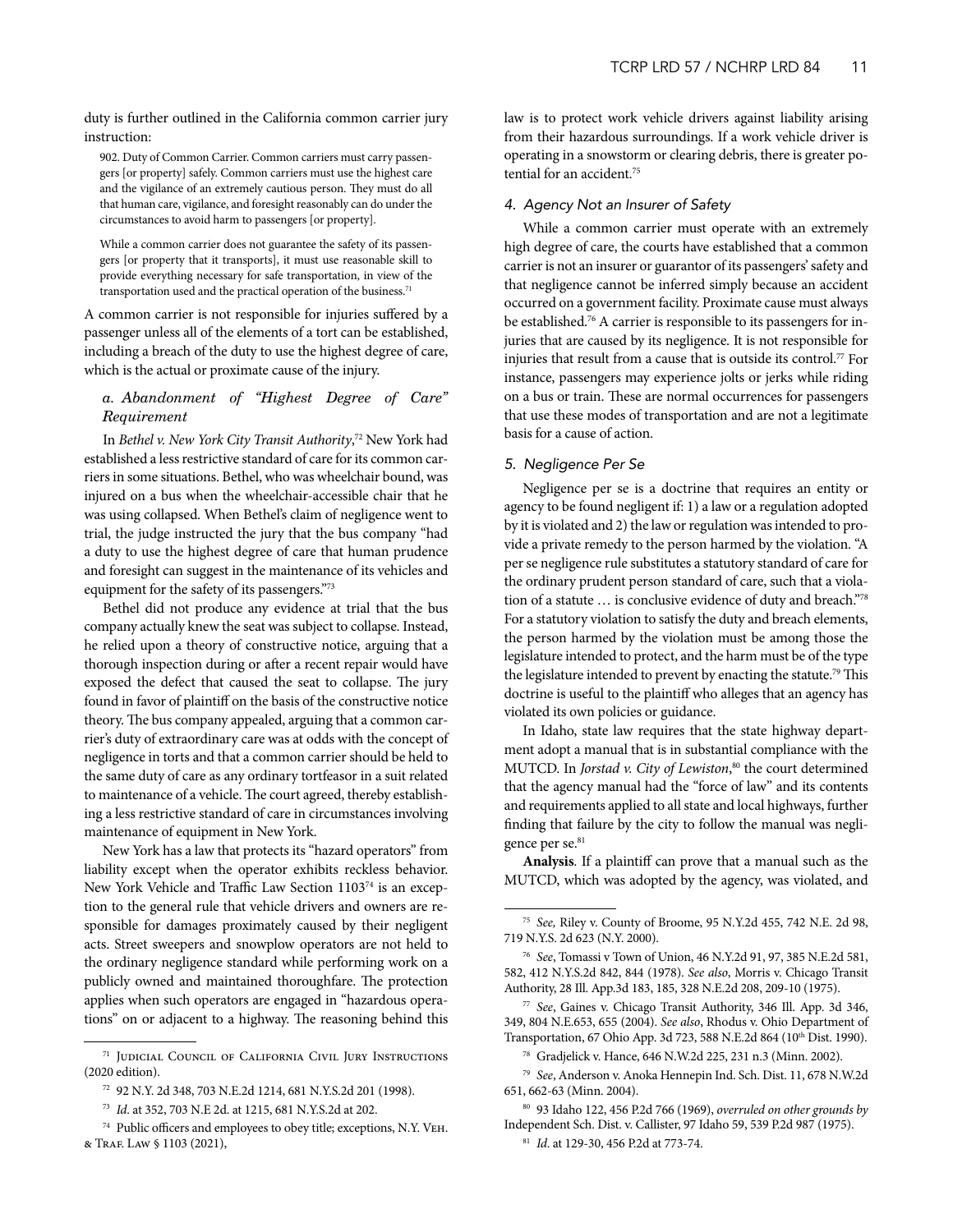duty is further outlined in the California common carrier jury instruction:

> 902. Duty of Common Carrier. Common carriers must carry passengers [or property] safely. Common carriers must use the highest care and the vigilance of an extremely cautious person. They must do all that human care, vigilance, and foresight reasonably can do under the circumstances to avoid harm to passengers [or property].
>
> While a common carrier does not guarantee the safety of its passengers [or property that it transports], it must use reasonable skill to provide everything necessary for safe transportation, in view of the transportation used and the practical operation of the business.[71]

A common carrier is not responsible for injuries suffered by a passenger unless all of the elements of a tort can be established, including a breach of the duty to use the highest degree of care, which is the actual or proximate cause of the injury.

#### *a. Abandonment of "Highest Degree of Care" Requirement*

In *Bethel v. New York City Transit Authority*,[72] New York had established a less restrictive standard of care for its common carriers in some situations. Bethel, who was wheelchair bound, was injured on a bus when the wheelchair-accessible chair that he was using collapsed. When Bethel's claim of negligence went to trial, the judge instructed the jury that the bus company "had a duty to use the highest degree of care that human prudence and foresight can suggest in the maintenance of its vehicles and equipment for the safety of its passengers."[73]

Bethel did not produce any evidence at trial that the bus company actually knew the seat was subject to collapse. Instead, he relied upon a theory of constructive notice, arguing that a thorough inspection during or after a recent repair would have exposed the defect that caused the seat to collapse. The jury found in favor of plaintiff on the basis of the constructive notice theory. The bus company appealed, arguing that a common carrier's duty of extraordinary care was at odds with the concept of negligence in torts and that a common carrier should be held to the same duty of care as any ordinary tortfeasor in a suit related to maintenance of a vehicle. The court agreed, thereby establishing a less restrictive standard of care in circumstances involving maintenance of equipment in New York.

New York has a law that protects its "hazard operators" from liability except when the operator exhibits reckless behavior. New York Vehicle and Traffic Law Section 1103[74] is an exception to the general rule that vehicle drivers and owners are responsible for damages proximately caused by their negligent acts. Street sweepers and snowplow operators are not held to the ordinary negligence standard while performing work on a publicly owned and maintained thoroughfare. The protection applies when such operators are engaged in "hazardous operations" on or adjacent to a highway. The reasoning behind this law is to protect work vehicle drivers against liability arising from their hazardous surroundings. If a work vehicle driver is operating in a snowstorm or clearing debris, there is greater potential for an accident.[75]

### *4. Agency Not an Insurer of Safety*

While a common carrier must operate with an extremely high degree of care, the courts have established that a common carrier is not an insurer or guarantor of its passengers' safety and that negligence cannot be inferred simply because an accident occurred on a government facility. Proximate cause must always be established.[76] A carrier is responsible to its passengers for injuries that are caused by its negligence. It is not responsible for injuries that result from a cause that is outside its control.[77] For instance, passengers may experience jolts or jerks while riding on a bus or train. These are normal occurrences for passengers that use these modes of transportation and are not a legitimate basis for a cause of action.

### *5. Negligence Per Se*

Negligence per se is a doctrine that requires an entity or agency to be found negligent if: 1) a law or a regulation adopted by it is violated and 2) the law or regulation was intended to provide a private remedy to the person harmed by the violation. "A per se negligence rule substitutes a statutory standard of care for the ordinary prudent person standard of care, such that a violation of a statute … is conclusive evidence of duty and breach."[78] For a statutory violation to satisfy the duty and breach elements, the person harmed by the violation must be among those the legislature intended to protect, and the harm must be of the type the legislature intended to prevent by enacting the statute.[79] This doctrine is useful to the plaintiff who alleges that an agency has violated its own policies or guidance.

In Idaho, state law requires that the state highway department adopt a manual that is in substantial compliance with the MUTCD. In *Jorstad v. City of Lewiston*,[80] the court determined that the agency manual had the "force of law" and its contents and requirements applied to all state and local highways, further finding that failure by the city to follow the manual was negligence per se.[81]

**Analysis**. If a plaintiff can prove that a manual such as the MUTCD, which was adopted by the agency, was violated, and

---

[71] Judicial Council of California Civil Jury Instructions (2020 edition).

[72] 92 N.Y. 2d 348, 703 N.E.2d 1214, 681 N.Y.S.2d 201 (1998).

[73] *Id.* at 352, 703 N.E 2d. at 1215, 681 N.Y.S.2d at 202.

[74] Public officers and employees to obey title; exceptions, N.Y. Veh. & Traf. Law § 1103 (2021),

[75] *See,* Riley v. County of Broome, 95 N.Y.2d 455, 742 N.E. 2d 98, 719 N.Y.S. 2d 623 (N.Y. 2000).

[76] *See*, Tomassi v Town of Union, 46 N.Y.2d 91, 97, 385 N.E.2d 581, 582, 412 N.Y.S.2d 842, 844 (1978). *See also*, Morris v. Chicago Transit Authority, 28 Ill. App.3d 183, 185, 328 N.E.2d 208, 209-10 (1975).

[77] *See*, Gaines v. Chicago Transit Authority, 346 Ill. App. 3d 346, 349, 804 N.E.653, 655 (2004). *See also*, Rhodus v. Ohio Department of Transportation, 67 Ohio App. 3d 723, 588 N.E.2d 864 (10th Dist. 1990).

[78] Gradjelick v. Hance, 646 N.W.2d 225, 231 n.3 (Minn. 2002).

[79] *See*, Anderson v. Anoka Hennepin Ind. Sch. Dist. 11, 678 N.W.2d 651, 662-63 (Minn. 2004).

[80] 93 Idaho 122, 456 P.2d 766 (1969), *overruled on other grounds by* Independent Sch. Dist. v. Callister, 97 Idaho 59, 539 P.2d 987 (1975).

[81] *Id.* at 129-30, 456 P.2d at 773-74.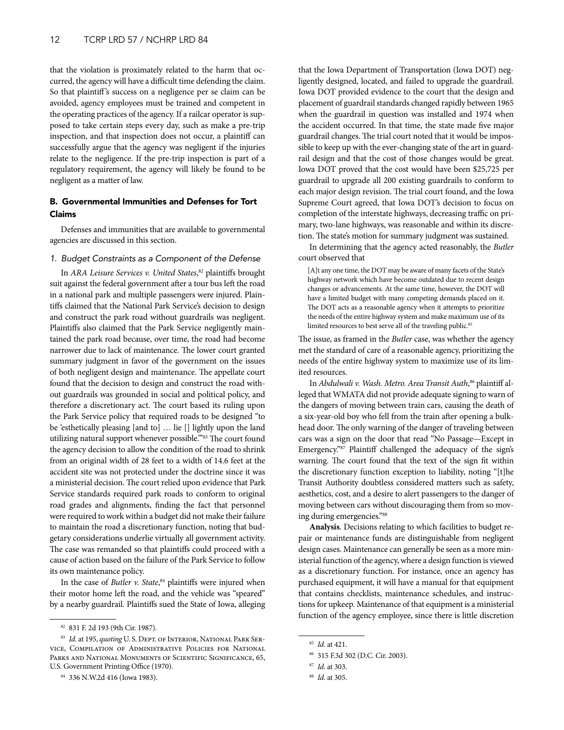that the violation is proximately related to the harm that occurred, the agency will have a difficult time defending the claim. So that plaintiff's success on a negligence per se claim can be avoided, agency employees must be trained and competent in the operating practices of the agency. If a railcar operator is supposed to take certain steps every day, such as make a pre-trip inspection, and that inspection does not occur, a plaintiff can successfully argue that the agency was negligent if the injuries relate to the negligence. If the pre-trip inspection is part of a regulatory requirement, the agency will likely be found to be negligent as a matter of law.

## B. Governmental Immunities and Defenses for Tort Claims

Defenses and immunities that are available to governmental agencies are discussed in this section.

### *1. Budget Constraints as a Component of the Defense*

In *ARA Leisure Services v. United States*,[82] plaintiffs brought suit against the federal government after a tour bus left the road in a national park and multiple passengers were injured. Plaintiffs claimed that the National Park Service's decision to design and construct the park road without guardrails was negligent. Plaintiffs also claimed that the Park Service negligently maintained the park road because, over time, the road had become narrower due to lack of maintenance. The lower court granted summary judgment in favor of the government on the issues of both negligent design and maintenance. The appellate court found that the decision to design and construct the road without guardrails was grounded in social and political policy, and therefore a discretionary act. The court based its ruling upon the Park Service policy that required roads to be designed "to be 'esthetically pleasing [and to] … lie [] lightly upon the land utilizing natural support whenever possible.'"[83] The court found the agency decision to allow the condition of the road to shrink from an original width of 28 feet to a width of 14.6 feet at the accident site was not protected under the doctrine since it was a ministerial decision. The court relied upon evidence that Park Service standards required park roads to conform to original road grades and alignments, finding the fact that personnel were required to work within a budget did not make their failure to maintain the road a discretionary function, noting that budgetary considerations underlie virtually all government activity. The case was remanded so that plaintiffs could proceed with a cause of action based on the failure of the Park Service to follow its own maintenance policy.

In the case of *Butler v. State*,[84] plaintiffs were injured when their motor home left the road, and the vehicle was "speared" by a nearby guardrail. Plaintiffs sued the State of Iowa, alleging that the Iowa Department of Transportation (Iowa DOT) negligently designed, located, and failed to upgrade the guardrail. Iowa DOT provided evidence to the court that the design and placement of guardrail standards changed rapidly between 1965 when the guardrail in question was installed and 1974 when the accident occurred. In that time, the state made five major guardrail changes. The trial court noted that it would be impossible to keep up with the ever-changing state of the art in guardrail design and that the cost of those changes would be great. Iowa DOT proved that the cost would have been $25,725 per guardrail to upgrade all 200 existing guardrails to conform to each major design revision. The trial court found, and the Iowa Supreme Court agreed, that Iowa DOT's decision to focus on completion of the interstate highways, decreasing traffic on primary, two-lane highways, was reasonable and within its discretion. The state's motion for summary judgment was sustained.

In determining that the agency acted reasonably, the *Butler* court observed that

> [A]t any one time, the DOT may be aware of many facets of the State's highway network which have become outdated due to recent design changes or advancements. At the same time, however, the DOT will have a limited budget with many competing demands placed on it. The DOT acts as a reasonable agency when it attempts to prioritize the needs of the entire highway system and make maximum use of its limited resources to best serve all of the traveling public.[85]

The issue, as framed in the *Butler* case, was whether the agency met the standard of care of a reasonable agency, prioritizing the needs of the entire highway system to maximize use of its limited resources.

In *Abdulwali v. Wash. Metro. Area Transit Auth*,[86] plaintiff alleged that WMATA did not provide adequate signing to warn of the dangers of moving between train cars, causing the death of a six-year-old boy who fell from the train after opening a bulkhead door. The only warning of the danger of traveling between cars was a sign on the door that read "No Passage—Except in Emergency."[87] Plaintiff challenged the adequacy of the sign's warning. The court found that the text of the sign fit within the discretionary function exception to liability, noting "[t]he Transit Authority doubtless considered matters such as safety, aesthetics, cost, and a desire to alert passengers to the danger of moving between cars without discouraging them from so moving during emergencies."[88]

**Analysis**. Decisions relating to which facilities to budget repair or maintenance funds are distinguishable from negligent design cases. Maintenance can generally be seen as a more ministerial function of the agency, where a design function is viewed as a discretionary function. For instance, once an agency has purchased equipment, it will have a manual for that equipment that contains checklists, maintenance schedules, and instructions for upkeep. Maintenance of that equipment is a ministerial function of the agency employee, since there is little discretion

---

[82] 831 F. 2d 193 (9th Cir. 1987).

[83] *Id*. at 195, *quoting* U. S. Dept. of Interior, National Park Service, Compilation of Administrative Policies for National Parks and National Monuments of Scientific Significance, 65, U.S. Government Printing Office (1970).

[84] 336 N.W.2d 416 (Iowa 1983).

[85] *Id*. at 421.

[86] 315 F.3d 302 (D.C. Cir. 2003).

[87] *Id*. at 303.

[88] *Id*. at 305.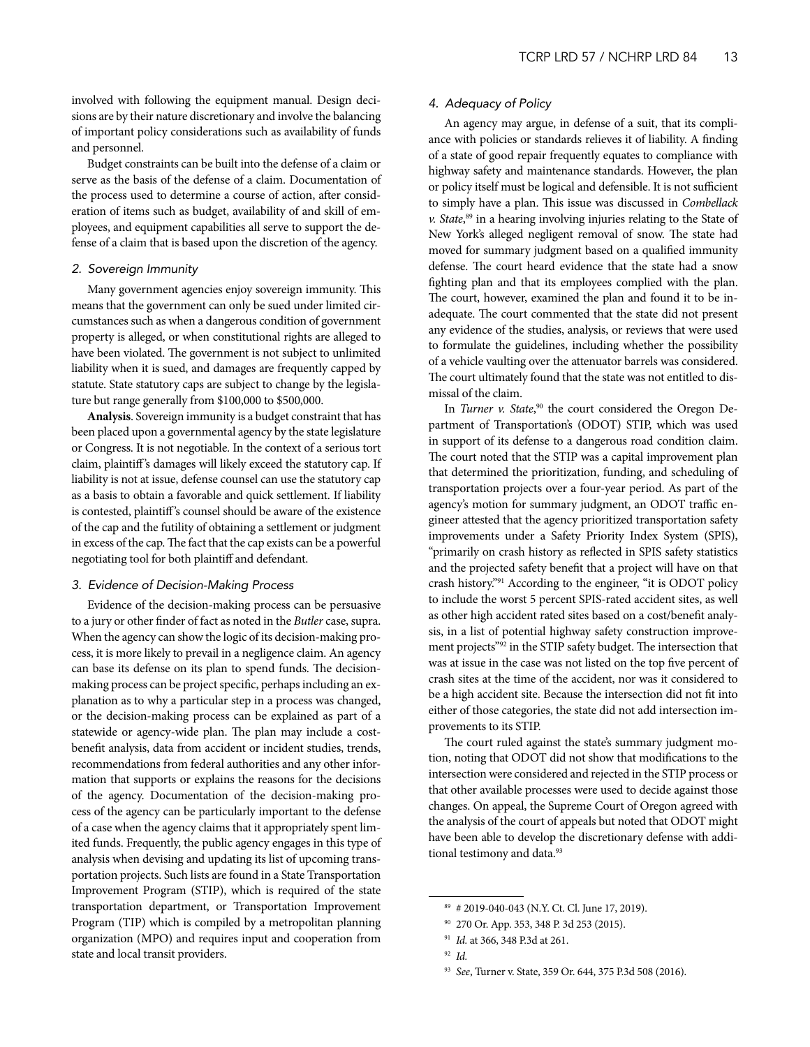involved with following the equipment manual. Design decisions are by their nature discretionary and involve the balancing of important policy considerations such as availability of funds and personnel.

Budget constraints can be built into the defense of a claim or serve as the basis of the defense of a claim. Documentation of the process used to determine a course of action, after consideration of items such as budget, availability of and skill of employees, and equipment capabilities all serve to support the defense of a claim that is based upon the discretion of the agency.

### 2. Sovereign Immunity

Many government agencies enjoy sovereign immunity. This means that the government can only be sued under limited circumstances such as when a dangerous condition of government property is alleged, or when constitutional rights are alleged to have been violated. The government is not subject to unlimited liability when it is sued, and damages are frequently capped by statute. State statutory caps are subject to change by the legislature but range generally from $100,000 to $500,000.

**Analysis**. Sovereign immunity is a budget constraint that has been placed upon a governmental agency by the state legislature or Congress. It is not negotiable. In the context of a serious tort claim, plaintiff's damages will likely exceed the statutory cap. If liability is not at issue, defense counsel can use the statutory cap as a basis to obtain a favorable and quick settlement. If liability is contested, plaintiff's counsel should be aware of the existence of the cap and the futility of obtaining a settlement or judgment in excess of the cap. The fact that the cap exists can be a powerful negotiating tool for both plaintiff and defendant.

### 3. Evidence of Decision-Making Process

Evidence of the decision-making process can be persuasive to a jury or other finder of fact as noted in the *Butler* case, supra. When the agency can show the logic of its decision-making process, it is more likely to prevail in a negligence claim. An agency can base its defense on its plan to spend funds. The decision-making process can be project specific, perhaps including an explanation as to why a particular step in a process was changed, or the decision-making process can be explained as part of a statewide or agency-wide plan. The plan may include a cost-benefit analysis, data from accident or incident studies, trends, recommendations from federal authorities and any other information that supports or explains the reasons for the decisions of the agency. Documentation of the decision-making process of the agency can be particularly important to the defense of a case when the agency claims that it appropriately spent limited funds. Frequently, the public agency engages in this type of analysis when devising and updating its list of upcoming transportation projects. Such lists are found in a State Transportation Improvement Program (STIP), which is required of the state transportation department, or Transportation Improvement Program (TIP) which is compiled by a metropolitan planning organization (MPO) and requires input and cooperation from state and local transit providers.

### 4. Adequacy of Policy

An agency may argue, in defense of a suit, that its compliance with policies or standards relieves it of liability. A finding of a state of good repair frequently equates to compliance with highway safety and maintenance standards. However, the plan or policy itself must be logical and defensible. It is not sufficient to simply have a plan. This issue was discussed in *Combellack v. State*,[89] in a hearing involving injuries relating to the State of New York's alleged negligent removal of snow. The state had moved for summary judgment based on a qualified immunity defense. The court heard evidence that the state had a snow fighting plan and that its employees complied with the plan. The court, however, examined the plan and found it to be inadequate. The court commented that the state did not present any evidence of the studies, analysis, or reviews that were used to formulate the guidelines, including whether the possibility of a vehicle vaulting over the attenuator barrels was considered. The court ultimately found that the state was not entitled to dismissal of the claim.

In *Turner v. State*,[90] the court considered the Oregon Department of Transportation's (ODOT) STIP, which was used in support of its defense to a dangerous road condition claim. The court noted that the STIP was a capital improvement plan that determined the prioritization, funding, and scheduling of transportation projects over a four-year period. As part of the agency's motion for summary judgment, an ODOT traffic engineer attested that the agency prioritized transportation safety improvements under a Safety Priority Index System (SPIS), "primarily on crash history as reflected in SPIS safety statistics and the projected safety benefit that a project will have on that crash history."[91] According to the engineer, "it is ODOT policy to include the worst 5 percent SPIS-rated accident sites, as well as other high accident rated sites based on a cost/benefit analysis, in a list of potential highway safety construction improvement projects"[92] in the STIP safety budget. The intersection that was at issue in the case was not listed on the top five percent of crash sites at the time of the accident, nor was it considered to be a high accident site. Because the intersection did not fit into either of those categories, the state did not add intersection improvements to its STIP.

The court ruled against the state's summary judgment motion, noting that ODOT did not show that modifications to the intersection were considered and rejected in the STIP process or that other available processes were used to decide against those changes. On appeal, the Supreme Court of Oregon agreed with the analysis of the court of appeals but noted that ODOT might have been able to develop the discretionary defense with additional testimony and data.[93]

---

[89] # 2019-040-043 (N.Y. Ct. Cl. June 17, 2019).

[90] 270 Or. App. 353, 348 P. 3d 253 (2015).

[91] *Id.* at 366, 348 P.3d at 261.

[92] *Id.*

[93] *See*, Turner v. State, 359 Or. 644, 375 P.3d 508 (2016).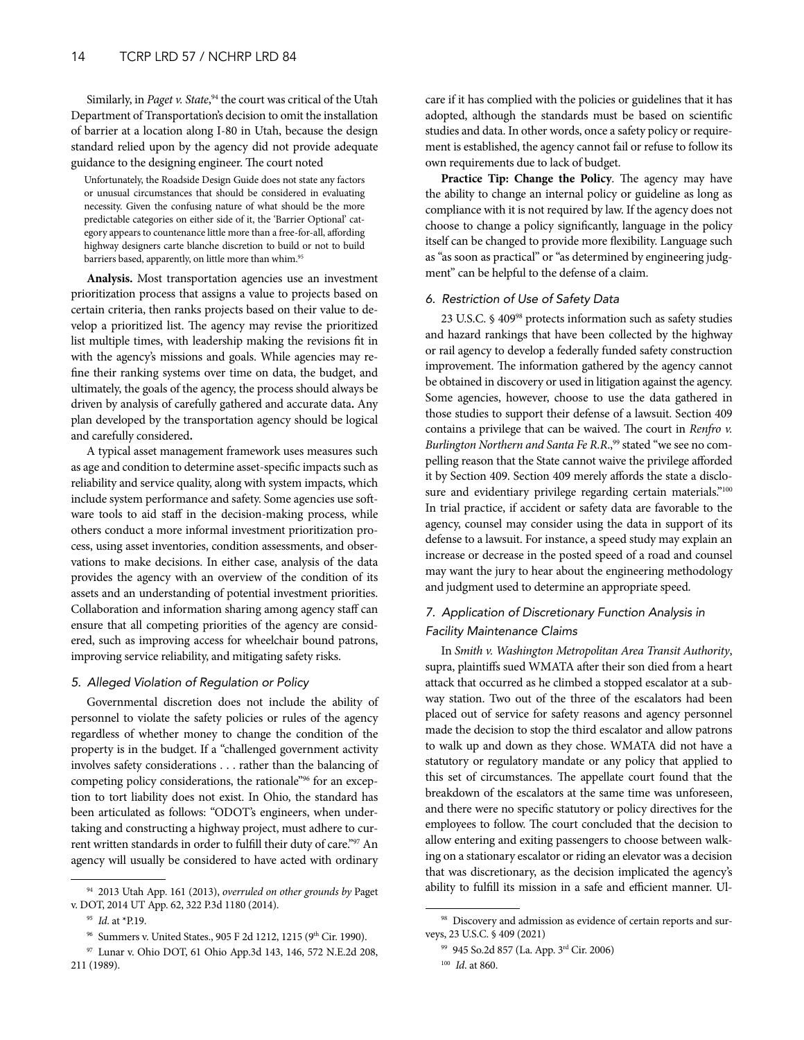Similarly, in *Paget v. State*,[94] the court was critical of the Utah Department of Transportation's decision to omit the installation of barrier at a location along I-80 in Utah, because the design standard relied upon by the agency did not provide adequate guidance to the designing engineer. The court noted

> Unfortunately, the Roadside Design Guide does not state any factors or unusual circumstances that should be considered in evaluating necessity. Given the confusing nature of what should be the more predictable categories on either side of it, the 'Barrier Optional' category appears to countenance little more than a free-for-all, affording highway designers carte blanche discretion to build or not to build barriers based, apparently, on little more than whim.[95]

**Analysis.** Most transportation agencies use an investment prioritization process that assigns a value to projects based on certain criteria, then ranks projects based on their value to develop a prioritized list. The agency may revise the prioritized list multiple times, with leadership making the revisions fit in with the agency's missions and goals. While agencies may refine their ranking systems over time on data, the budget, and ultimately, the goals of the agency, the process should always be driven by analysis of carefully gathered and accurate data**.** Any plan developed by the transportation agency should be logical and carefully considered**.**

A typical asset management framework uses measures such as age and condition to determine asset-specific impacts such as reliability and service quality, along with system impacts, which include system performance and safety. Some agencies use software tools to aid staff in the decision-making process, while others conduct a more informal investment prioritization process, using asset inventories, condition assessments, and observations to make decisions. In either case, analysis of the data provides the agency with an overview of the condition of its assets and an understanding of potential investment priorities. Collaboration and information sharing among agency staff can ensure that all competing priorities of the agency are considered, such as improving access for wheelchair bound patrons, improving service reliability, and mitigating safety risks.

### *5. Alleged Violation of Regulation or Policy*

Governmental discretion does not include the ability of personnel to violate the safety policies or rules of the agency regardless of whether money to change the condition of the property is in the budget. If a "challenged government activity involves safety considerations . . . rather than the balancing of competing policy considerations, the rationale"[96] for an exception to tort liability does not exist. In Ohio, the standard has been articulated as follows: "ODOT's engineers, when undertaking and constructing a highway project, must adhere to current written standards in order to fulfill their duty of care."[97] An agency will usually be considered to have acted with ordinary care if it has complied with the policies or guidelines that it has adopted, although the standards must be based on scientific studies and data. In other words, once a safety policy or requirement is established, the agency cannot fail or refuse to follow its own requirements due to lack of budget.

**Practice Tip: Change the Policy**. The agency may have the ability to change an internal policy or guideline as long as compliance with it is not required by law. If the agency does not choose to change a policy significantly, language in the policy itself can be changed to provide more flexibility. Language such as "as soon as practical" or "as determined by engineering judgment" can be helpful to the defense of a claim.

### *6. Restriction of Use of Safety Data*

23 U.S.C. § 409[98] protects information such as safety studies and hazard rankings that have been collected by the highway or rail agency to develop a federally funded safety construction improvement. The information gathered by the agency cannot be obtained in discovery or used in litigation against the agency. Some agencies, however, choose to use the data gathered in those studies to support their defense of a lawsuit. Section 409 contains a privilege that can be waived. The court in *Renfro v. Burlington Northern and Santa Fe R.R.*,[99] stated "we see no compelling reason that the State cannot waive the privilege afforded it by Section 409. Section 409 merely affords the state a disclosure and evidentiary privilege regarding certain materials."[100] In trial practice, if accident or safety data are favorable to the agency, counsel may consider using the data in support of its defense to a lawsuit. For instance, a speed study may explain an increase or decrease in the posted speed of a road and counsel may want the jury to hear about the engineering methodology and judgment used to determine an appropriate speed.

### *7. Application of Discretionary Function Analysis in Facility Maintenance Claims*

In *Smith v. Washington Metropolitan Area Transit Authority*, supra, plaintiffs sued WMATA after their son died from a heart attack that occurred as he climbed a stopped escalator at a subway station. Two out of the three of the escalators had been placed out of service for safety reasons and agency personnel made the decision to stop the third escalator and allow patrons to walk up and down as they chose. WMATA did not have a statutory or regulatory mandate or any policy that applied to this set of circumstances. The appellate court found that the breakdown of the escalators at the same time was unforeseen, and there were no specific statutory or policy directives for the employees to follow. The court concluded that the decision to allow entering and exiting passengers to choose between walking on a stationary escalator or riding an elevator was a decision that was discretionary, as the decision implicated the agency's ability to fulfill its mission in a safe and efficient manner. Ul-

---

[94] 2013 Utah App. 161 (2013), *overruled on other grounds by* Paget v. DOT, 2014 UT App. 62, 322 P.3d 1180 (2014).

[95] *Id*. at *P.19.

[96] Summers v. United States., 905 F 2d 1212, 1215 (9th Cir. 1990).

[97] Lunar v. Ohio DOT, 61 Ohio App.3d 143, 146, 572 N.E.2d 208, 211 (1989).

[98] Discovery and admission as evidence of certain reports and surveys, 23 U.S.C. § 409 (2021)

[99] 945 So.2d 857 (La. App. 3rd Cir. 2006)

[100] *Id*. at 860.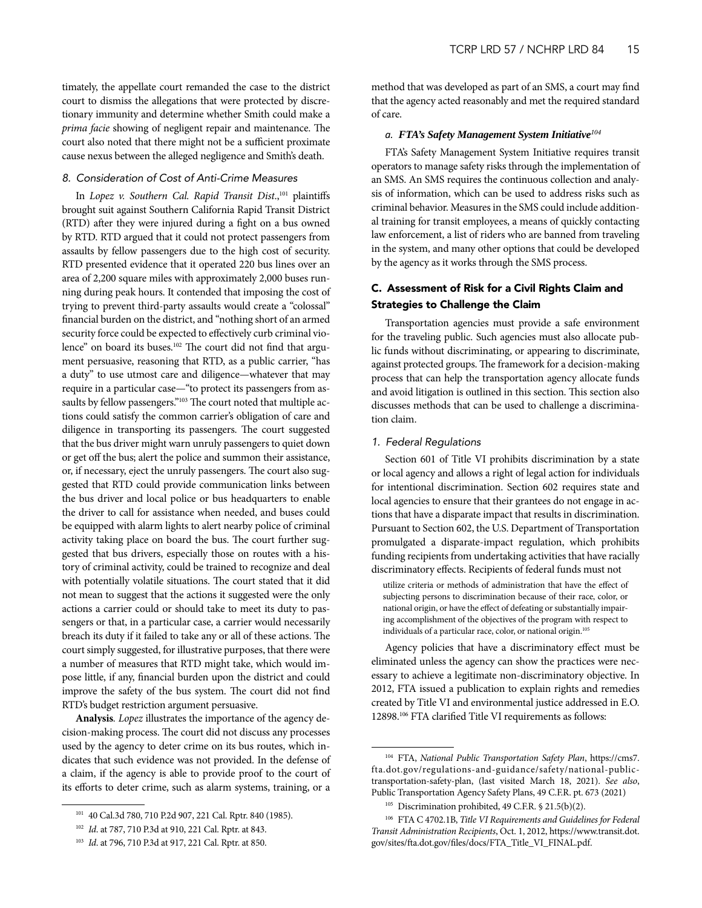timately, the appellate court remanded the case to the district court to dismiss the allegations that were protected by discretionary immunity and determine whether Smith could make a *prima facie* showing of negligent repair and maintenance. The court also noted that there might not be a sufficient proximate cause nexus between the alleged negligence and Smith's death.

#### 8. Consideration of Cost of Anti-Crime Measures

In *Lopez v. Southern Cal. Rapid Transit Dist.*,[101] plaintiffs brought suit against Southern California Rapid Transit District (RTD) after they were injured during a fight on a bus owned by RTD. RTD argued that it could not protect passengers from assaults by fellow passengers due to the high cost of security. RTD presented evidence that it operated 220 bus lines over an area of 2,200 square miles with approximately 2,000 buses running during peak hours. It contended that imposing the cost of trying to prevent third-party assaults would create a "colossal" financial burden on the district, and "nothing short of an armed security force could be expected to effectively curb criminal violence" on board its buses.[102] The court did not find that argument persuasive, reasoning that RTD, as a public carrier, "has a duty" to use utmost care and diligence—whatever that may require in a particular case—"to protect its passengers from assaults by fellow passengers."[103] The court noted that multiple actions could satisfy the common carrier's obligation of care and diligence in transporting its passengers. The court suggested that the bus driver might warn unruly passengers to quiet down or get off the bus; alert the police and summon their assistance, or, if necessary, eject the unruly passengers. The court also suggested that RTD could provide communication links between the bus driver and local police or bus headquarters to enable the driver to call for assistance when needed, and buses could be equipped with alarm lights to alert nearby police of criminal activity taking place on board the bus. The court further suggested that bus drivers, especially those on routes with a history of criminal activity, could be trained to recognize and deal with potentially volatile situations. The court stated that it did not mean to suggest that the actions it suggested were the only actions a carrier could or should take to meet its duty to passengers or that, in a particular case, a carrier would necessarily breach its duty if it failed to take any or all of these actions. The court simply suggested, for illustrative purposes, that there were a number of measures that RTD might take, which would impose little, if any, financial burden upon the district and could improve the safety of the bus system. The court did not find RTD's budget restriction argument persuasive.

**Analysis**. *Lopez* illustrates the importance of the agency decision-making process. The court did not discuss any processes used by the agency to deter crime on its bus routes, which indicates that such evidence was not provided. In the defense of a claim, if the agency is able to provide proof to the court of its efforts to deter crime, such as alarm systems, training, or a method that was developed as part of an SMS, a court may find that the agency acted reasonably and met the required standard of care.

##### a. FTA's Safety Management System Initiative[104]

FTA's Safety Management System Initiative requires transit operators to manage safety risks through the implementation of an SMS. An SMS requires the continuous collection and analysis of information, which can be used to address risks such as criminal behavior. Measures in the SMS could include additional training for transit employees, a means of quickly contacting law enforcement, a list of riders who are banned from traveling in the system, and many other options that could be developed by the agency as it works through the SMS process.

### C. Assessment of Risk for a Civil Rights Claim and Strategies to Challenge the Claim

Transportation agencies must provide a safe environment for the traveling public. Such agencies must also allocate public funds without discriminating, or appearing to discriminate, against protected groups. The framework for a decision-making process that can help the transportation agency allocate funds and avoid litigation is outlined in this section. This section also discusses methods that can be used to challenge a discrimination claim.

#### 1. Federal Regulations

Section 601 of Title VI prohibits discrimination by a state or local agency and allows a right of legal action for individuals for intentional discrimination. Section 602 requires state and local agencies to ensure that their grantees do not engage in actions that have a disparate impact that results in discrimination. Pursuant to Section 602, the U.S. Department of Transportation promulgated a disparate-impact regulation, which prohibits funding recipients from undertaking activities that have racially discriminatory effects. Recipients of federal funds must not

> utilize criteria or methods of administration that have the effect of subjecting persons to discrimination because of their race, color, or national origin, or have the effect of defeating or substantially impairing accomplishment of the objectives of the program with respect to individuals of a particular race, color, or national origin.[105]

Agency policies that have a discriminatory effect must be eliminated unless the agency can show the practices were necessary to achieve a legitimate non-discriminatory objective. In 2012, FTA issued a publication to explain rights and remedies created by Title VI and environmental justice addressed in E.O. 12898.[106] FTA clarified Title VI requirements as follows:

---

[101] 40 Cal.3d 780, 710 P.2d 907, 221 Cal. Rptr. 840 (1985).

[102] *Id*. at 787, 710 P.3d at 910, 221 Cal. Rptr. at 843.

[103] *Id*. at 796, 710 P.3d at 917, 221 Cal. Rptr. at 850.

[104] FTA, *National Public Transportation Safety Plan*, https://cms7.fta.dot.gov/regulations-and-guidance/safety/national-public-transportation-safety-plan, (last visited March 18, 2021). *See also*, Public Transportation Agency Safety Plans, 49 C.F.R. pt. 673 (2021)

[105] Discrimination prohibited, 49 C.F.R. § 21.5(b)(2).

[106] FTA C 4702.1B, *Title VI Requirements and Guidelines for Federal Transit Administration Recipients*, Oct. 1, 2012, https://www.transit.dot.gov/sites/fta.dot.gov/files/docs/FTA_Title_VI_FINAL.pdf.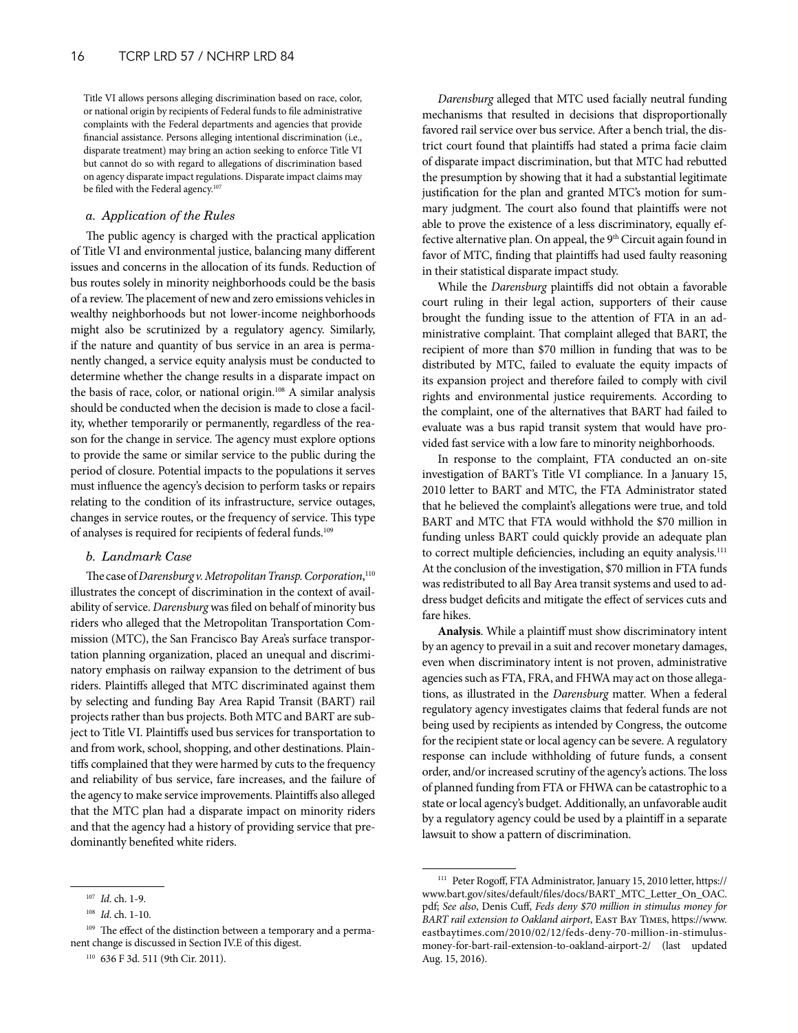Title VI allows persons alleging discrimination based on race, color, or national origin by recipients of Federal funds to file administrative complaints with the Federal departments and agencies that provide financial assistance. Persons alleging intentional discrimination (i.e., disparate treatment) may bring an action seeking to enforce Title VI but cannot do so with regard to allegations of discrimination based on agency disparate impact regulations. Disparate impact claims may be filed with the Federal agency.[107]

### *a. Application of the Rules*

The public agency is charged with the practical application of Title VI and environmental justice, balancing many different issues and concerns in the allocation of its funds. Reduction of bus routes solely in minority neighborhoods could be the basis of a review. The placement of new and zero emissions vehicles in wealthy neighborhoods but not lower-income neighborhoods might also be scrutinized by a regulatory agency. Similarly, if the nature and quantity of bus service in an area is permanently changed, a service equity analysis must be conducted to determine whether the change results in a disparate impact on the basis of race, color, or national origin.[108] A similar analysis should be conducted when the decision is made to close a facility, whether temporarily or permanently, regardless of the reason for the change in service. The agency must explore options to provide the same or similar service to the public during the period of closure. Potential impacts to the populations it serves must influence the agency's decision to perform tasks or repairs relating to the condition of its infrastructure, service outages, changes in service routes, or the frequency of service. This type of analyses is required for recipients of federal funds.[109]

### *b. Landmark Case*

The case of *Darensburg v. Metropolitan Transp. Corporation*,[110] illustrates the concept of discrimination in the context of availability of service. *Darensburg* was filed on behalf of minority bus riders who alleged that the Metropolitan Transportation Commission (MTC), the San Francisco Bay Area's surface transportation planning organization, placed an unequal and discriminatory emphasis on railway expansion to the detriment of bus riders. Plaintiffs alleged that MTC discriminated against them by selecting and funding Bay Area Rapid Transit (BART) rail projects rather than bus projects. Both MTC and BART are subject to Title VI. Plaintiffs used bus services for transportation to and from work, school, shopping, and other destinations. Plaintiffs complained that they were harmed by cuts to the frequency and reliability of bus service, fare increases, and the failure of the agency to make service improvements. Plaintiffs also alleged that the MTC plan had a disparate impact on minority riders and that the agency had a history of providing service that predominantly benefited white riders.

*Darensburg* alleged that MTC used facially neutral funding mechanisms that resulted in decisions that disproportionally favored rail service over bus service. After a bench trial, the district court found that plaintiffs had stated a prima facie claim of disparate impact discrimination, but that MTC had rebutted the presumption by showing that it had a substantial legitimate justification for the plan and granted MTC's motion for summary judgment. The court also found that plaintiffs were not able to prove the existence of a less discriminatory, equally effective alternative plan. On appeal, the 9th Circuit again found in favor of MTC, finding that plaintiffs had used faulty reasoning in their statistical disparate impact study.

While the *Darensburg* plaintiffs did not obtain a favorable court ruling in their legal action, supporters of their cause brought the funding issue to the attention of FTA in an administrative complaint. That complaint alleged that BART, the recipient of more than $70 million in funding that was to be distributed by MTC, failed to evaluate the equity impacts of its expansion project and therefore failed to comply with civil rights and environmental justice requirements. According to the complaint, one of the alternatives that BART had failed to evaluate was a bus rapid transit system that would have provided fast service with a low fare to minority neighborhoods.

In response to the complaint, FTA conducted an on-site investigation of BART's Title VI compliance. In a January 15, 2010 letter to BART and MTC, the FTA Administrator stated that he believed the complaint's allegations were true, and told BART and MTC that FTA would withhold the $70 million in funding unless BART could quickly provide an adequate plan to correct multiple deficiencies, including an equity analysis.[111] At the conclusion of the investigation, $70 million in FTA funds was redistributed to all Bay Area transit systems and used to address budget deficits and mitigate the effect of services cuts and fare hikes.

**Analysis**. While a plaintiff must show discriminatory intent by an agency to prevail in a suit and recover monetary damages, even when discriminatory intent is not proven, administrative agencies such as FTA, FRA, and FHWA may act on those allegations, as illustrated in the *Darensburg* matter. When a federal regulatory agency investigates claims that federal funds are not being used by recipients as intended by Congress, the outcome for the recipient state or local agency can be severe. A regulatory response can include withholding of future funds, a consent order, and/or increased scrutiny of the agency's actions. The loss of planned funding from FTA or FHWA can be catastrophic to a state or local agency's budget. Additionally, an unfavorable audit by a regulatory agency could be used by a plaintiff in a separate lawsuit to show a pattern of discrimination.

---

[107] *Id*. ch. 1-9.

[108] *Id*. ch. 1-10.

[109] The effect of the distinction between a temporary and a permanent change is discussed in Section IV.E of this digest.

[110] 636 F 3d. 511 (9th Cir. 2011).

[111] Peter Rogoff, FTA Administrator, January 15, 2010 letter, https://www.bart.gov/sites/default/files/docs/BART_MTC_Letter_On_OAC.pdf; *See also*, Denis Cuff, *Feds deny $70 million in stimulus money for BART rail extension to Oakland airport*, East Bay Times, https://www.eastbaytimes.com/2010/02/12/feds-deny-70-million-in-stimulus-money-for-bart-rail-extension-to-oakland-airport-2/ (last updated Aug. 15, 2016).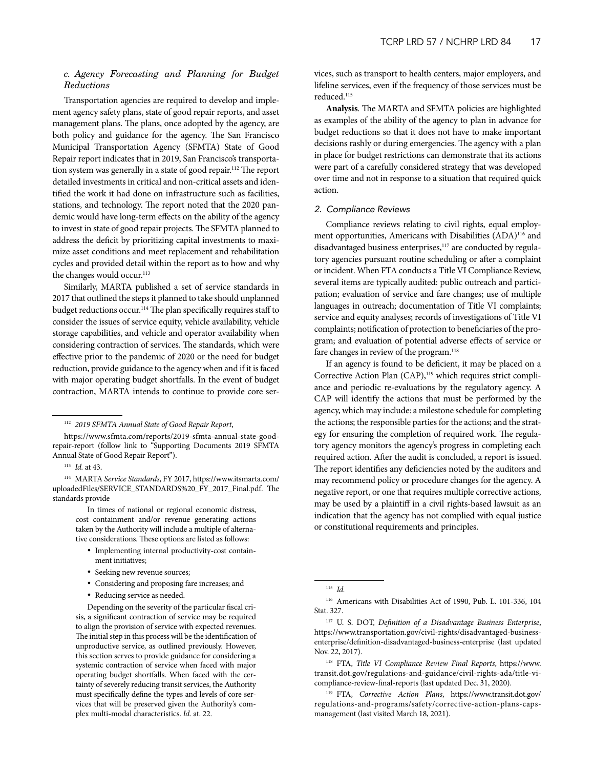### c. Agency Forecasting and Planning for Budget Reductions

Transportation agencies are required to develop and implement agency safety plans, state of good repair reports, and asset management plans. The plans, once adopted by the agency, are both policy and guidance for the agency. The San Francisco Municipal Transportation Agency (SFMTA) State of Good Repair report indicates that in 2019, San Francisco's transportation system was generally in a state of good repair.[112] The report detailed investments in critical and non-critical assets and identified the work it had done on infrastructure such as facilities, stations, and technology. The report noted that the 2020 pandemic would have long-term effects on the ability of the agency to invest in state of good repair projects. The SFMTA planned to address the deficit by prioritizing capital investments to maximize asset conditions and meet replacement and rehabilitation cycles and provided detail within the report as to how and why the changes would occur.[113]

Similarly, MARTA published a set of service standards in 2017 that outlined the steps it planned to take should unplanned budget reductions occur.[114] The plan specifically requires staff to consider the issues of service equity, vehicle availability, vehicle storage capabilities, and vehicle and operator availability when considering contraction of services. The standards, which were effective prior to the pandemic of 2020 or the need for budget reduction, provide guidance to the agency when and if it is faced with major operating budget shortfalls. In the event of budget contraction, MARTA intends to continue to provide core services, such as transport to health centers, major employers, and lifeline services, even if the frequency of those services must be reduced.[115]

**Analysis**. The MARTA and SFMTA policies are highlighted as examples of the ability of the agency to plan in advance for budget reductions so that it does not have to make important decisions rashly or during emergencies. The agency with a plan in place for budget restrictions can demonstrate that its actions were part of a carefully considered strategy that was developed over time and not in response to a situation that required quick action.

### 2. Compliance Reviews

Compliance reviews relating to civil rights, equal employment opportunities, Americans with Disabilities (ADA)[116] and disadvantaged business enterprises,[117] are conducted by regulatory agencies pursuant routine scheduling or after a complaint or incident. When FTA conducts a Title VI Compliance Review, several items are typically audited: public outreach and participation; evaluation of service and fare changes; use of multiple languages in outreach; documentation of Title VI complaints; service and equity analyses; records of investigations of Title VI complaints; notification of protection to beneficiaries of the program; and evaluation of potential adverse effects of service or fare changes in review of the program.[118]

If an agency is found to be deficient, it may be placed on a Corrective Action Plan (CAP),[119] which requires strict compliance and periodic re-evaluations by the regulatory agency. A CAP will identify the actions that must be performed by the agency, which may include: a milestone schedule for completing the actions; the responsible parties for the actions; and the strategy for ensuring the completion of required work. The regulatory agency monitors the agency's progress in completing each required action. After the audit is concluded, a report is issued. The report identifies any deficiencies noted by the auditors and may recommend policy or procedure changes for the agency. A negative report, or one that requires multiple corrective actions, may be used by a plaintiff in a civil rights-based lawsuit as an indication that the agency has not complied with equal justice or constitutional requirements and principles.

---

[112] *2019 SFMTA Annual State of Good Repair Report*, https://www.sfmta.com/reports/2019-sfmta-annual-state-good-repair-report (follow link to "Supporting Documents 2019 SFMTA Annual State of Good Repair Report").

[113] *Id.* at 43.

[114] MARTA *Service Standards*, FY 2017, https://www.itsmarta.com/uploadedFiles/SERVICE_STANDARDS%20_FY_2017_Final.pdf. The standards provide

> In times of national or regional economic distress, cost containment and/or revenue generating actions taken by the Authority will include a multiple of alternative considerations. These options are listed as follows:
>
> - Implementing internal productivity-cost containment initiatives;
> - Seeking new revenue sources;
> - Considering and proposing fare increases; and
> - Reducing service as needed.
>
> Depending on the severity of the particular fiscal crisis, a significant contraction of service may be required to align the provision of service with expected revenues. The initial step in this process will be the identification of unproductive service, as outlined previously. However, this section serves to provide guidance for considering a systemic contraction of service when faced with major operating budget shortfalls. When faced with the certainty of severely reducing transit services, the Authority must specifically define the types and levels of core services that will be preserved given the Authority's complex multi-modal characteristics. *Id.* at. 22.

[115] *Id.*

[116] Americans with Disabilities Act of 1990, Pub. L. 101-336, 104 Stat. 327.

[117] U. S. DOT, *Definition of a Disadvantage Business Enterprise*, https://www.transportation.gov/civil-rights/disadvantaged-business-enterprise/definition-disadvantaged-business-enterprise (last updated Nov. 22, 2017).

[118] FTA, *Title VI Compliance Review Final Reports*, https://www.transit.dot.gov/regulations-and-guidance/civil-rights-ada/title-vi-compliance-review-final-reports (last updated Dec. 31, 2020).

[119] FTA, *Corrective Action Plans*, https://www.transit.dot.gov/regulations-and-programs/safety/corrective-action-plans-caps-management (last visited March 18, 2021).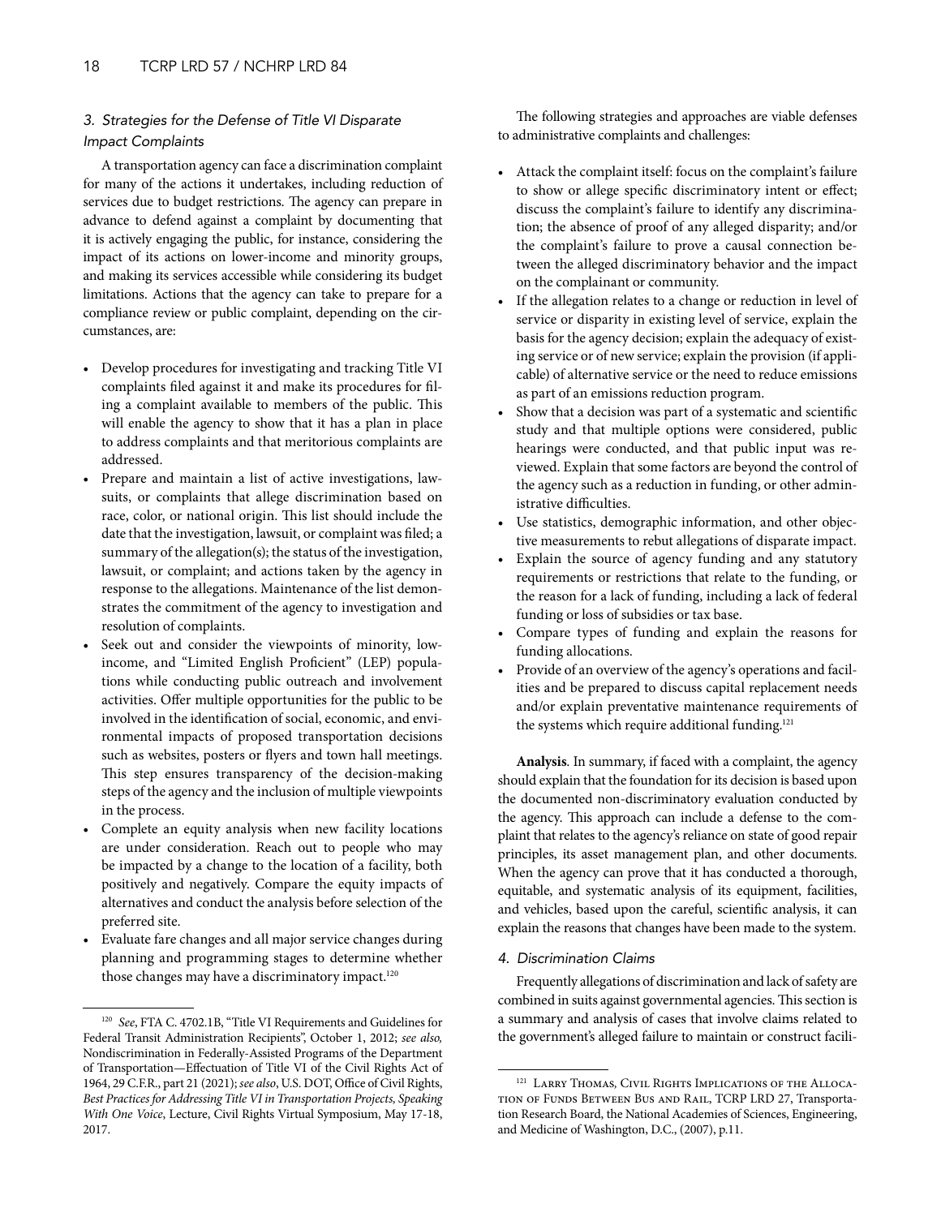### *3. Strategies for the Defense of Title VI Disparate Impact Complaints*

A transportation agency can face a discrimination complaint for many of the actions it undertakes, including reduction of services due to budget restrictions. The agency can prepare in advance to defend against a complaint by documenting that it is actively engaging the public, for instance, considering the impact of its actions on lower-income and minority groups, and making its services accessible while considering its budget limitations. Actions that the agency can take to prepare for a compliance review or public complaint, depending on the circumstances, are:

- Develop procedures for investigating and tracking Title VI complaints filed against it and make its procedures for filing a complaint available to members of the public. This will enable the agency to show that it has a plan in place to address complaints and that meritorious complaints are addressed.
- Prepare and maintain a list of active investigations, lawsuits, or complaints that allege discrimination based on race, color, or national origin. This list should include the date that the investigation, lawsuit, or complaint was filed; a summary of the allegation(s); the status of the investigation, lawsuit, or complaint; and actions taken by the agency in response to the allegations. Maintenance of the list demonstrates the commitment of the agency to investigation and resolution of complaints.
- Seek out and consider the viewpoints of minority, low-income, and "Limited English Proficient" (LEP) populations while conducting public outreach and involvement activities. Offer multiple opportunities for the public to be involved in the identification of social, economic, and environmental impacts of proposed transportation decisions such as websites, posters or flyers and town hall meetings. This step ensures transparency of the decision-making steps of the agency and the inclusion of multiple viewpoints in the process.
- Complete an equity analysis when new facility locations are under consideration. Reach out to people who may be impacted by a change to the location of a facility, both positively and negatively. Compare the equity impacts of alternatives and conduct the analysis before selection of the preferred site.
- Evaluate fare changes and all major service changes during planning and programming stages to determine whether those changes may have a discriminatory impact.[120]

The following strategies and approaches are viable defenses to administrative complaints and challenges:

- Attack the complaint itself: focus on the complaint's failure to show or allege specific discriminatory intent or effect; discuss the complaint's failure to identify any discrimination; the absence of proof of any alleged disparity; and/or the complaint's failure to prove a causal connection between the alleged discriminatory behavior and the impact on the complainant or community.
- If the allegation relates to a change or reduction in level of service or disparity in existing level of service, explain the basis for the agency decision; explain the adequacy of existing service or of new service; explain the provision (if applicable) of alternative service or the need to reduce emissions as part of an emissions reduction program.
- Show that a decision was part of a systematic and scientific study and that multiple options were considered, public hearings were conducted, and that public input was reviewed. Explain that some factors are beyond the control of the agency such as a reduction in funding, or other administrative difficulties.
- Use statistics, demographic information, and other objective measurements to rebut allegations of disparate impact.
- Explain the source of agency funding and any statutory requirements or restrictions that relate to the funding, or the reason for a lack of funding, including a lack of federal funding or loss of subsidies or tax base.
- Compare types of funding and explain the reasons for funding allocations.
- Provide of an overview of the agency's operations and facilities and be prepared to discuss capital replacement needs and/or explain preventative maintenance requirements of the systems which require additional funding.[121]

**Analysis**. In summary, if faced with a complaint, the agency should explain that the foundation for its decision is based upon the documented non-discriminatory evaluation conducted by the agency. This approach can include a defense to the complaint that relates to the agency's reliance on state of good repair principles, its asset management plan, and other documents. When the agency can prove that it has conducted a thorough, equitable, and systematic analysis of its equipment, facilities, and vehicles, based upon the careful, scientific analysis, it can explain the reasons that changes have been made to the system.

### *4. Discrimination Claims*

Frequently allegations of discrimination and lack of safety are combined in suits against governmental agencies. This section is a summary and analysis of cases that involve claims related to the government's alleged failure to maintain or construct facili-

---

[120] *See*, FTA C. 4702.1B, "Title VI Requirements and Guidelines for Federal Transit Administration Recipients", October 1, 2012; *see also,* Nondiscrimination in Federally-Assisted Programs of the Department of Transportation—Effectuation of Title VI of the Civil Rights Act of 1964, 29 C.F.R., part 21 (2021); *see also*, U.S. DOT, Office of Civil Rights, *Best Practices for Addressing Title VI in Transportation Projects, Speaking With One Voice*, Lecture, Civil Rights Virtual Symposium, May 17-18, 2017.

[121] Larry Thomas, Civil Rights Implications of the Allocation of Funds Between Bus and Rail, TCRP LRD 27, Transportation Research Board, the National Academies of Sciences, Engineering, and Medicine of Washington, D.C., (2007), p.11.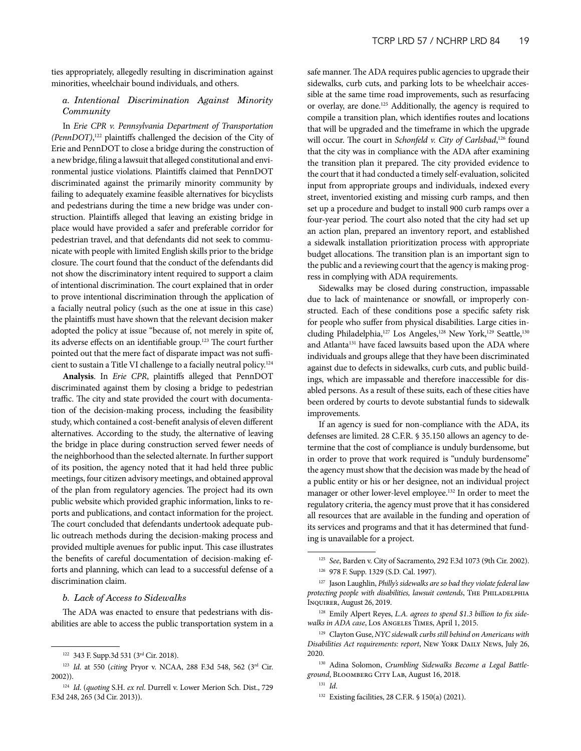ties appropriately, allegedly resulting in discrimination against minorities, wheelchair bound individuals, and others.

#### *a. Intentional Discrimination Against Minority Community*

In *Erie CPR v. Pennsylvania Department of Transportation (PennDOT)*,[122] plaintiffs challenged the decision of the City of Erie and PennDOT to close a bridge during the construction of a new bridge, filing a lawsuit that alleged constitutional and environmental justice violations. Plaintiffs claimed that PennDOT discriminated against the primarily minority community by failing to adequately examine feasible alternatives for bicyclists and pedestrians during the time a new bridge was under construction. Plaintiffs alleged that leaving an existing bridge in place would have provided a safer and preferable corridor for pedestrian travel, and that defendants did not seek to communicate with people with limited English skills prior to the bridge closure. The court found that the conduct of the defendants did not show the discriminatory intent required to support a claim of intentional discrimination. The court explained that in order to prove intentional discrimination through the application of a facially neutral policy (such as the one at issue in this case) the plaintiffs must have shown that the relevant decision maker adopted the policy at issue "because of, not merely in spite of, its adverse effects on an identifiable group.[123] The court further pointed out that the mere fact of disparate impact was not sufficient to sustain a Title VI challenge to a facially neutral policy.[124]

**Analysis**. In *Erie CPR*, plaintiffs alleged that PennDOT discriminated against them by closing a bridge to pedestrian traffic. The city and state provided the court with documentation of the decision-making process, including the feasibility study, which contained a cost-benefit analysis of eleven different alternatives. According to the study, the alternative of leaving the bridge in place during construction served fewer needs of the neighborhood than the selected alternate. In further support of its position, the agency noted that it had held three public meetings, four citizen advisory meetings, and obtained approval of the plan from regulatory agencies. The project had its own public website which provided graphic information, links to reports and publications, and contact information for the project. The court concluded that defendants undertook adequate public outreach methods during the decision-making process and provided multiple avenues for public input. This case illustrates the benefits of careful documentation of decision-making efforts and planning, which can lead to a successful defense of a discrimination claim.

#### *b. Lack of Access to Sidewalks*

The ADA was enacted to ensure that pedestrians with disabilities are able to access the public transportation system in a safe manner. The ADA requires public agencies to upgrade their sidewalks, curb cuts, and parking lots to be wheelchair accessible at the same time road improvements, such as resurfacing or overlay, are done.[125] Additionally, the agency is required to compile a transition plan, which identifies routes and locations that will be upgraded and the timeframe in which the upgrade will occur. The court in *Schonfeld v. City of Carlsbad*,[126] found that the city was in compliance with the ADA after examining the transition plan it prepared. The city provided evidence to the court that it had conducted a timely self-evaluation, solicited input from appropriate groups and individuals, indexed every street, inventoried existing and missing curb ramps, and then set up a procedure and budget to install 900 curb ramps over a four-year period. The court also noted that the city had set up an action plan, prepared an inventory report, and established a sidewalk installation prioritization process with appropriate budget allocations. The transition plan is an important sign to the public and a reviewing court that the agency is making progress in complying with ADA requirements.

Sidewalks may be closed during construction, impassable due to lack of maintenance or snowfall, or improperly constructed. Each of these conditions pose a specific safety risk for people who suffer from physical disabilities. Large cities including Philadelphia,[127] Los Angeles,[128] New York,[129] Seattle,[130] and Atlanta[131] have faced lawsuits based upon the ADA where individuals and groups allege that they have been discriminated against due to defects in sidewalks, curb cuts, and public buildings, which are impassable and therefore inaccessible for disabled persons. As a result of these suits, each of these cities have been ordered by courts to devote substantial funds to sidewalk improvements.

If an agency is sued for non-compliance with the ADA, its defenses are limited. 28 C.F.R. § 35.150 allows an agency to determine that the cost of compliance is unduly burdensome, but in order to prove that work required is "unduly burdensome" the agency must show that the decision was made by the head of a public entity or his or her designee, not an individual project manager or other lower-level employee.[132] In order to meet the regulatory criteria, the agency must prove that it has considered all resources that are available in the funding and operation of its services and programs and that it has determined that funding is unavailable for a project.

---

[122] 343 F. Supp.3d 531 (3rd Cir. 2018).

[123] *Id*. at 550 (*citing* Pryor v. NCAA, 288 F.3d 548, 562 (3rd Cir. 2002)).

[124] *Id*. (*quoting* S.H. *ex rel*. Durrell v. Lower Merion Sch. Dist., 729 F.3d 248, 265 (3d Cir. 2013)).

[125] *See*, Barden v. City of Sacramento, 292 F.3d 1073 (9th Cir. 2002).

[126] 978 F. Supp. 1329 (S.D. Cal. 1997).

[127] Jason Laughlin, *Philly's sidewalks are so bad they violate federal law protecting people with disabilities, lawsuit contends*, The Philadelphia Inquirer, August 26, 2019.

[128] Emily Alpert Reyes, *L.A. agrees to spend $1.3 billion to fix sidewalks in ADA case*, Los Angeles Times, April 1, 2015.

[129] Clayton Guse, *NYC sidewalk curbs still behind on Americans with Disabilities Act requirements: report*, New York Daily News, July 26, 2020.

[130] Adina Solomon, *Crumbling Sidewalks Become a Legal Battleground*, Bloomberg City Lab, August 16, 2018.

[131] *Id*.

[132] Existing facilities, 28 C.F.R. § 150(a) (2021).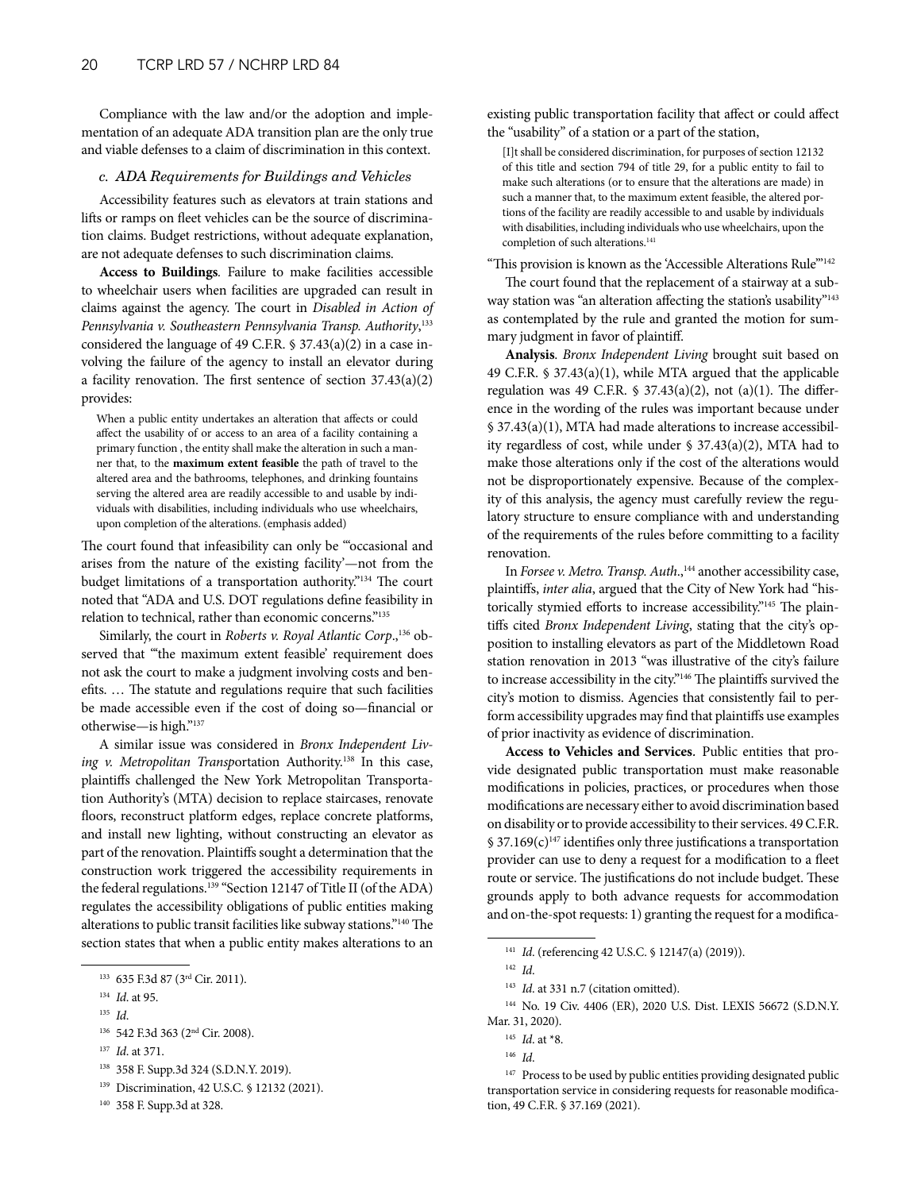Compliance with the law and/or the adoption and implementation of an adequate ADA transition plan are the only true and viable defenses to a claim of discrimination in this context.

### *c. ADA Requirements for Buildings and Vehicles*

Accessibility features such as elevators at train stations and lifts or ramps on fleet vehicles can be the source of discrimination claims. Budget restrictions, without adequate explanation, are not adequate defenses to such discrimination claims.

**Access to Buildings**. Failure to make facilities accessible to wheelchair users when facilities are upgraded can result in claims against the agency. The court in *Disabled in Action of Pennsylvania v. Southeastern Pennsylvania Transp. Authority*,[133] considered the language of 49 C.F.R. § 37.43(a)(2) in a case involving the failure of the agency to install an elevator during a facility renovation. The first sentence of section 37.43(a)(2) provides:

> When a public entity undertakes an alteration that affects or could affect the usability of or access to an area of a facility containing a primary function , the entity shall make the alteration in such a manner that, to the **maximum extent feasible** the path of travel to the altered area and the bathrooms, telephones, and drinking fountains serving the altered area are readily accessible to and usable by individuals with disabilities, including individuals who use wheelchairs, upon completion of the alterations. (emphasis added)

The court found that infeasibility can only be "'occasional and arises from the nature of the existing facility'—not from the budget limitations of a transportation authority."[134] The court noted that "ADA and U.S. DOT regulations define feasibility in relation to technical, rather than economic concerns."[135]

Similarly, the court in *Roberts v. Royal Atlantic Corp*.,[136] observed that "'the maximum extent feasible' requirement does not ask the court to make a judgment involving costs and benefits. … The statute and regulations require that such facilities be made accessible even if the cost of doing so—financial or otherwise—is high."[137]

A similar issue was considered in *Bronx Independent Living v. Metropolitan Transp*ortation Authority.[138] In this case, plaintiffs challenged the New York Metropolitan Transportation Authority's (MTA) decision to replace staircases, renovate floors, reconstruct platform edges, replace concrete platforms, and install new lighting, without constructing an elevator as part of the renovation. Plaintiffs sought a determination that the construction work triggered the accessibility requirements in the federal regulations.[139] "Section 12147 of Title II (of the ADA) regulates the accessibility obligations of public entities making alterations to public transit facilities like subway stations."[140] The section states that when a public entity makes alterations to an existing public transportation facility that affect or could affect the "usability" of a station or a part of the station,

> [I]t shall be considered discrimination, for purposes of section 12132 of this title and section 794 of title 29, for a public entity to fail to make such alterations (or to ensure that the alterations are made) in such a manner that, to the maximum extent feasible, the altered portions of the facility are readily accessible to and usable by individuals with disabilities, including individuals who use wheelchairs, upon the completion of such alterations.[141]

"This provision is known as the 'Accessible Alterations Rule'"[142]

The court found that the replacement of a stairway at a subway station was "an alteration affecting the station's usability"[143] as contemplated by the rule and granted the motion for summary judgment in favor of plaintiff.

**Analysis**. *Bronx Independent Living* brought suit based on 49 C.F.R. § 37.43(a)(1), while MTA argued that the applicable regulation was 49 C.F.R. § 37.43(a)(2), not (a)(1). The difference in the wording of the rules was important because under § 37.43(a)(1), MTA had made alterations to increase accessibility regardless of cost, while under § 37.43(a)(2), MTA had to make those alterations only if the cost of the alterations would not be disproportionately expensive. Because of the complexity of this analysis, the agency must carefully review the regulatory structure to ensure compliance with and understanding of the requirements of the rules before committing to a facility renovation.

In *Forsee v. Metro. Transp. Auth*.,[144] another accessibility case, plaintiffs, *inter alia*, argued that the City of New York had "historically stymied efforts to increase accessibility."[145] The plaintiffs cited *Bronx Independent Living*, stating that the city's opposition to installing elevators as part of the Middletown Road station renovation in 2013 "was illustrative of the city's failure to increase accessibility in the city."[146] The plaintiffs survived the city's motion to dismiss. Agencies that consistently fail to perform accessibility upgrades may find that plaintiffs use examples of prior inactivity as evidence of discrimination.

**Access to Vehicles and Services**. Public entities that provide designated public transportation must make reasonable modifications in policies, practices, or procedures when those modifications are necessary either to avoid discrimination based on disability or to provide accessibility to their services. 49 C.F.R. § 37.169(c)[147] identifies only three justifications a transportation provider can use to deny a request for a modification to a fleet route or service. The justifications do not include budget. These grounds apply to both advance requests for accommodation and on-the-spot requests: 1) granting the request for a modifica-

---

[133] 635 F.3d 87 (3rd Cir. 2011).

[134] *Id*. at 95.

[135] *Id*.

[136] 542 F.3d 363 (2nd Cir. 2008).

[137] *Id*. at 371.

[138] 358 F. Supp.3d 324 (S.D.N.Y. 2019).

[139] Discrimination, 42 U.S.C. § 12132 (2021).

[140] 358 F. Supp.3d at 328.

[141] *Id*. (referencing 42 U.S.C. § 12147(a) (2019)).

[142] *Id*.

[143] *Id*. at 331 n.7 (citation omitted).

[144] No. 19 Civ. 4406 (ER), 2020 U.S. Dist. LEXIS 56672 (S.D.N.Y. Mar. 31, 2020).

[145] *Id*. at \*8.

[146] *Id*.

[147] Process to be used by public entities providing designated public transportation service in considering requests for reasonable modification, 49 C.F.R. § 37.169 (2021).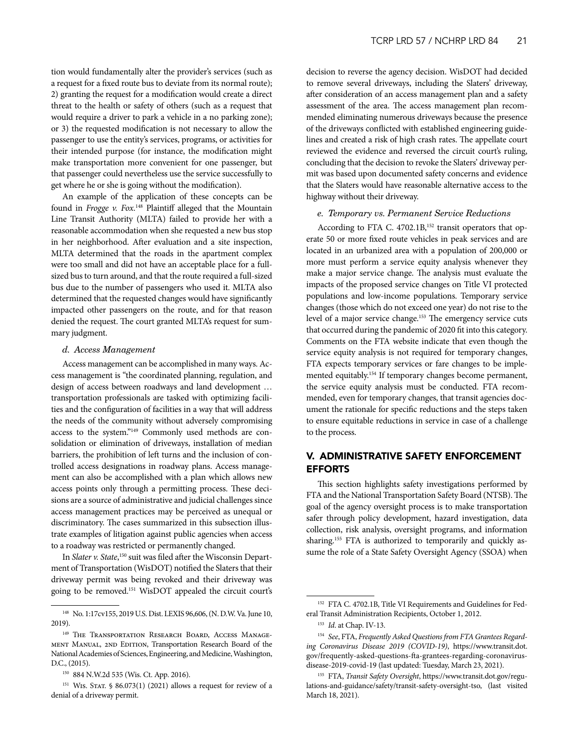tion would fundamentally alter the provider's services (such as a request for a fixed route bus to deviate from its normal route); 2) granting the request for a modification would create a direct threat to the health or safety of others (such as a request that would require a driver to park a vehicle in a no parking zone); or 3) the requested modification is not necessary to allow the passenger to use the entity's services, programs, or activities for their intended purpose (for instance, the modification might make transportation more convenient for one passenger, but that passenger could nevertheless use the service successfully to get where he or she is going without the modification).

An example of the application of these concepts can be found in *Frogge v. Fox*.[148] Plaintiff alleged that the Mountain Line Transit Authority (MLTA) failed to provide her with a reasonable accommodation when she requested a new bus stop in her neighborhood. After evaluation and a site inspection, MLTA determined that the roads in the apartment complex were too small and did not have an acceptable place for a full-sized bus to turn around, and that the route required a full-sized bus due to the number of passengers who used it. MLTA also determined that the requested changes would have significantly impacted other passengers on the route, and for that reason denied the request. The court granted MLTA's request for summary judgment.

#### *d. Access Management*

Access management can be accomplished in many ways. Access management is "the coordinated planning, regulation, and design of access between roadways and land development … transportation professionals are tasked with optimizing facilities and the configuration of facilities in a way that will address the needs of the community without adversely compromising access to the system."[149] Commonly used methods are consolidation or elimination of driveways, installation of median barriers, the prohibition of left turns and the inclusion of controlled access designations in roadway plans. Access management can also be accomplished with a plan which allows new access points only through a permitting process. These decisions are a source of administrative and judicial challenges since access management practices may be perceived as unequal or discriminatory. The cases summarized in this subsection illustrate examples of litigation against public agencies when access to a roadway was restricted or permanently changed.

In *Slater v. State*,[150] suit was filed after the Wisconsin Department of Transportation (WisDOT) notified the Slaters that their driveway permit was being revoked and their driveway was going to be removed.[151] WisDOT appealed the circuit court's decision to reverse the agency decision. WisDOT had decided to remove several driveways, including the Slaters' driveway, after consideration of an access management plan and a safety assessment of the area. The access management plan recommended eliminating numerous driveways because the presence of the driveways conflicted with established engineering guidelines and created a risk of high crash rates. The appellate court reviewed the evidence and reversed the circuit court's ruling, concluding that the decision to revoke the Slaters' driveway permit was based upon documented safety concerns and evidence that the Slaters would have reasonable alternative access to the highway without their driveway.

#### *e. Temporary vs. Permanent Service Reductions*

According to FTA C. 4702.1B,[152] transit operators that operate 50 or more fixed route vehicles in peak services and are located in an urbanized area with a population of 200,000 or more must perform a service equity analysis whenever they make a major service change. The analysis must evaluate the impacts of the proposed service changes on Title VI protected populations and low-income populations. Temporary service changes (those which do not exceed one year) do not rise to the level of a major service change.[153] The emergency service cuts that occurred during the pandemic of 2020 fit into this category. Comments on the FTA website indicate that even though the service equity analysis is not required for temporary changes, FTA expects temporary services or fare changes to be implemented equitably.[154] If temporary changes become permanent, the service equity analysis must be conducted. FTA recommended, even for temporary changes, that transit agencies document the rationale for specific reductions and the steps taken to ensure equitable reductions in service in case of a challenge to the process.

## V. ADMINISTRATIVE SAFETY ENFORCEMENT EFFORTS

This section highlights safety investigations performed by FTA and the National Transportation Safety Board (NTSB). The goal of the agency oversight process is to make transportation safer through policy development, hazard investigation, data collection, risk analysis, oversight programs, and information sharing.[155] FTA is authorized to temporarily and quickly assume the role of a State Safety Oversight Agency (SSOA) when

---

[148] No. 1:17cv155, 2019 U.S. Dist. LEXIS 96,606, (N. D.W. Va. June 10, 2019).

[149] The Transportation Research Board, Access Management Manual, 2nd Edition, Transportation Research Board of the National Academies of Sciences, Engineering, and Medicine, Washington, D.C., (2015).

[150] 884 N.W.2d 535 (Wis. Ct. App. 2016).

[151] Wis. Stat. § 86.073(1) (2021) allows a request for review of a denial of a driveway permit.

[152] FTA C. 4702.1B, Title VI Requirements and Guidelines for Federal Transit Administration Recipients, October 1, 2012.

[153] *Id*. at Chap. IV-13.

[154] *See*, FTA, *Frequently Asked Questions from FTA Grantees Regarding Coronavirus Disease 2019 (COVID-19)*, https://www.transit.dot.gov/frequently-asked-questions-fta-grantees-regarding-coronavirus-disease-2019-covid-19 (last updated: Tuesday, March 23, 2021).

[155] FTA, *Transit Safety Oversight*, https://www.transit.dot.gov/regulations-and-guidance/safety/transit-safety-oversight-tso, (last visited March 18, 2021).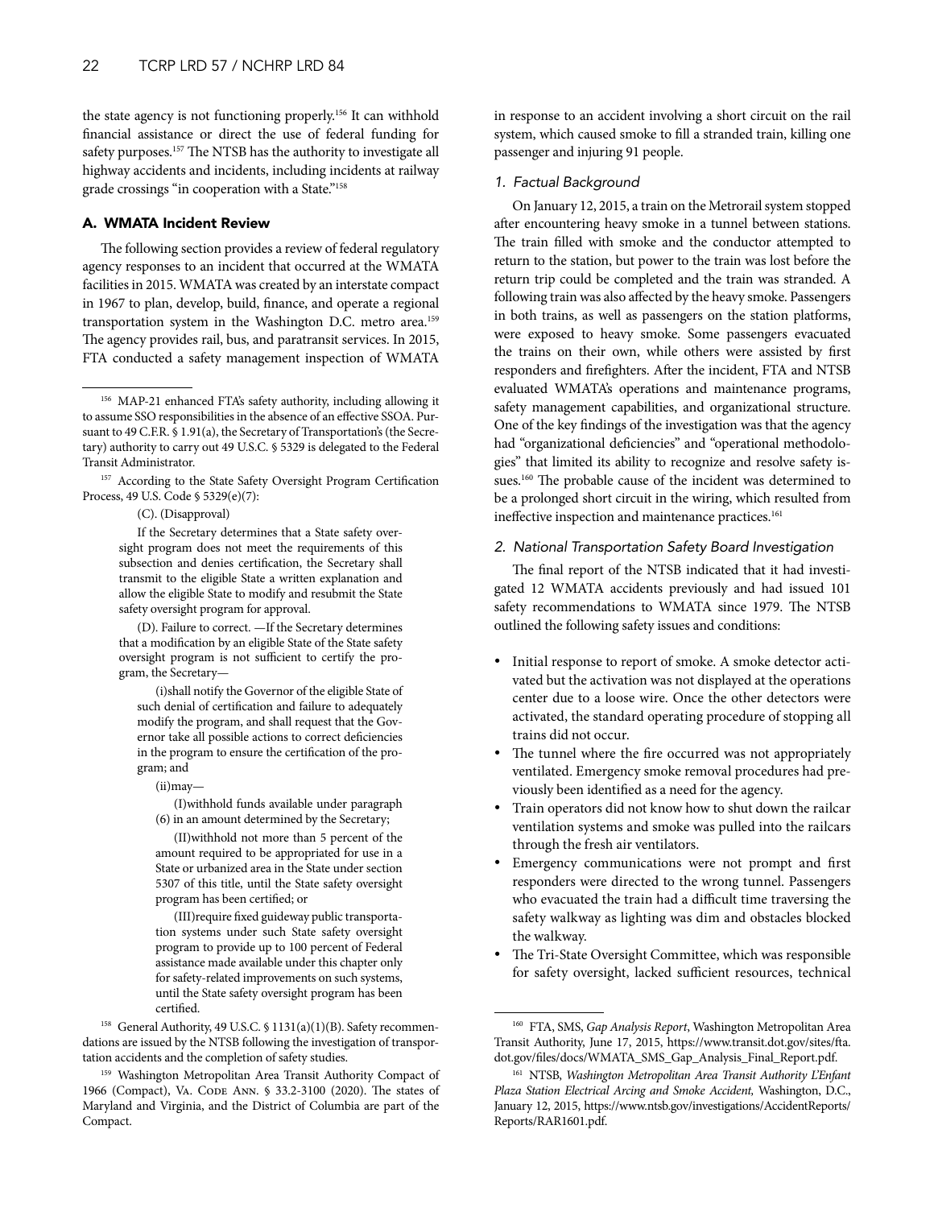the state agency is not functioning properly.[156] It can withhold financial assistance or direct the use of federal funding for safety purposes.[157] The NTSB has the authority to investigate all highway accidents and incidents, including incidents at railway grade crossings "in cooperation with a State."[158]

### A. WMATA Incident Review

The following section provides a review of federal regulatory agency responses to an incident that occurred at the WMATA facilities in 2015. WMATA was created by an interstate compact in 1967 to plan, develop, build, finance, and operate a regional transportation system in the Washington D.C. metro area.[159] The agency provides rail, bus, and paratransit services. In 2015, FTA conducted a safety management inspection of WMATA in response to an accident involving a short circuit on the rail system, which caused smoke to fill a stranded train, killing one passenger and injuring 91 people.

#### *1. Factual Background*

On January 12, 2015, a train on the Metrorail system stopped after encountering heavy smoke in a tunnel between stations. The train filled with smoke and the conductor attempted to return to the station, but power to the train was lost before the return trip could be completed and the train was stranded. A following train was also affected by the heavy smoke. Passengers in both trains, as well as passengers on the station platforms, were exposed to heavy smoke. Some passengers evacuated the trains on their own, while others were assisted by first responders and firefighters. After the incident, FTA and NTSB evaluated WMATA's operations and maintenance programs, safety management capabilities, and organizational structure. One of the key findings of the investigation was that the agency had "organizational deficiencies" and "operational methodologies" that limited its ability to recognize and resolve safety issues.[160] The probable cause of the incident was determined to be a prolonged short circuit in the wiring, which resulted from ineffective inspection and maintenance practices.[161]

#### *2. National Transportation Safety Board Investigation*

The final report of the NTSB indicated that it had investigated 12 WMATA accidents previously and had issued 101 safety recommendations to WMATA since 1979. The NTSB outlined the following safety issues and conditions:

- Initial response to report of smoke. A smoke detector activated but the activation was not displayed at the operations center due to a loose wire. Once the other detectors were activated, the standard operating procedure of stopping all trains did not occur.
- The tunnel where the fire occurred was not appropriately ventilated. Emergency smoke removal procedures had previously been identified as a need for the agency.
- Train operators did not know how to shut down the railcar ventilation systems and smoke was pulled into the railcars through the fresh air ventilators.
- Emergency communications were not prompt and first responders were directed to the wrong tunnel. Passengers who evacuated the train had a difficult time traversing the safety walkway as lighting was dim and obstacles blocked the walkway.
- The Tri-State Oversight Committee, which was responsible for safety oversight, lacked sufficient resources, technical

---

[156] MAP-21 enhanced FTA's safety authority, including allowing it to assume SSO responsibilities in the absence of an effective SSOA. Pursuant to 49 C.F.R. § 1.91(a), the Secretary of Transportation's (the Secretary) authority to carry out 49 U.S.C. § 5329 is delegated to the Federal Transit Administrator.

[157] According to the State Safety Oversight Program Certification Process, 49 U.S. Code § 5329(e)(7):

> (C). (Disapproval)
>
> If the Secretary determines that a State safety oversight program does not meet the requirements of this subsection and denies certification, the Secretary shall transmit to the eligible State a written explanation and allow the eligible State to modify and resubmit the State safety oversight program for approval.
>
> (D). Failure to correct. —If the Secretary determines that a modification by an eligible State of the State safety oversight program is not sufficient to certify the program, the Secretary—
>
> (i)shall notify the Governor of the eligible State of such denial of certification and failure to adequately modify the program, and shall request that the Governor take all possible actions to correct deficiencies in the program to ensure the certification of the program; and
>
> (ii)may—
>
> (I)withhold funds available under paragraph (6) in an amount determined by the Secretary;
>
> (II)withhold not more than 5 percent of the amount required to be appropriated for use in a State or urbanized area in the State under section 5307 of this title, until the State safety oversight program has been certified; or
>
> (III)require fixed guideway public transportation systems under such State safety oversight program to provide up to 100 percent of Federal assistance made available under this chapter only for safety-related improvements on such systems, until the State safety oversight program has been certified.

[158] General Authority, 49 U.S.C. § 1131(a)(1)(B). Safety recommendations are issued by the NTSB following the investigation of transportation accidents and the completion of safety studies.

[159] Washington Metropolitan Area Transit Authority Compact of 1966 (Compact), Va. Code Ann. § 33.2-3100 (2020). The states of Maryland and Virginia, and the District of Columbia are part of the Compact.

[160] FTA, SMS, *Gap Analysis Report*, Washington Metropolitan Area Transit Authority, June 17, 2015, https://www.transit.dot.gov/sites/fta.dot.gov/files/docs/WMATA_SMS_Gap_Analysis_Final_Report.pdf.

[161] NTSB, *Washington Metropolitan Area Transit Authority L'Enfant Plaza Station Electrical Arcing and Smoke Accident,* Washington, D.C., January 12, 2015, https://www.ntsb.gov/investigations/AccidentReports/Reports/RAR1601.pdf.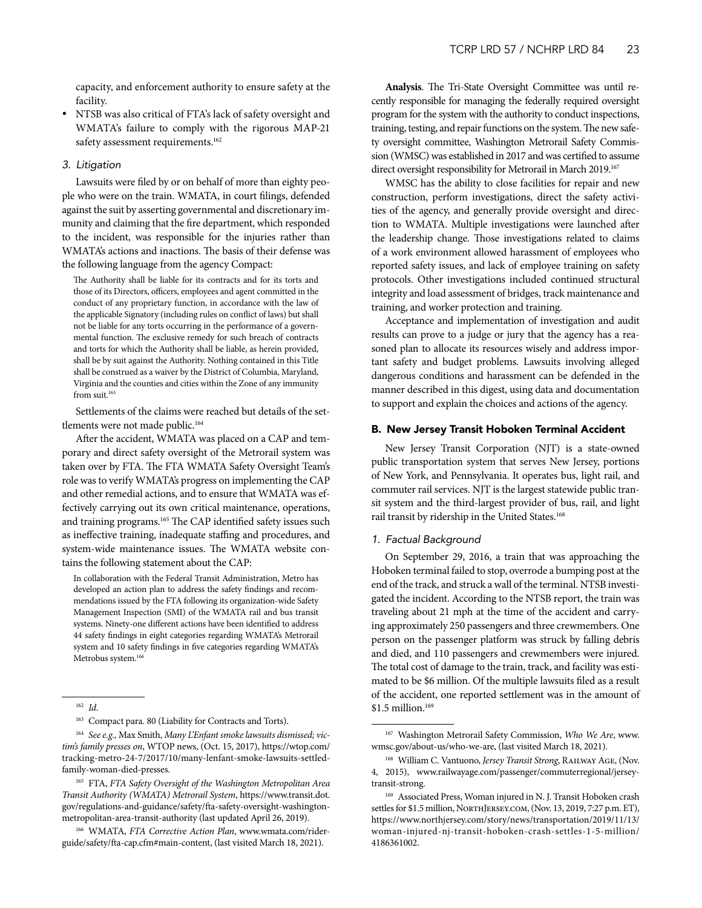capacity, and enforcement authority to ensure safety at the facility.

- NTSB was also critical of FTA's lack of safety oversight and WMATA's failure to comply with the rigorous MAP-21 safety assessment requirements.[162]

*3. Litigation*

Lawsuits were filed by or on behalf of more than eighty people who were on the train. WMATA, in court filings, defended against the suit by asserting governmental and discretionary immunity and claiming that the fire department, which responded to the incident, was responsible for the injuries rather than WMATA's actions and inactions. The basis of their defense was the following language from the agency Compact:

> The Authority shall be liable for its contracts and for its torts and those of its Directors, officers, employees and agent committed in the conduct of any proprietary function, in accordance with the law of the applicable Signatory (including rules on conflict of laws) but shall not be liable for any torts occurring in the performance of a governmental function. The exclusive remedy for such breach of contracts and torts for which the Authority shall be liable, as herein provided, shall be by suit against the Authority. Nothing contained in this Title shall be construed as a waiver by the District of Columbia, Maryland, Virginia and the counties and cities within the Zone of any immunity from suit.[163]

Settlements of the claims were reached but details of the settlements were not made public.[164]

After the accident, WMATA was placed on a CAP and temporary and direct safety oversight of the Metrorail system was taken over by FTA. The FTA WMATA Safety Oversight Team's role was to verify WMATA's progress on implementing the CAP and other remedial actions, and to ensure that WMATA was effectively carrying out its own critical maintenance, operations, and training programs.[165] The CAP identified safety issues such as ineffective training, inadequate staffing and procedures, and system-wide maintenance issues. The WMATA website contains the following statement about the CAP:

> In collaboration with the Federal Transit Administration, Metro has developed an action plan to address the safety findings and recommendations issued by the FTA following its organization-wide Safety Management Inspection (SMI) of the WMATA rail and bus transit systems. Ninety-one different actions have been identified to address 44 safety findings in eight categories regarding WMATA's Metrorail system and 10 safety findings in five categories regarding WMATA's Metrobus system.[166]

**Analysis**. The Tri-State Oversight Committee was until recently responsible for managing the federally required oversight program for the system with the authority to conduct inspections, training, testing, and repair functions on the system. The new safety oversight committee, Washington Metrorail Safety Commission (WMSC) was established in 2017 and was certified to assume direct oversight responsibility for Metrorail in March 2019.[167]

WMSC has the ability to close facilities for repair and new construction, perform investigations, direct the safety activities of the agency, and generally provide oversight and direction to WMATA. Multiple investigations were launched after the leadership change. Those investigations related to claims of a work environment allowed harassment of employees who reported safety issues, and lack of employee training on safety protocols. Other investigations included continued structural integrity and load assessment of bridges, track maintenance and training, and worker protection and training.

Acceptance and implementation of investigation and audit results can prove to a judge or jury that the agency has a reasoned plan to allocate its resources wisely and address important safety and budget problems. Lawsuits involving alleged dangerous conditions and harassment can be defended in the manner described in this digest, using data and documentation to support and explain the choices and actions of the agency.

### B. New Jersey Transit Hoboken Terminal Accident

New Jersey Transit Corporation (NJT) is a state-owned public transportation system that serves New Jersey, portions of New York, and Pennsylvania. It operates bus, light rail, and commuter rail services. NJT is the largest statewide public transit system and the third-largest provider of bus, rail, and light rail transit by ridership in the United States.[168]

*1. Factual Background*

On September 29, 2016, a train that was approaching the Hoboken terminal failed to stop, overrode a bumping post at the end of the track, and struck a wall of the terminal. NTSB investigated the incident. According to the NTSB report, the train was traveling about 21 mph at the time of the accident and carrying approximately 250 passengers and three crewmembers. One person on the passenger platform was struck by falling debris and died, and 110 passengers and crewmembers were injured. The total cost of damage to the train, track, and facility was estimated to be $6 million. Of the multiple lawsuits filed as a result of the accident, one reported settlement was in the amount of $1.5 million.[169]

---

[162] *Id.*

[163] Compact para. 80 (Liability for Contracts and Torts).

[164] *See e.g.,* Max Smith, *Many L'Enfant smoke lawsuits dismissed; victim's family presses on*, WTOP news, (Oct. 15, 2017), https://wtop.com/tracking-metro-24-7/2017/10/many-lenfant-smoke-lawsuits-settled-family-woman-died-presses.

[165] FTA, *FTA Safety Oversight of the Washington Metropolitan Area Transit Authority (WMATA) Metrorail System*, https://www.transit.dot.gov/regulations-and-guidance/safety/fta-safety-oversight-washington-metropolitan-area-transit-authority (last updated April 26, 2019).

[166] WMATA, *FTA Corrective Action Plan*, www.wmata.com/rider-guide/safety/fta-cap.cfm#main-content, (last visited March 18, 2021).

[167] Washington Metrorail Safety Commission, *Who We Are*, www.wmsc.gov/about-us/who-we-are, (last visited March 18, 2021).

[168] William C. Vantuono, *Jersey Transit Strong*, Railway Age, (Nov. 4, 2015), www.railwayage.com/passenger/commuterregional/jersey-transit-strong.

[169] Associated Press, Woman injured in N. J. Transit Hoboken crash settles for $1.5 million, NorthJersey.com, (Nov. 13, 2019, 7:27 p.m. ET), https://www.northjersey.com/story/news/transportation/2019/11/13/woman-injured-nj-transit-hoboken-crash-settles-1-5-million/4186361002.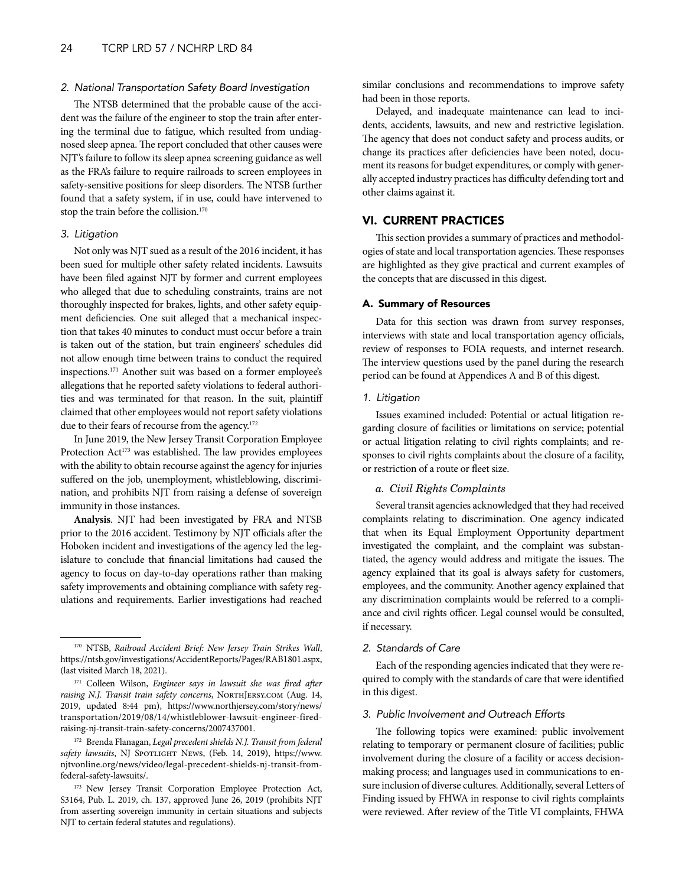### 2. National Transportation Safety Board Investigation

The NTSB determined that the probable cause of the accident was the failure of the engineer to stop the train after entering the terminal due to fatigue, which resulted from undiagnosed sleep apnea. The report concluded that other causes were NJT's failure to follow its sleep apnea screening guidance as well as the FRA's failure to require railroads to screen employees in safety-sensitive positions for sleep disorders. The NTSB further found that a safety system, if in use, could have intervened to stop the train before the collision.[170]

### 3. Litigation

Not only was NJT sued as a result of the 2016 incident, it has been sued for multiple other safety related incidents. Lawsuits have been filed against NJT by former and current employees who alleged that due to scheduling constraints, trains are not thoroughly inspected for brakes, lights, and other safety equipment deficiencies. One suit alleged that a mechanical inspection that takes 40 minutes to conduct must occur before a train is taken out of the station, but train engineers' schedules did not allow enough time between trains to conduct the required inspections.[171] Another suit was based on a former employee's allegations that he reported safety violations to federal authorities and was terminated for that reason. In the suit, plaintiff claimed that other employees would not report safety violations due to their fears of recourse from the agency.[172]

In June 2019, the New Jersey Transit Corporation Employee Protection Act[173] was established. The law provides employees with the ability to obtain recourse against the agency for injuries suffered on the job, unemployment, whistleblowing, discrimination, and prohibits NJT from raising a defense of sovereign immunity in those instances.

**Analysis**. NJT had been investigated by FRA and NTSB prior to the 2016 accident. Testimony by NJT officials after the Hoboken incident and investigations of the agency led the legislature to conclude that financial limitations had caused the agency to focus on day-to-day operations rather than making safety improvements and obtaining compliance with safety regulations and requirements. Earlier investigations had reached similar conclusions and recommendations to improve safety had been in those reports.

Delayed, and inadequate maintenance can lead to incidents, accidents, lawsuits, and new and restrictive legislation. The agency that does not conduct safety and process audits, or change its practices after deficiencies have been noted, document its reasons for budget expenditures, or comply with generally accepted industry practices has difficulty defending tort and other claims against it.

## VI. CURRENT PRACTICES

This section provides a summary of practices and methodologies of state and local transportation agencies. These responses are highlighted as they give practical and current examples of the concepts that are discussed in this digest.

### A. Summary of Resources

Data for this section was drawn from survey responses, interviews with state and local transportation agency officials, review of responses to FOIA requests, and internet research. The interview questions used by the panel during the research period can be found at Appendices A and B of this digest.

### 1. Litigation

Issues examined included: Potential or actual litigation regarding closure of facilities or limitations on service; potential or actual litigation relating to civil rights complaints; and responses to civil rights complaints about the closure of a facility, or restriction of a route or fleet size.

#### a. Civil Rights Complaints

Several transit agencies acknowledged that they had received complaints relating to discrimination. One agency indicated that when its Equal Employment Opportunity department investigated the complaint, and the complaint was substantiated, the agency would address and mitigate the issues. The agency explained that its goal is always safety for customers, employees, and the community. Another agency explained that any discrimination complaints would be referred to a compliance and civil rights officer. Legal counsel would be consulted, if necessary.

### 2. Standards of Care

Each of the responding agencies indicated that they were required to comply with the standards of care that were identified in this digest.

### 3. Public Involvement and Outreach Efforts

The following topics were examined: public involvement relating to temporary or permanent closure of facilities; public involvement during the closure of a facility or access decision-making process; and languages used in communications to ensure inclusion of diverse cultures. Additionally, several Letters of Finding issued by FHWA in response to civil rights complaints were reviewed. After review of the Title VI complaints, FHWA

---

[170] NTSB, *Railroad Accident Brief: New Jersey Train Strikes Wall*, https://ntsb.gov/investigations/AccidentReports/Pages/RAB1801.aspx, (last visited March 18, 2021).

[171] Colleen Wilson, *Engineer says in lawsuit she was fired after raising N.J. Transit train safety concerns*, NorthJersey.com (Aug. 14, 2019, updated 8:44 pm), https://www.northjersey.com/story/news/transportation/2019/08/14/whistleblower-lawsuit-engineer-fired-raising-nj-transit-train-safety-concerns/2007437001.

[172] Brenda Flanagan, *Legal precedent shields N.J. Transit from federal safety lawsuits*, NJ Spotlight News, (Feb. 14, 2019), https://www.njtvonline.org/news/video/legal-precedent-shields-nj-transit-from-federal-safety-lawsuits/.

[173] New Jersey Transit Corporation Employee Protection Act, S3164, Pub. L. 2019, ch. 137, approved June 26, 2019 (prohibits NJT from asserting sovereign immunity in certain situations and subjects NJT to certain federal statutes and regulations).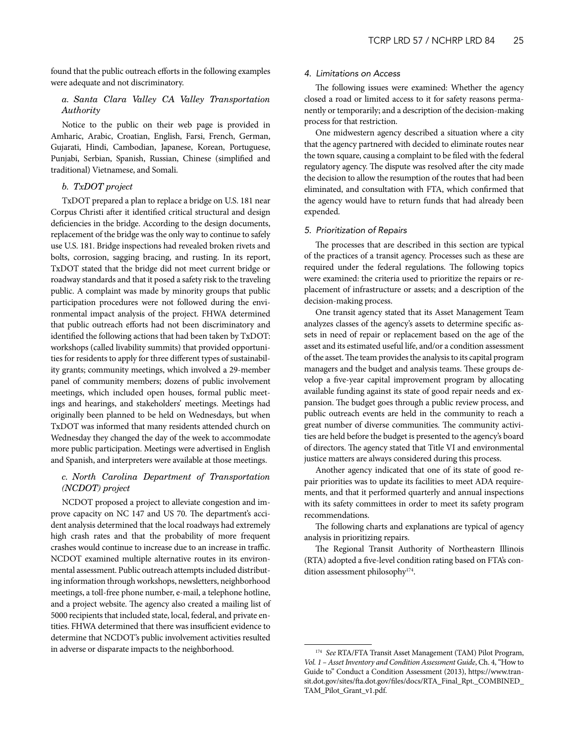found that the public outreach efforts in the following examples were adequate and not discriminatory.

#### *a. Santa Clara Valley CA Valley Transportation Authority*

Notice to the public on their web page is provided in Amharic, Arabic, Croatian, English, Farsi, French, German, Gujarati, Hindi, Cambodian, Japanese, Korean, Portuguese, Punjabi, Serbian, Spanish, Russian, Chinese (simplified and traditional) Vietnamese, and Somali.

#### *b. TxDOT project*

TxDOT prepared a plan to replace a bridge on U.S. 181 near Corpus Christi after it identified critical structural and design deficiencies in the bridge. According to the design documents, replacement of the bridge was the only way to continue to safely use U.S. 181. Bridge inspections had revealed broken rivets and bolts, corrosion, sagging bracing, and rusting. In its report, TxDOT stated that the bridge did not meet current bridge or roadway standards and that it posed a safety risk to the traveling public. A complaint was made by minority groups that public participation procedures were not followed during the environmental impact analysis of the project. FHWA determined that public outreach efforts had not been discriminatory and identified the following actions that had been taken by TxDOT: workshops (called livability summits) that provided opportunities for residents to apply for three different types of sustainability grants; community meetings, which involved a 29-member panel of community members; dozens of public involvement meetings, which included open houses, formal public meetings and hearings, and stakeholders' meetings. Meetings had originally been planned to be held on Wednesdays, but when TxDOT was informed that many residents attended church on Wednesday they changed the day of the week to accommodate more public participation. Meetings were advertised in English and Spanish, and interpreters were available at those meetings.

#### *c. North Carolina Department of Transportation (NCDOT) project*

NCDOT proposed a project to alleviate congestion and improve capacity on NC 147 and US 70. The department's accident analysis determined that the local roadways had extremely high crash rates and that the probability of more frequent crashes would continue to increase due to an increase in traffic. NCDOT examined multiple alternative routes in its environmental assessment. Public outreach attempts included distributing information through workshops, newsletters, neighborhood meetings, a toll-free phone number, e-mail, a telephone hotline, and a project website. The agency also created a mailing list of 5000 recipients that included state, local, federal, and private entities. FHWA determined that there was insufficient evidence to determine that NCDOT's public involvement activities resulted in adverse or disparate impacts to the neighborhood.

### *4. Limitations on Access*

The following issues were examined: Whether the agency closed a road or limited access to it for safety reasons permanently or temporarily; and a description of the decision-making process for that restriction.

One midwestern agency described a situation where a city that the agency partnered with decided to eliminate routes near the town square, causing a complaint to be filed with the federal regulatory agency. The dispute was resolved after the city made the decision to allow the resumption of the routes that had been eliminated, and consultation with FTA, which confirmed that the agency would have to return funds that had already been expended.

### *5. Prioritization of Repairs*

The processes that are described in this section are typical of the practices of a transit agency. Processes such as these are required under the federal regulations. The following topics were examined: the criteria used to prioritize the repairs or replacement of infrastructure or assets; and a description of the decision-making process.

One transit agency stated that its Asset Management Team analyzes classes of the agency's assets to determine specific assets in need of repair or replacement based on the age of the asset and its estimated useful life, and/or a condition assessment of the asset. The team provides the analysis to its capital program managers and the budget and analysis teams. These groups develop a five-year capital improvement program by allocating available funding against its state of good repair needs and expansion. The budget goes through a public review process, and public outreach events are held in the community to reach a great number of diverse communities. The community activities are held before the budget is presented to the agency's board of directors. The agency stated that Title VI and environmental justice matters are always considered during this process.

Another agency indicated that one of its state of good repair priorities was to update its facilities to meet ADA requirements, and that it performed quarterly and annual inspections with its safety committees in order to meet its safety program recommendations.

The following charts and explanations are typical of agency analysis in prioritizing repairs.

The Regional Transit Authority of Northeastern Illinois (RTA) adopted a five-level condition rating based on FTA's condition assessment philosophy[174].

---

[174] *See* RTA/FTA Transit Asset Management (TAM) Pilot Program, *Vol. 1 – Asset Inventory and Condition Assessment Guide*, Ch. 4, "How to Guide to" Conduct a Condition Assessment (2013), https://www.transit.dot.gov/sites/fta.dot.gov/files/docs/RTA_Final_Rpt._COMBINED_TAM_Pilot_Grant_v1.pdf.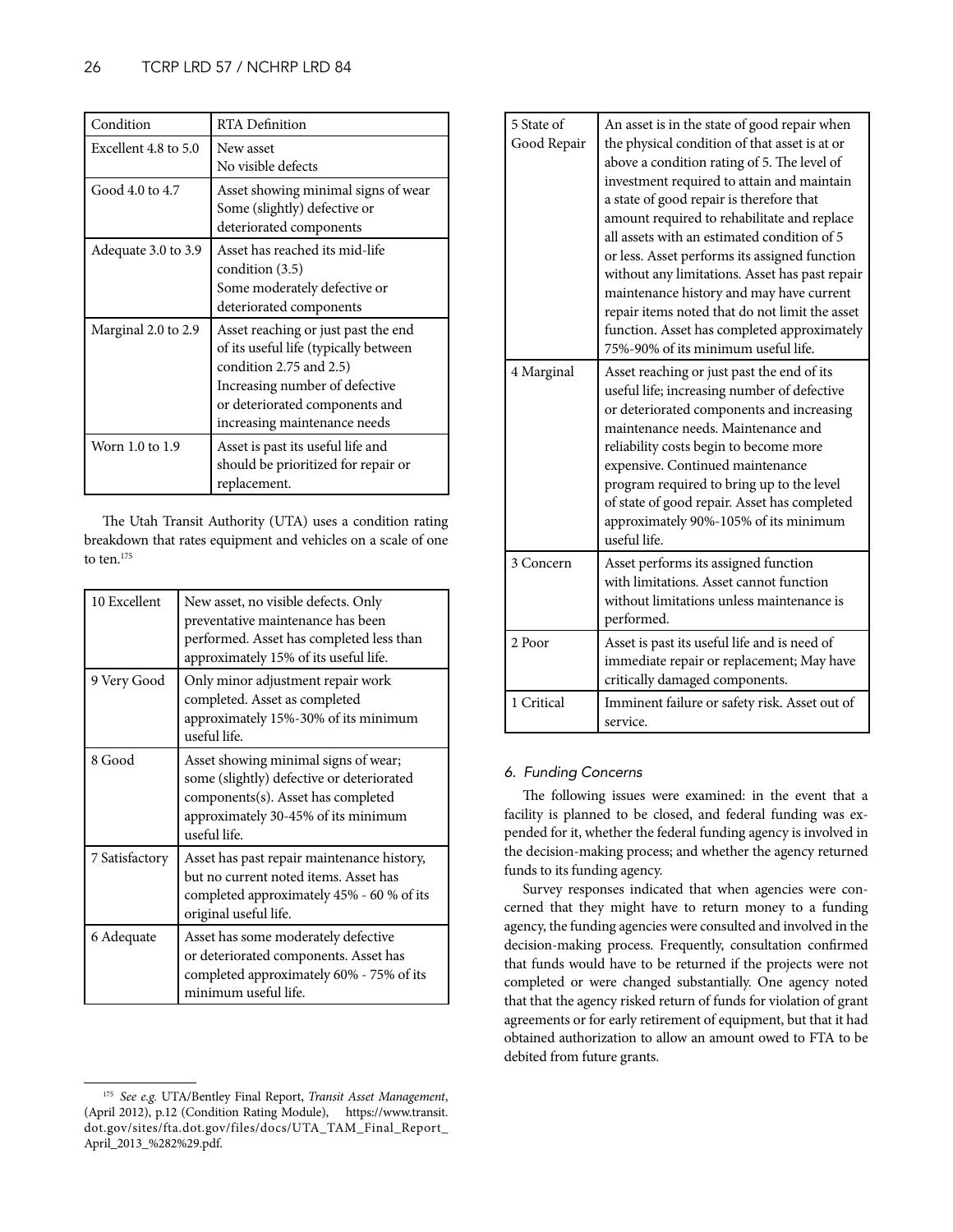| Condition | RTA Definition |
|---|---|
| Excellent 4.8 to 5.0 | New asset<br>No visible defects |
| Good 4.0 to 4.7 | Asset showing minimal signs of wear<br>Some (slightly) defective or deteriorated components |
| Adequate 3.0 to 3.9 | Asset has reached its mid-life condition (3.5)<br>Some moderately defective or deteriorated components |
| Marginal 2.0 to 2.9 | Asset reaching or just past the end of its useful life (typically between condition 2.75 and 2.5)<br>Increasing number of defective or deteriorated components and increasing maintenance needs |
| Worn 1.0 to 1.9 | Asset is past its useful life and should be prioritized for repair or replacement. |

The Utah Transit Authority (UTA) uses a condition rating breakdown that rates equipment and vehicles on a scale of one to ten.[175]

| | |
|---|---|
| 10 Excellent | New asset, no visible defects. Only preventative maintenance has been performed. Asset has completed less than approximately 15% of its useful life. |
| 9 Very Good | Only minor adjustment repair work completed. Asset as completed approximately 15%-30% of its minimum useful life. |
| 8 Good | Asset showing minimal signs of wear; some (slightly) defective or deteriorated components(s). Asset has completed approximately 30-45% of its minimum useful life. |
| 7 Satisfactory | Asset has past repair maintenance history, but no current noted items. Asset has completed approximately 45% - 60 % of its original useful life. |
| 6 Adequate | Asset has some moderately defective or deteriorated components. Asset has completed approximately 60% - 75% of its minimum useful life. |
| 5 State of Good Repair | An asset is in the state of good repair when the physical condition of that asset is at or above a condition rating of 5. The level of investment required to attain and maintain a state of good repair is therefore that amount required to rehabilitate and replace all assets with an estimated condition of 5 or less. Asset performs its assigned function without any limitations. Asset has past repair maintenance history and may have current repair items noted that do not limit the asset function. Asset has completed approximately 75%-90% of its minimum useful life. |
| 4 Marginal | Asset reaching or just past the end of its useful life; increasing number of defective or deteriorated components and increasing maintenance needs. Maintenance and reliability costs begin to become more expensive. Continued maintenance program required to bring up to the level of state of good repair. Asset has completed approximately 90%-105% of its minimum useful life. |
| 3 Concern | Asset performs its assigned function with limitations. Asset cannot function without limitations unless maintenance is performed. |
| 2 Poor | Asset is past its useful life and is need of immediate repair or replacement; May have critically damaged components. |
| 1 Critical | Imminent failure or safety risk. Asset out of service. |

*6. Funding Concerns*

The following issues were examined: in the event that a facility is planned to be closed, and federal funding was expended for it, whether the federal funding agency is involved in the decision-making process; and whether the agency returned funds to its funding agency.

Survey responses indicated that when agencies were concerned that they might have to return money to a funding agency, the funding agencies were consulted and involved in the decision-making process. Frequently, consultation confirmed that funds would have to be returned if the projects were not completed or were changed substantially. One agency noted that that the agency risked return of funds for violation of grant agreements or for early retirement of equipment, but that it had obtained authorization to allow an amount owed to FTA to be debited from future grants.

---

[175] *See e.g.* UTA/Bentley Final Report, *Transit Asset Management*, (April 2012), p.12 (Condition Rating Module), https://www.transit.dot.gov/sites/fta.dot.gov/files/docs/UTA_TAM_Final_Report_April_2013_%282%29.pdf.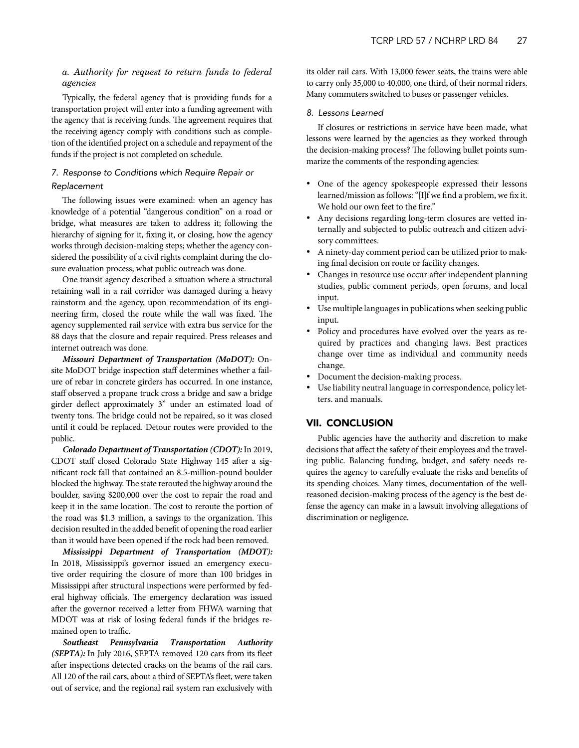#### *a. Authority for request to return funds to federal agencies*

Typically, the federal agency that is providing funds for a transportation project will enter into a funding agreement with the agency that is receiving funds. The agreement requires that the receiving agency comply with conditions such as completion of the identified project on a schedule and repayment of the funds if the project is not completed on schedule.

### *7. Response to Conditions which Require Repair or Replacement*

The following issues were examined: when an agency has knowledge of a potential "dangerous condition" on a road or bridge, what measures are taken to address it; following the hierarchy of signing for it, fixing it, or closing, how the agency works through decision-making steps; whether the agency considered the possibility of a civil rights complaint during the closure evaluation process; what public outreach was done.

One transit agency described a situation where a structural retaining wall in a rail corridor was damaged during a heavy rainstorm and the agency, upon recommendation of its engineering firm, closed the route while the wall was fixed. The agency supplemented rail service with extra bus service for the 88 days that the closure and repair required. Press releases and internet outreach was done.

***Missouri Department of Transportation (MoDOT):*** On-site MoDOT bridge inspection staff determines whether a failure of rebar in concrete girders has occurred. In one instance, staff observed a propane truck cross a bridge and saw a bridge girder deflect approximately 3" under an estimated load of twenty tons. The bridge could not be repaired, so it was closed until it could be replaced. Detour routes were provided to the public.

***Colorado Department of Transportation (CDOT):*** In 2019, CDOT staff closed Colorado State Highway 145 after a significant rock fall that contained an 8.5-million-pound boulder blocked the highway. The state rerouted the highway around the boulder, saving $200,000 over the cost to repair the road and keep it in the same location. The cost to reroute the portion of the road was $1.3 million, a savings to the organization. This decision resulted in the added benefit of opening the road earlier than it would have been opened if the rock had been removed.

***Mississippi Department of Transportation (MDOT):*** In 2018, Mississippi's governor issued an emergency executive order requiring the closure of more than 100 bridges in Mississippi after structural inspections were performed by federal highway officials. The emergency declaration was issued after the governor received a letter from FHWA warning that MDOT was at risk of losing federal funds if the bridges remained open to traffic.

***Southeast Pennsylvania Transportation Authority (SEPTA):*** In July 2016, SEPTA removed 120 cars from its fleet after inspections detected cracks on the beams of the rail cars. All 120 of the rail cars, about a third of SEPTA's fleet, were taken out of service, and the regional rail system ran exclusively with its older rail cars. With 13,000 fewer seats, the trains were able to carry only 35,000 to 40,000, one third, of their normal riders. Many commuters switched to buses or passenger vehicles.

### *8. Lessons Learned*

If closures or restrictions in service have been made, what lessons were learned by the agencies as they worked through the decision-making process? The following bullet points summarize the comments of the responding agencies:

- One of the agency spokespeople expressed their lessons learned/mission as follows: "[I]f we find a problem, we fix it. We hold our own feet to the fire."
- Any decisions regarding long-term closures are vetted internally and subjected to public outreach and citizen advisory committees.
- A ninety-day comment period can be utilized prior to making final decision on route or facility changes.
- Changes in resource use occur after independent planning studies, public comment periods, open forums, and local input.
- Use multiple languages in publications when seeking public input.
- Policy and procedures have evolved over the years as required by practices and changing laws. Best practices change over time as individual and community needs change.
- Document the decision-making process.
- Use liability neutral language in correspondence, policy letters. and manuals.

## VII. CONCLUSION

Public agencies have the authority and discretion to make decisions that affect the safety of their employees and the traveling public. Balancing funding, budget, and safety needs requires the agency to carefully evaluate the risks and benefits of its spending choices. Many times, documentation of the well-reasoned decision-making process of the agency is the best defense the agency can make in a lawsuit involving allegations of discrimination or negligence.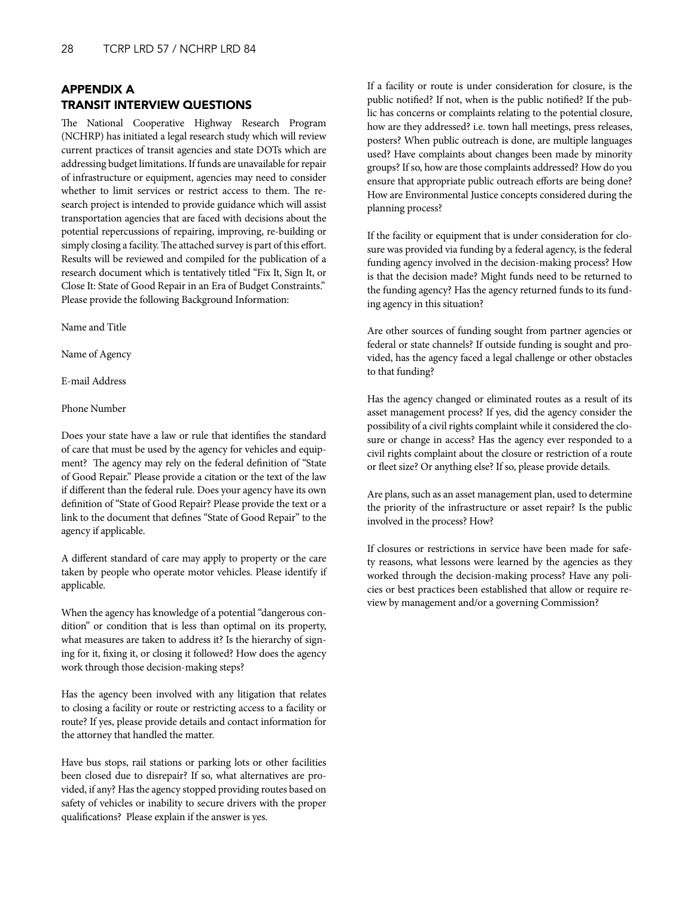## APPENDIX A
## TRANSIT INTERVIEW QUESTIONS

The National Cooperative Highway Research Program (NCHRP) has initiated a legal research study which will review current practices of transit agencies and state DOTs which are addressing budget limitations. If funds are unavailable for repair of infrastructure or equipment, agencies may need to consider whether to limit services or restrict access to them. The research project is intended to provide guidance which will assist transportation agencies that are faced with decisions about the potential repercussions of repairing, improving, re-building or simply closing a facility. The attached survey is part of this effort. Results will be reviewed and compiled for the publication of a research document which is tentatively titled "Fix It, Sign It, or Close It: State of Good Repair in an Era of Budget Constraints." Please provide the following Background Information:

Name and Title

Name of Agency

E-mail Address

Phone Number

Does your state have a law or rule that identifies the standard of care that must be used by the agency for vehicles and equipment? The agency may rely on the federal definition of "State of Good Repair." Please provide a citation or the text of the law if different than the federal rule. Does your agency have its own definition of "State of Good Repair? Please provide the text or a link to the document that defines "State of Good Repair" to the agency if applicable.

A different standard of care may apply to property or the care taken by people who operate motor vehicles. Please identify if applicable.

When the agency has knowledge of a potential "dangerous condition" or condition that is less than optimal on its property, what measures are taken to address it? Is the hierarchy of signing for it, fixing it, or closing it followed? How does the agency work through those decision-making steps?

Has the agency been involved with any litigation that relates to closing a facility or route or restricting access to a facility or route? If yes, please provide details and contact information for the attorney that handled the matter.

Have bus stops, rail stations or parking lots or other facilities been closed due to disrepair? If so, what alternatives are provided, if any? Has the agency stopped providing routes based on safety of vehicles or inability to secure drivers with the proper qualifications? Please explain if the answer is yes.

If a facility or route is under consideration for closure, is the public notified? If not, when is the public notified? If the public has concerns or complaints relating to the potential closure, how are they addressed? i.e. town hall meetings, press releases, posters? When public outreach is done, are multiple languages used? Have complaints about changes been made by minority groups? If so, how are those complaints addressed? How do you ensure that appropriate public outreach efforts are being done? How are Environmental Justice concepts considered during the planning process?

If the facility or equipment that is under consideration for closure was provided via funding by a federal agency, is the federal funding agency involved in the decision-making process? How is that the decision made? Might funds need to be returned to the funding agency? Has the agency returned funds to its funding agency in this situation?

Are other sources of funding sought from partner agencies or federal or state channels? If outside funding is sought and provided, has the agency faced a legal challenge or other obstacles to that funding?

Has the agency changed or eliminated routes as a result of its asset management process? If yes, did the agency consider the possibility of a civil rights complaint while it considered the closure or change in access? Has the agency ever responded to a civil rights complaint about the closure or restriction of a route or fleet size? Or anything else? If so, please provide details.

Are plans, such as an asset management plan, used to determine the priority of the infrastructure or asset repair? Is the public involved in the process? How?

If closures or restrictions in service have been made for safety reasons, what lessons were learned by the agencies as they worked through the decision-making process? Have any policies or best practices been established that allow or require review by management and/or a governing Commission?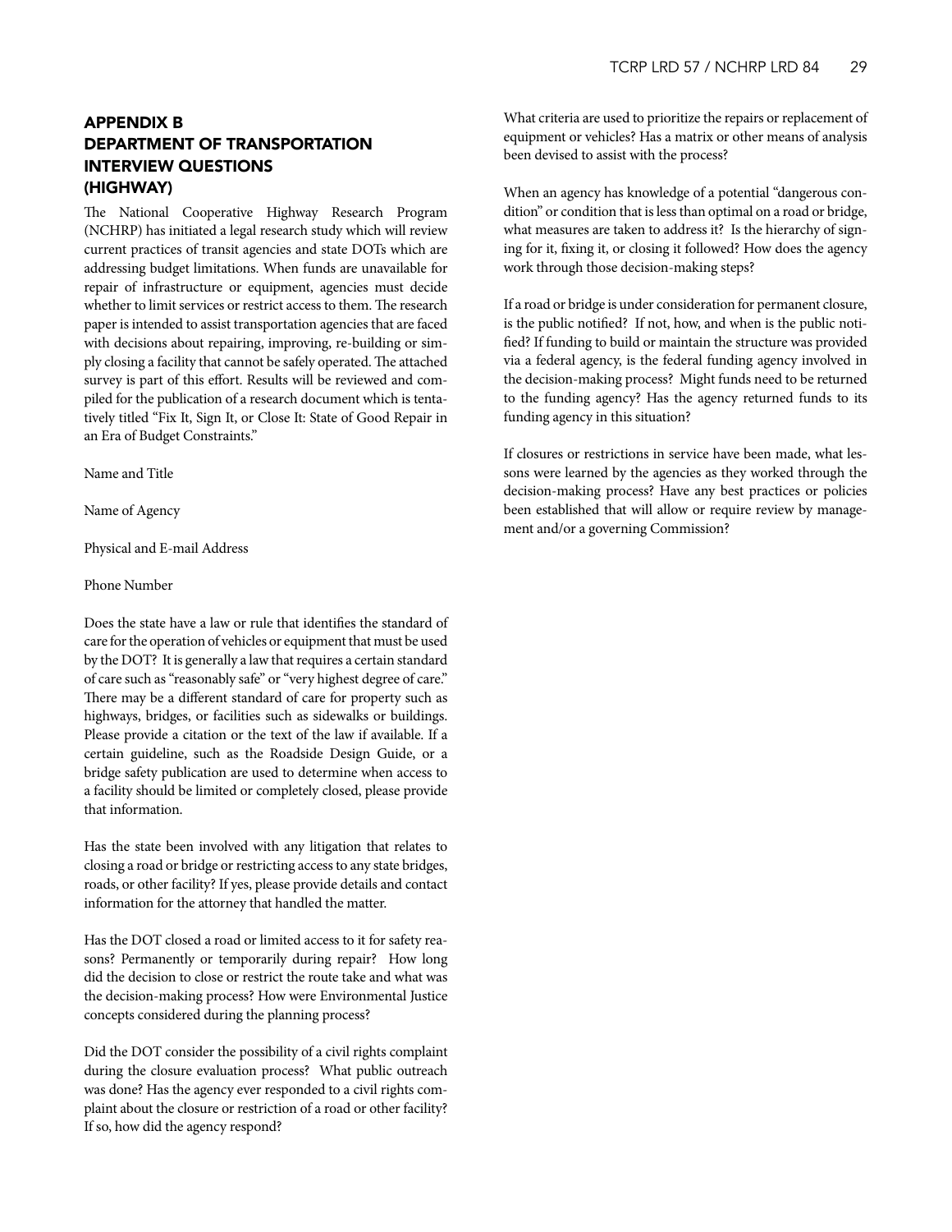## APPENDIX B DEPARTMENT OF TRANSPORTATION INTERVIEW QUESTIONS (HIGHWAY)

The National Cooperative Highway Research Program (NCHRP) has initiated a legal research study which will review current practices of transit agencies and state DOTs which are addressing budget limitations. When funds are unavailable for repair of infrastructure or equipment, agencies must decide whether to limit services or restrict access to them. The research paper is intended to assist transportation agencies that are faced with decisions about repairing, improving, re-building or simply closing a facility that cannot be safely operated. The attached survey is part of this effort. Results will be reviewed and compiled for the publication of a research document which is tentatively titled "Fix It, Sign It, or Close It: State of Good Repair in an Era of Budget Constraints."

Name and Title

Name of Agency

Physical and E-mail Address

Phone Number

Does the state have a law or rule that identifies the standard of care for the operation of vehicles or equipment that must be used by the DOT? It is generally a law that requires a certain standard of care such as "reasonably safe" or "very highest degree of care." There may be a different standard of care for property such as highways, bridges, or facilities such as sidewalks or buildings. Please provide a citation or the text of the law if available. If a certain guideline, such as the Roadside Design Guide, or a bridge safety publication are used to determine when access to a facility should be limited or completely closed, please provide that information.

Has the state been involved with any litigation that relates to closing a road or bridge or restricting access to any state bridges, roads, or other facility? If yes, please provide details and contact information for the attorney that handled the matter.

Has the DOT closed a road or limited access to it for safety reasons? Permanently or temporarily during repair? How long did the decision to close or restrict the route take and what was the decision-making process? How were Environmental Justice concepts considered during the planning process?

Did the DOT consider the possibility of a civil rights complaint during the closure evaluation process? What public outreach was done? Has the agency ever responded to a civil rights complaint about the closure or restriction of a road or other facility? If so, how did the agency respond?

What criteria are used to prioritize the repairs or replacement of equipment or vehicles? Has a matrix or other means of analysis been devised to assist with the process?

When an agency has knowledge of a potential "dangerous condition" or condition that is less than optimal on a road or bridge, what measures are taken to address it? Is the hierarchy of signing for it, fixing it, or closing it followed? How does the agency work through those decision-making steps?

If a road or bridge is under consideration for permanent closure, is the public notified? If not, how, and when is the public notified? If funding to build or maintain the structure was provided via a federal agency, is the federal funding agency involved in the decision-making process? Might funds need to be returned to the funding agency? Has the agency returned funds to its funding agency in this situation?

If closures or restrictions in service have been made, what lessons were learned by the agencies as they worked through the decision-making process? Have any best practices or policies been established that will allow or require review by management and/or a governing Commission?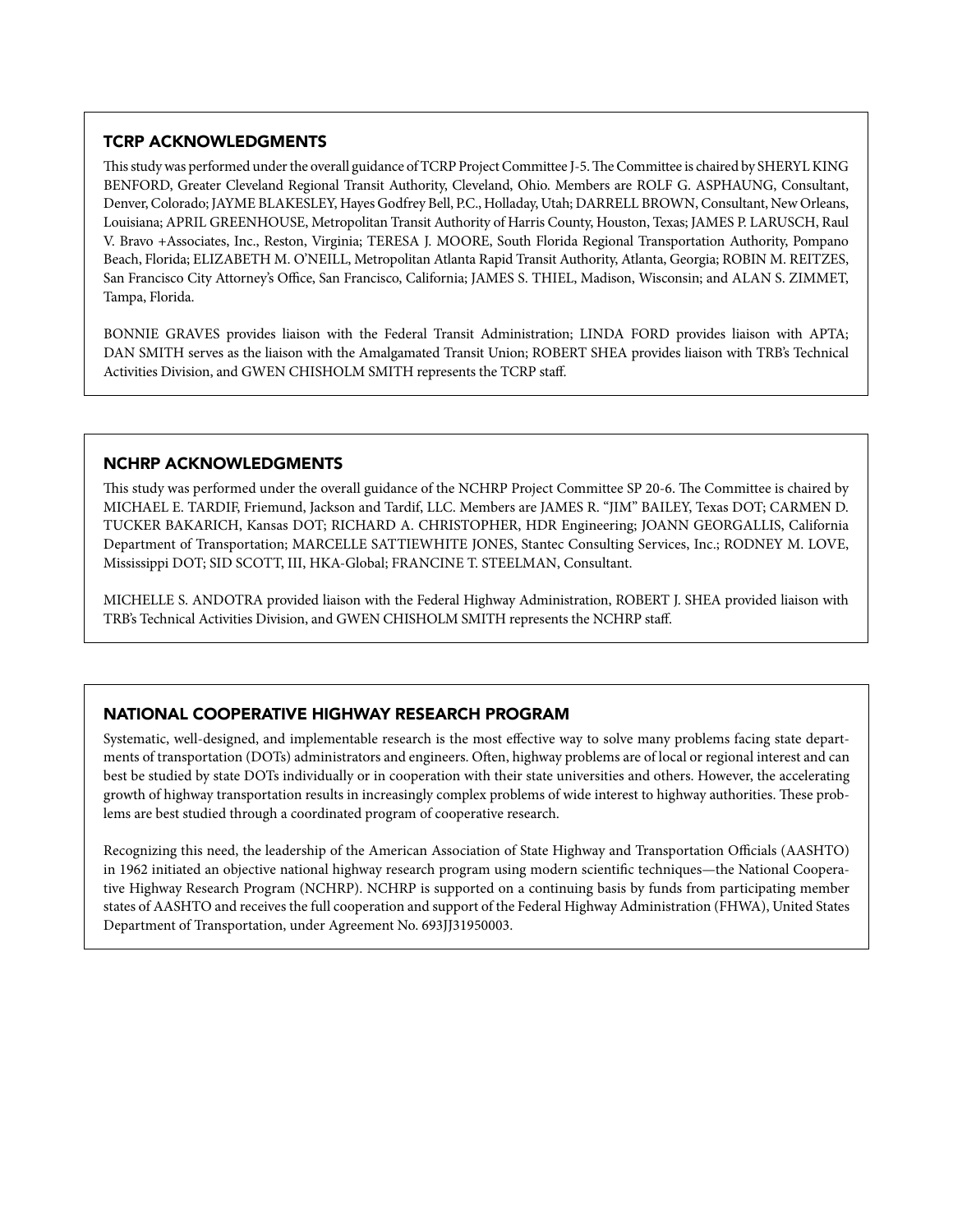## TCRP ACKNOWLEDGMENTS

This study was performed under the overall guidance of TCRP Project Committee J-5. The Committee is chaired by SHERYL KING BENFORD, Greater Cleveland Regional Transit Authority, Cleveland, Ohio. Members are ROLF G. ASPHAUNG, Consultant, Denver, Colorado; JAYME BLAKESLEY, Hayes Godfrey Bell, P.C., Holladay, Utah; DARRELL BROWN, Consultant, New Orleans, Louisiana; APRIL GREENHOUSE, Metropolitan Transit Authority of Harris County, Houston, Texas; JAMES P. LARUSCH, Raul V. Bravo +Associates, Inc., Reston, Virginia; TERESA J. MOORE, South Florida Regional Transportation Authority, Pompano Beach, Florida; ELIZABETH M. O'NEILL, Metropolitan Atlanta Rapid Transit Authority, Atlanta, Georgia; ROBIN M. REITZES, San Francisco City Attorney's Office, San Francisco, California; JAMES S. THIEL, Madison, Wisconsin; and ALAN S. ZIMMET, Tampa, Florida.

BONNIE GRAVES provides liaison with the Federal Transit Administration; LINDA FORD provides liaison with APTA; DAN SMITH serves as the liaison with the Amalgamated Transit Union; ROBERT SHEA provides liaison with TRB's Technical Activities Division, and GWEN CHISHOLM SMITH represents the TCRP staff.

## NCHRP ACKNOWLEDGMENTS

This study was performed under the overall guidance of the NCHRP Project Committee SP 20-6. The Committee is chaired by MICHAEL E. TARDIF, Friemund, Jackson and Tardif, LLC. Members are JAMES R. "JIM" BAILEY, Texas DOT; CARMEN D. TUCKER BAKARICH, Kansas DOT; RICHARD A. CHRISTOPHER, HDR Engineering; JOANN GEORGALLIS, California Department of Transportation; MARCELLE SATTIEWHITE JONES, Stantec Consulting Services, Inc.; RODNEY M. LOVE, Mississippi DOT; SID SCOTT, III, HKA-Global; FRANCINE T. STEELMAN, Consultant.

MICHELLE S. ANDOTRA provided liaison with the Federal Highway Administration, ROBERT J. SHEA provided liaison with TRB's Technical Activities Division, and GWEN CHISHOLM SMITH represents the NCHRP staff.

## NATIONAL COOPERATIVE HIGHWAY RESEARCH PROGRAM

Systematic, well-designed, and implementable research is the most effective way to solve many problems facing state departments of transportation (DOTs) administrators and engineers. Often, highway problems are of local or regional interest and can best be studied by state DOTs individually or in cooperation with their state universities and others. However, the accelerating growth of highway transportation results in increasingly complex problems of wide interest to highway authorities. These problems are best studied through a coordinated program of cooperative research.

Recognizing this need, the leadership of the American Association of State Highway and Transportation Officials (AASHTO) in 1962 initiated an objective national highway research program using modern scientific techniques—the National Cooperative Highway Research Program (NCHRP). NCHRP is supported on a continuing basis by funds from participating member states of AASHTO and receives the full cooperation and support of the Federal Highway Administration (FHWA), United States Department of Transportation, under Agreement No. 693JJ31950003.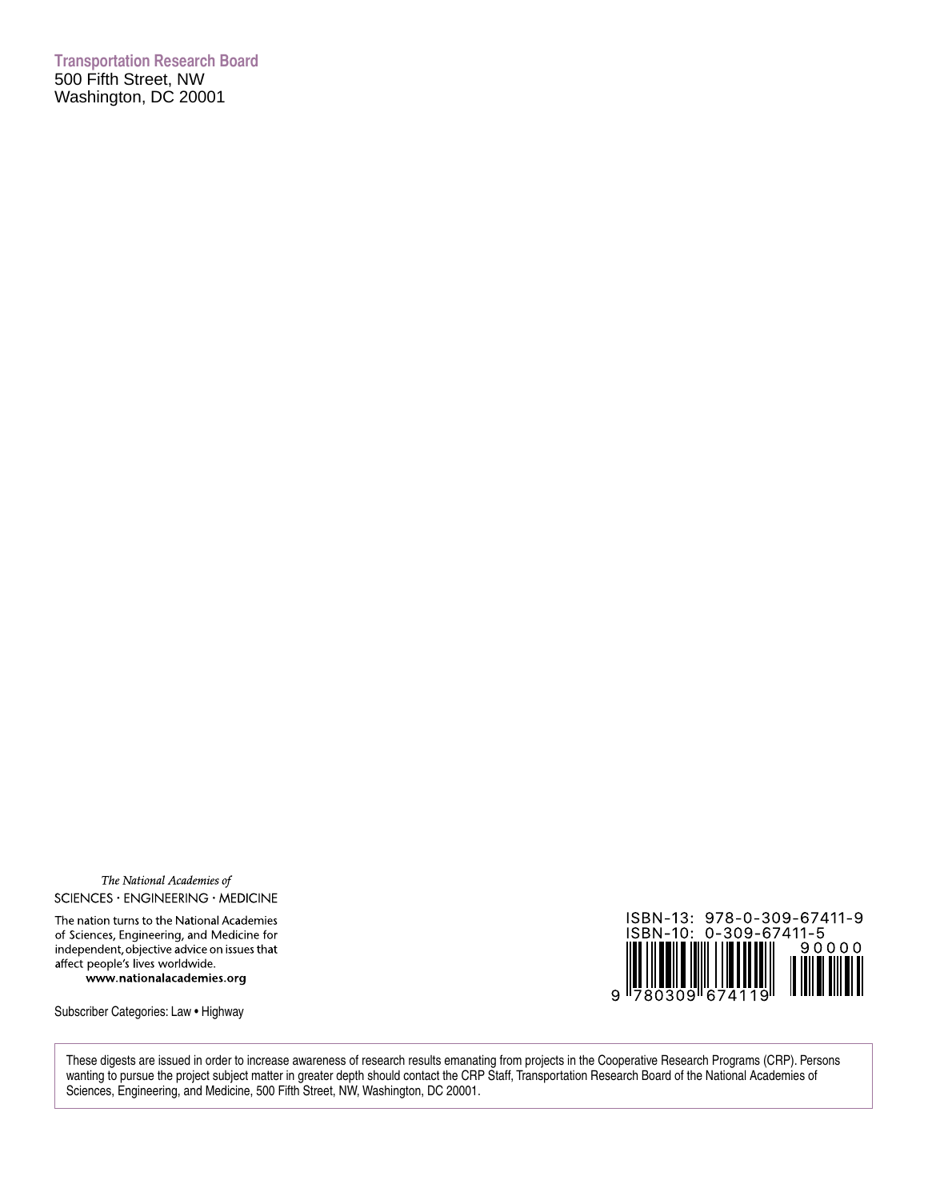**Transportation Research Board**
500 Fifth Street, NW
Washington, DC 20001

*The National Academies of*
SCIENCES · ENGINEERING · MEDICINE

The nation turns to the National Academies of Sciences, Engineering, and Medicine for independent, objective advice on issues that affect people's lives worldwide.
**www.nationalacademies.org**

Subscriber Categories: Law • Highway

ISBN-13: 978-0-309-67411-9
ISBN-10: 0-309-67411-5

These digests are issued in order to increase awareness of research results emanating from projects in the Cooperative Research Programs (CRP). Persons wanting to pursue the project subject matter in greater depth should contact the CRP Staff, Transportation Research Board of the National Academies of Sciences, Engineering, and Medicine, 500 Fifth Street, NW, Washington, DC 20001.